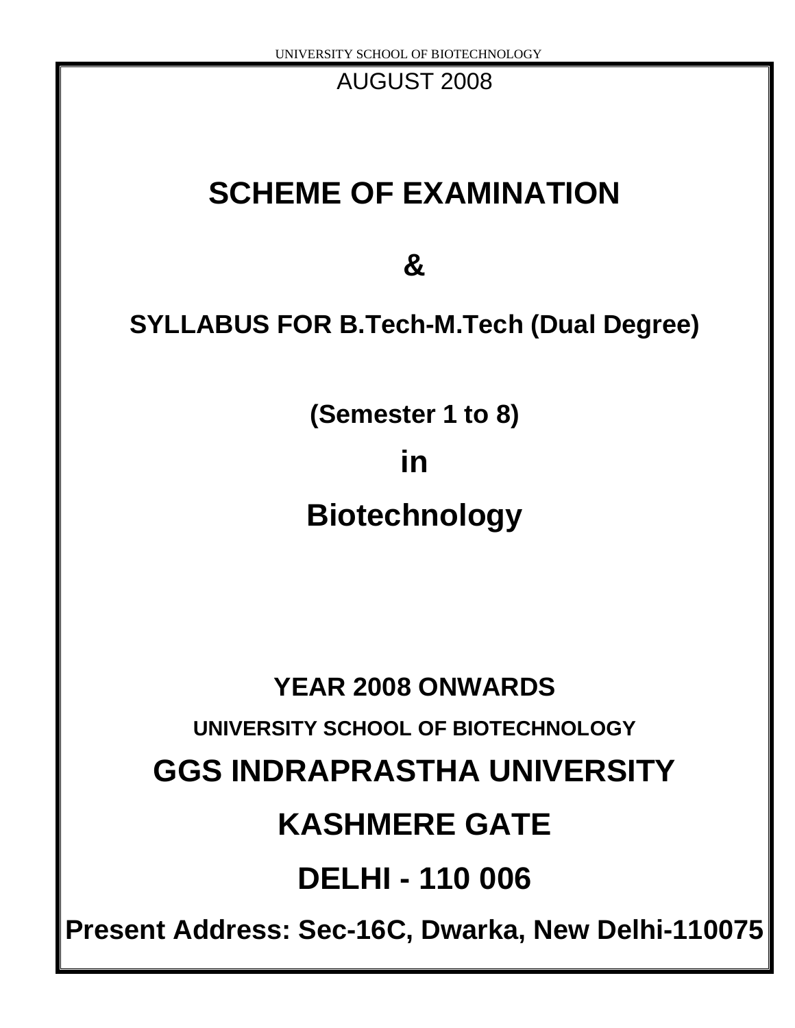AUGUST 2008

# SCHEME OF EXAMINATION

# &

## SYLLABUS FOR B.Tech-M.Tech (Dual Degree)

### (Semester 1 to 8)

## in

## Biotechnology

### YEAR 2008 ONWARDS

**UNIVERSITY SCHOOL OF BIOTECHNOLOGY**

## GGS INDRAPRASTHA UNIVERSITY

## KASHMERE GATE

## DELHI - 110 006

**Present Address: Sec-16C, Dwarka, New Delhi-110075**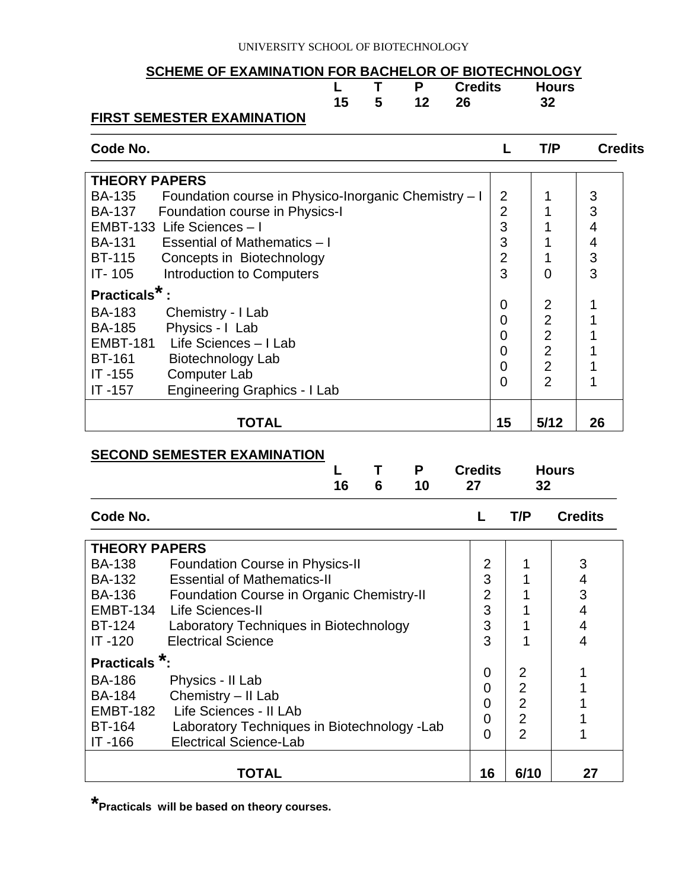UNIVERSITY SCHOOL OF BIOTECHNOLOGY

## SCHEME OF EXAMINATION FOR BACHELOR OF BIOTECHNOLOGY

| L | T | P | Credits | Hours |
|---|---|---|---|---|
| 15 | 5 | 12 | 26 | 32 |

### FIRST SEMESTER EXAMINATION

| Code No. | | L | T/P | Credits |
|---|---|---|---|---|
| **THEORY PAPERS** | | | | |
| BA-135 | Foundation course in Physico-Inorganic Chemistry – I | 2 | 1 | 3 |
| BA-137 | Foundation course in Physics-I | 2 | 1 | 3 |
| EMBT-133 | Life Sciences – I | 3 | 1 | 4 |
| BA-131 | Essential of Mathematics – I | 3 | 1 | 4 |
| BT-115 | Concepts in Biotechnology | 2 | 1 | 3 |
| IT- 105 | Introduction to Computers | 3 | 0 | 3 |
| **Practicals*:** | | | | |
| BA-183 | Chemistry - I Lab | 0 | 2 | 1 |
| BA-185 | Physics - I Lab | 0 | 2 | 1 |
| EMBT-181 | Life Sciences – I Lab | 0 | 2 | 1 |
| BT-161 | Biotechnology Lab | 0 | 2 | 1 |
| IT -155 | Computer Lab | 0 | 2 | 1 |
| IT -157 | Engineering Graphics - I Lab | 0 | 2 | 1 |
| **TOTAL** | | **15** | **5/12** | **26** |

### SECOND SEMESTER EXAMINATION

| L | T | P | Credits | Hours |
|---|---|---|---|---|
| 16 | 6 | 10 | 27 | 32 |

| Code No. | | L | T/P | Credits |
|---|---|---|---|---|
| **THEORY PAPERS** | | | | |
| BA-138 | Foundation Course in Physics-II | 2 | 1 | 3 |
| BA-132 | Essential of Mathematics-II | 3 | 1 | 4 |
| BA-136 | Foundation Course in Organic Chemistry-II | 2 | 1 | 3 |
| EMBT-134 | Life Sciences-II | 3 | 1 | 4 |
| BT-124 | Laboratory Techniques in Biotechnology | 3 | 1 | 4 |
| IT -120 | Electrical Science | 3 | 1 | 4 |
| **Practicals *:** | | | | |
| BA-186 | Physics - II Lab | 0 | 2 | 1 |
| BA-184 | Chemistry – II Lab | 0 | 2 | 1 |
| EMBT-182 | Life Sciences - II LAb | 0 | 2 | 1 |
| BT-164 | Laboratory Techniques in Biotechnology -Lab | 0 | 2 | 1 |
| IT -166 | Electrical Science-Lab | 0 | 2 | 1 |
| **TOTAL** | | **16** | **6/10** | **27** |

***Practicals will be based on theory courses.**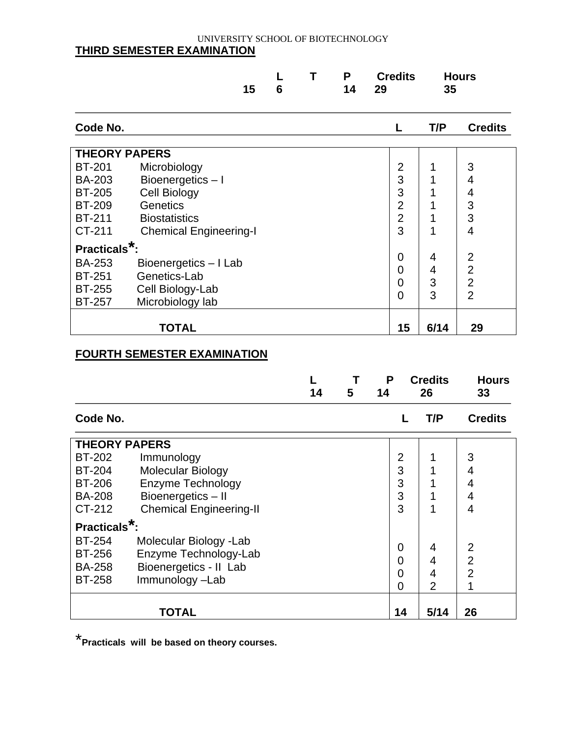UNIVERSITY SCHOOL OF BIOTECHNOLOGY

## THIRD SEMESTER EXAMINATION

| | L | T | P | Credits | Hours |
|---|---|---|---|---|---|
| | 15 | 6 | 14 | 29 | 35 |

| Code No. | | L | T/P | Credits |
|---|---|---|---|---|
| **THEORY PAPERS** | | | | |
| BT-201 | Microbiology | 2 | 1 | 3 |
| BA-203 | Bioenergetics – I | 3 | 1 | 4 |
| BT-205 | Cell Biology | 3 | 1 | 4 |
| BT-209 | Genetics | 2 | 1 | 3 |
| BT-211 | Biostatistics | 2 | 1 | 3 |
| CT-211 | Chemical Engineering-I | 3 | 1 | 4 |
| **Practicals*:** | | | | |
| BA-253 | Bioenergetics – I Lab | 0 | 4 | 2 |
| BT-251 | Genetics-Lab | 0 | 4 | 2 |
| BT-255 | Cell Biology-Lab | 0 | 3 | 2 |
| BT-257 | Microbiology lab | 0 | 3 | 2 |
| **TOTAL** | | **15** | **6/14** | **29** |

## FOURTH SEMESTER EXAMINATION

| | L | T | P | Credits | Hours |
|---|---|---|---|---|---|
| | 14 | 5 | 14 | 26 | 33 |

| Code No. | | L | T/P | Credits |
|---|---|---|---|---|
| **THEORY PAPERS** | | | | |
| BT-202 | Immunology | 2 | 1 | 3 |
| BT-204 | Molecular Biology | 3 | 1 | 4 |
| BT-206 | Enzyme Technology | 3 | 1 | 4 |
| BA-208 | Bioenergetics – II | 3 | 1 | 4 |
| CT-212 | Chemical Engineering-II | 3 | 1 | 4 |
| **Practicals*:** | | | | |
| BT-254 | Molecular Biology -Lab | 0 | 4 | 2 |
| BT-256 | Enzyme Technology-Lab | 0 | 4 | 2 |
| BA-258 | Bioenergetics - II Lab | 0 | 4 | 2 |
| BT-258 | Immunology –Lab | 0 | 2 | 1 |
| **TOTAL** | | **14** | **5/14** | **26** |

***Practicals will be based on theory courses.**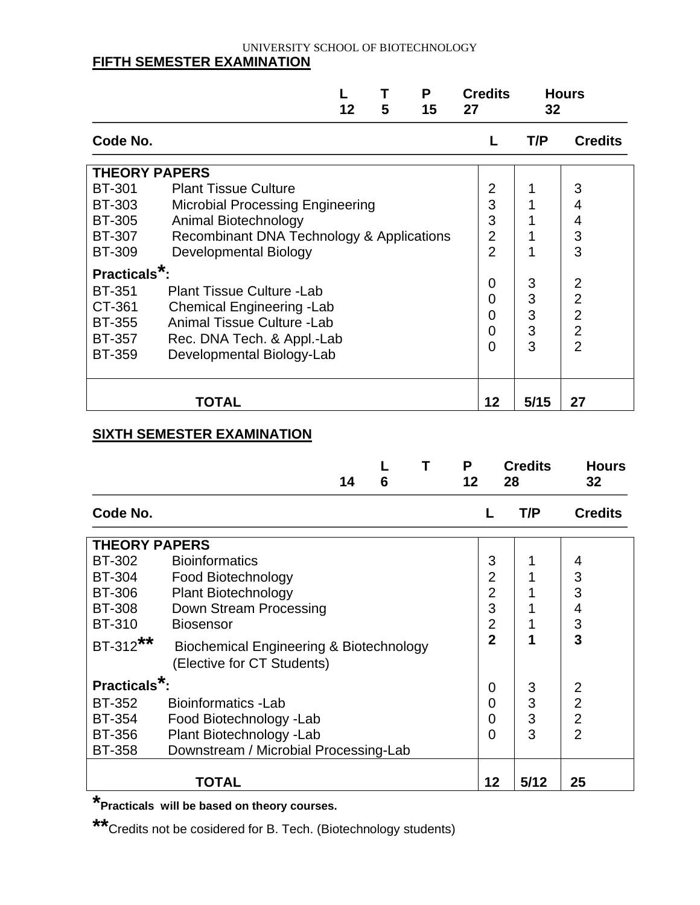UNIVERSITY SCHOOL OF BIOTECHNOLOGY

## FIFTH SEMESTER EXAMINATION

| L | T | P | Credits | Hours |
|---|---|---|---|---|
| 12 | 5 | 15 | 27 | 32 |

| Code No. | | L | T/P | Credits |
|---|---|---|---|---|
| **THEORY PAPERS** | | | | |
| BT-301 | Plant Tissue Culture | 2 | 1 | 3 |
| BT-303 | Microbial Processing Engineering | 3 | 1 | 4 |
| BT-305 | Animal Biotechnology | 3 | 1 | 4 |
| BT-307 | Recombinant DNA Technology & Applications | 2 | 1 | 3 |
| BT-309 | Developmental Biology | 2 | 1 | 3 |
| **Practicals*:** | | | | |
| BT-351 | Plant Tissue Culture -Lab | 0 | 3 | 2 |
| CT-361 | Chemical Engineering -Lab | 0 | 3 | 2 |
| BT-355 | Animal Tissue Culture -Lab | 0 | 3 | 2 |
| BT-357 | Rec. DNA Tech. & Appl.-Lab | 0 | 3 | 2 |
| BT-359 | Developmental Biology-Lab | 0 | 3 | 2 |
| **TOTAL** | | **12** | **5/15** | **27** |

## SIXTH SEMESTER EXAMINATION

| | L | T | P | Credits | Hours |
|---|---|---|---|---|---|
| 14 | 6 | | 12 | 28 | 32 |

| Code No. | | L | T/P | Credits |
|---|---|---|---|---|
| **THEORY PAPERS** | | | | |
| BT-302 | Bioinformatics | 3 | 1 | 4 |
| BT-304 | Food Biotechnology | 2 | 1 | 3 |
| BT-306 | Plant Biotechnology | 2 | 1 | 3 |
| BT-308 | Down Stream Processing | 3 | 1 | 4 |
| BT-310 | Biosensor | 2 | 1 | 3 |
| BT-312** | Biochemical Engineering & Biotechnology (Elective for CT Students) | **2** | **1** | **3** |
| **Practicals*:** | | | | |
| BT-352 | Bioinformatics -Lab | 0 | 3 | 2 |
| BT-354 | Food Biotechnology -Lab | 0 | 3 | 2 |
| BT-356 | Plant Biotechnology -Lab | 0 | 3 | 2 |
| BT-358 | Downstream / Microbial Processing-Lab | 0 | 3 | 2 |
| **TOTAL** | | **12** | **5/12** | **25** |

***Practicals will be based on theory courses.**

**Credits not be cosidered for B. Tech. (Biotechnology students)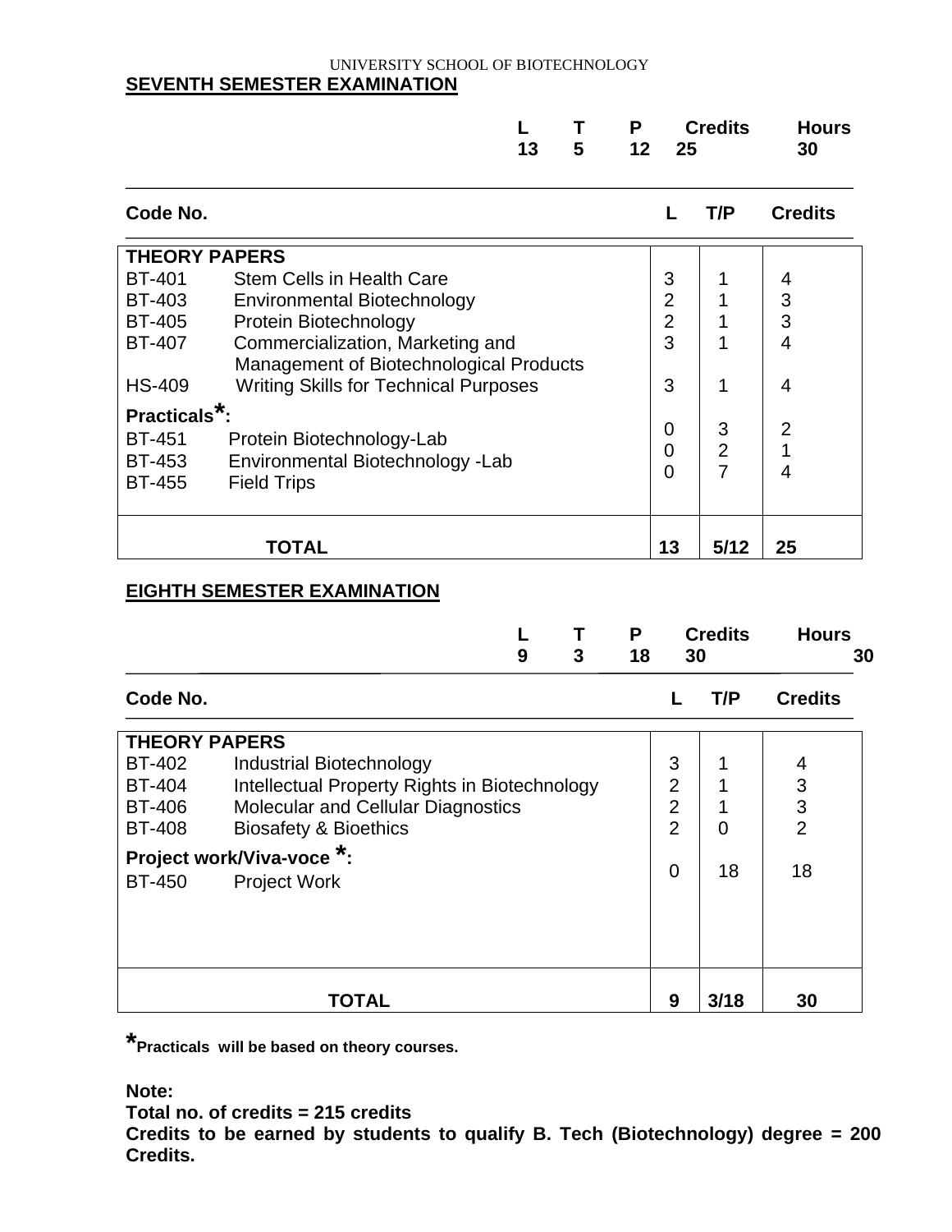UNIVERSITY SCHOOL OF BIOTECHNOLOGY

## SEVENTH SEMESTER EXAMINATION

| L | T | P | Credits | Hours |
|---|---|---|---|---|
| 13 | 5 | 12 | 25 | 30 |

| Code No. | | L | T/P | Credits |
|---|---|---|---|---|
| **THEORY PAPERS** | | | | |
| BT-401 | Stem Cells in Health Care | 3 | 1 | 4 |
| BT-403 | Environmental Biotechnology | 2 | 1 | 3 |
| BT-405 | Protein Biotechnology | 2 | 1 | 3 |
| BT-407 | Commercialization, Marketing and Management of Biotechnological Products | 3 | 1 | 4 |
| HS-409 | Writing Skills for Technical Purposes | 3 | 1 | 4 |
| **Practicals*:** | | | | |
| BT-451 | Protein Biotechnology-Lab | 0 | 3 | 2 |
| BT-453 | Environmental Biotechnology -Lab | 0 | 2 | 1 |
| BT-455 | Field Trips | 0 | 7 | 4 |
| | **TOTAL** | **13** | **5/12** | **25** |

## EIGHTH SEMESTER EXAMINATION

| L | T | P | Credits | Hours |
|---|---|---|---|---|
| 9 | 3 | 18 | 30 | 30 |

| Code No. | | L | T/P | Credits |
|---|---|---|---|---|
| **THEORY PAPERS** | | | | |
| BT-402 | Industrial Biotechnology | 3 | 1 | 4 |
| BT-404 | Intellectual Property Rights in Biotechnology | 2 | 1 | 3 |
| BT-406 | Molecular and Cellular Diagnostics | 2 | 1 | 3 |
| BT-408 | Biosafety & Bioethics | 2 | 0 | 2 |
| **Project work/Viva-voce *:** | | | | |
| BT-450 | Project Work | 0 | 18 | 18 |
| | **TOTAL** | **9** | **3/18** | **30** |

***Practicals will be based on theory courses.**

**Note:**
**Total no. of credits = 215 credits**
**Credits to be earned by students to qualify B. Tech (Biotechnology) degree = 200 Credits.**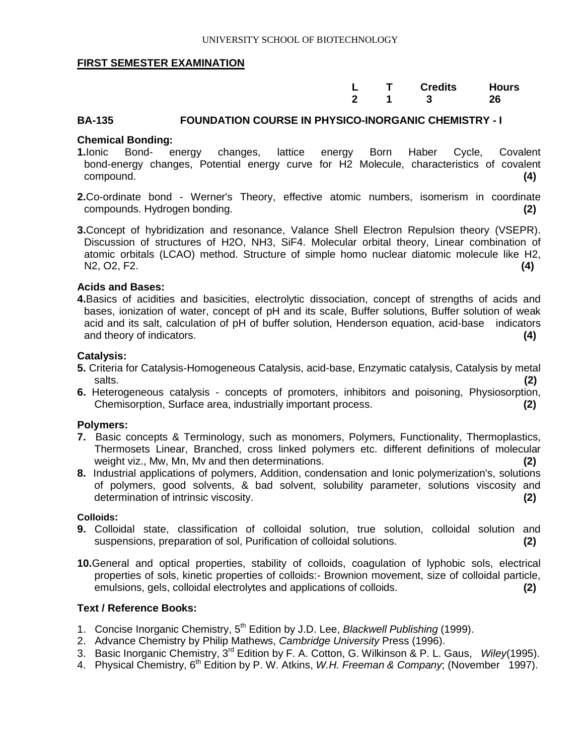UNIVERSITY SCHOOL OF BIOTECHNOLOGY

**FIRST SEMESTER EXAMINATION**

| L | T | Credits | Hours |
|---|---|---|---|
| 2 | 1 | 3 | 26 |

## BA-135 FOUNDATION COURSE IN PHYSICO-INORGANIC CHEMISTRY - I

### Chemical Bonding:

**1.** Ionic Bond- energy changes, lattice energy Born Haber Cycle, Covalent bond-energy changes, Potential energy curve for $H_2$ Molecule, characteristics of covalent compound. **(4)**

**2.** Co-ordinate bond - Werner's Theory, effective atomic numbers, isomerism in coordinate compounds. Hydrogen bonding. **(2)**

**3.** Concept of hybridization and resonance, Valance Shell Electron Repulsion theory (VSEPR). Discussion of structures of $H_2O$, $NH_3$, $SiF_4$. Molecular orbital theory, Linear combination of atomic orbitals (LCAO) method. Structure of simple homo nuclear diatomic molecule like $H_2$, $N_2$, $O_2$, $F_2$. **(4)**

### Acids and Bases:

**4.** Basics of acidities and basicities, electrolytic dissociation, concept of strengths of acids and bases, ionization of water, concept of pH and its scale, Buffer solutions, Buffer solution of weak acid and its salt, calculation of pH of buffer solution, Henderson equation, acid-base indicators and theory of indicators. **(4)**

### Catalysis:

**5.** Criteria for Catalysis-Homogeneous Catalysis, acid-base, Enzymatic catalysis, Catalysis by metal salts. **(2)**

**6.** Heterogeneous catalysis - concepts of promoters, inhibitors and poisoning, Physiosorption, Chemisorption, Surface area, industrially important process. **(2)**

### Polymers:

**7.** Basic concepts & Terminology, such as monomers, Polymers, Functionality, Thermoplastics, Thermosets Linear, Branched, cross linked polymers etc. different definitions of molecular weight viz., Mw, Mn, Mv and then determinations. **(2)**

**8.** Industrial applications of polymers, Addition, condensation and Ionic polymerization's, solutions of polymers, good solvents, & bad solvent, solubility parameter, solutions viscosity and determination of intrinsic viscosity. **(2)**

### Colloids:

**9.** Colloidal state, classification of colloidal solution, true solution, colloidal solution and suspensions, preparation of sol, Purification of colloidal solutions. **(2)**

**10.** General and optical properties, stability of colloids, coagulation of lyphobic sols, electrical properties of sols, kinetic properties of colloids:- Brownion movement, size of colloidal particle, emulsions, gels, colloidal electrolytes and applications of colloids. **(2)**

### Text / Reference Books:

1. Concise Inorganic Chemistry, 5th Edition by J.D. Lee, *Blackwell Publishing* (1999).
2. Advance Chemistry by Philip Mathews, *Cambridge University* Press (1996).
3. Basic Inorganic Chemistry, 3rd Edition by F. A. Cotton, G. Wilkinson & P. L. Gaus, *Wiley*(1995).
4. Physical Chemistry, 6th Edition by P. W. Atkins, *W.H. Freeman & Company*; (November 1997).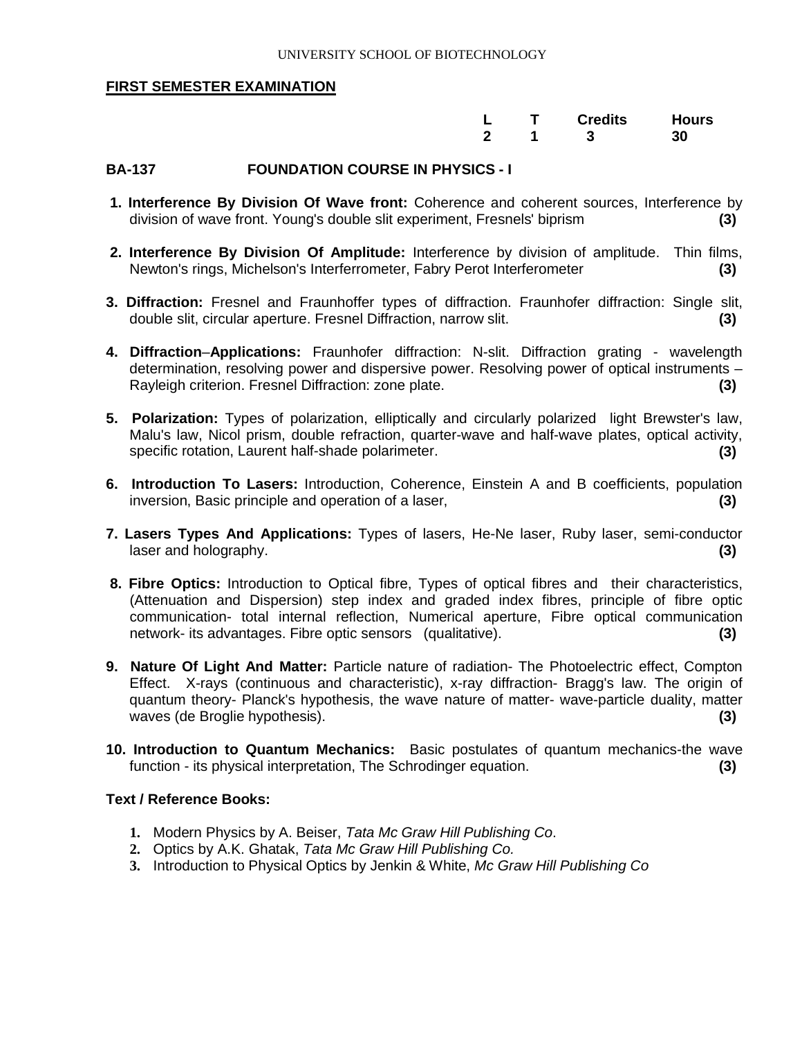UNIVERSITY SCHOOL OF BIOTECHNOLOGY

**FIRST SEMESTER EXAMINATION**

| L | T | Credits | Hours |
|---|---|---|---|
| 2 | 1 | 3 | 30 |

**BA-137 FOUNDATION COURSE IN PHYSICS - I**

1. **Interference By Division Of Wave front:** Coherence and coherent sources, Interference by division of wave front. Young's double slit experiment, Fresnels' biprism **(3)**

2. **Interference By Division Of Amplitude:** Interference by division of amplitude. Thin films, Newton's rings, Michelson's Interferrometer, Fabry Perot Interferometer **(3)**

3. **Diffraction:** Fresnel and Fraunhoffer types of diffraction. Fraunhofer diffraction: Single slit, double slit, circular aperture. Fresnel Diffraction, narrow slit. **(3)**

4. **Diffraction–Applications:** Fraunhofer diffraction: N-slit. Diffraction grating - wavelength determination, resolving power and dispersive power. Resolving power of optical instruments – Rayleigh criterion. Fresnel Diffraction: zone plate. **(3)**

5. **Polarization:** Types of polarization, elliptically and circularly polarized light Brewster's law, Malu's law, Nicol prism, double refraction, quarter-wave and half-wave plates, optical activity, specific rotation, Laurent half-shade polarimeter. **(3)**

6. **Introduction To Lasers:** Introduction, Coherence, Einstein A and B coefficients, population inversion, Basic principle and operation of a laser, **(3)**

7. **Lasers Types And Applications:** Types of lasers, He-Ne laser, Ruby laser, semi-conductor laser and holography. **(3)**

8. **Fibre Optics:** Introduction to Optical fibre, Types of optical fibres and their characteristics, (Attenuation and Dispersion) step index and graded index fibres, principle of fibre optic communication- total internal reflection, Numerical aperture, Fibre optical communication network- its advantages. Fibre optic sensors (qualitative). **(3)**

9. **Nature Of Light And Matter:** Particle nature of radiation- The Photoelectric effect, Compton Effect. X-rays (continuous and characteristic), x-ray diffraction- Bragg's law. The origin of quantum theory- Planck's hypothesis, the wave nature of matter- wave-particle duality, matter waves (de Broglie hypothesis). **(3)**

10. **Introduction to Quantum Mechanics:** Basic postulates of quantum mechanics-the wave function - its physical interpretation, The Schrodinger equation. **(3)**

**Text / Reference Books:**

1. Modern Physics by A. Beiser, *Tata Mc Graw Hill Publishing Co*.
2. Optics by A.K. Ghatak, *Tata Mc Graw Hill Publishing Co.*
3. Introduction to Physical Optics by Jenkin & White, *Mc Graw Hill Publishing Co*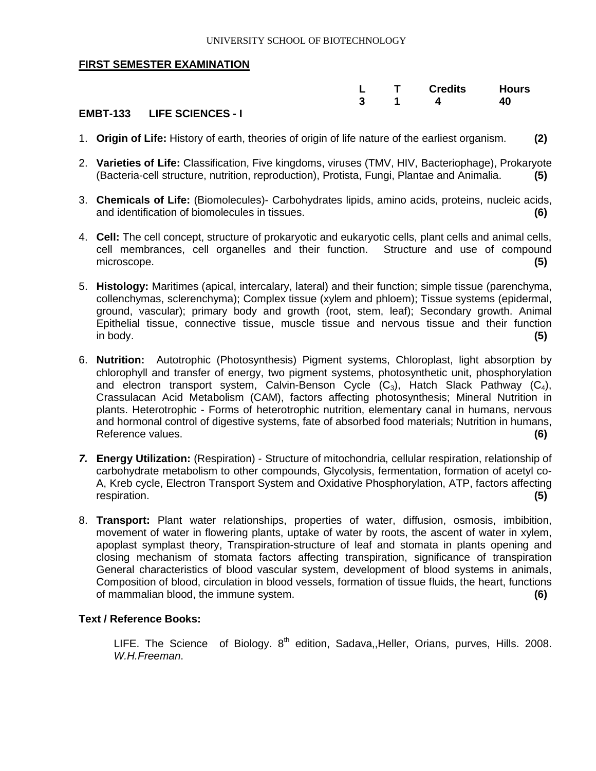UNIVERSITY SCHOOL OF BIOTECHNOLOGY

**FIRST SEMESTER EXAMINATION**

| | L | T | Credits | Hours |
|---|---|---|---|---|
| | 3 | 1 | 4 | 40 |

**EMBT-133 LIFE SCIENCES - I**

1. **Origin of Life:** History of earth, theories of origin of life nature of the earliest organism. **(2)**

2. **Varieties of Life:** Classification, Five kingdoms, viruses (TMV, HIV, Bacteriophage), Prokaryote (Bacteria-cell structure, nutrition, reproduction), Protista, Fungi, Plantae and Animalia. **(5)**

3. **Chemicals of Life:** (Biomolecules)- Carbohydrates lipids, amino acids, proteins, nucleic acids, and identification of biomolecules in tissues. **(6)**

4. **Cell:** The cell concept, structure of prokaryotic and eukaryotic cells, plant cells and animal cells, cell membrances, cell organelles and their function. Structure and use of compound microscope. **(5)**

5. **Histology:** Maritimes (apical, intercalary, lateral) and their function; simple tissue (parenchyma, collenchymas, sclerenchyma); Complex tissue (xylem and phloem); Tissue systems (epidermal, ground, vascular); primary body and growth (root, stem, leaf); Secondary growth. Animal Epithelial tissue, connective tissue, muscle tissue and nervous tissue and their function in body. **(5)**

6. **Nutrition:** Autotrophic (Photosynthesis) Pigment systems, Chloroplast, light absorption by chlorophyll and transfer of energy, two pigment systems, photosynthetic unit, phosphorylation and electron transport system, Calvin-Benson Cycle ($C_3$), Hatch Slack Pathway ($C_4$), Crassulacan Acid Metabolism (CAM), factors affecting photosynthesis; Mineral Nutrition in plants. Heterotrophic - Forms of heterotrophic nutrition, elementary canal in humans, nervous and hormonal control of digestive systems, fate of absorbed food materials; Nutrition in humans, Reference values. **(6)**

7. **Energy Utilization:** (Respiration) - Structure of mitochondria, cellular respiration, relationship of carbohydrate metabolism to other compounds, Glycolysis, fermentation, formation of acetyl co-A, Kreb cycle, Electron Transport System and Oxidative Phosphorylation, ATP, factors affecting respiration. **(5)**

8. **Transport:** Plant water relationships, properties of water, diffusion, osmosis, imbibition, movement of water in flowering plants, uptake of water by roots, the ascent of water in xylem, apoplast symplast theory, Transpiration-structure of leaf and stomata in plants opening and closing mechanism of stomata factors affecting transpiration, significance of transpiration General characteristics of blood vascular system, development of blood systems in animals, Composition of blood, circulation in blood vessels, formation of tissue fluids, the heart, functions of mammalian blood, the immune system. **(6)**

**Text / Reference Books:**

LIFE. The Science of Biology. 8th edition, Sadava,,Heller, Orians, purves, Hills. 2008. *W.H.Freeman*.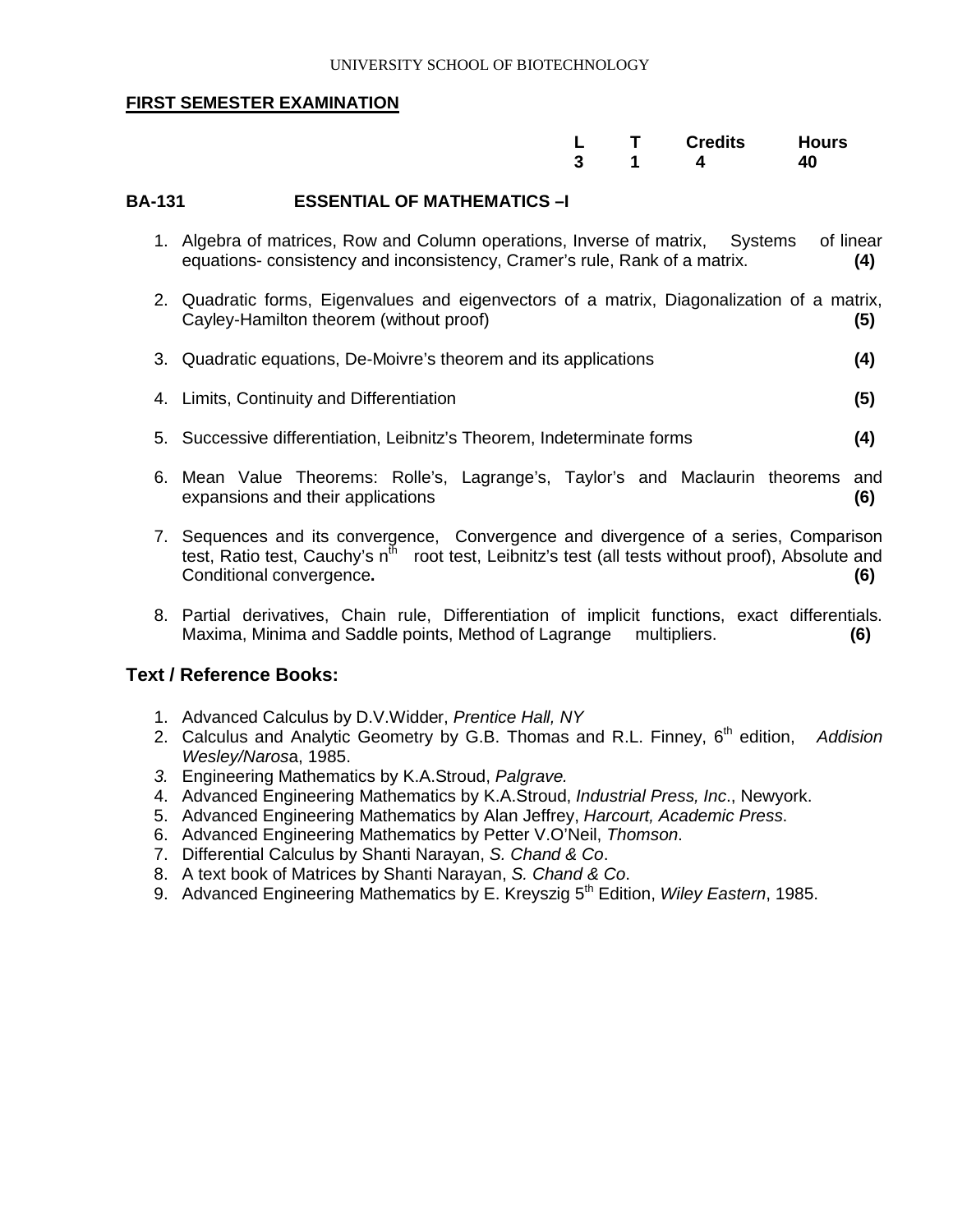UNIVERSITY SCHOOL OF BIOTECHNOLOGY

**FIRST SEMESTER EXAMINATION**

| L | T | Credits | Hours |
|---|---|---|---|
| 3 | 1 | 4 | 40 |

**BA-131 ESSENTIAL OF MATHEMATICS –I**

1. Algebra of matrices, Row and Column operations, Inverse of matrix, Systems of linear equations- consistency and inconsistency, Cramer's rule, Rank of a matrix. **(4)**
2. Quadratic forms, Eigenvalues and eigenvectors of a matrix, Diagonalization of a matrix, Cayley-Hamilton theorem (without proof) **(5)**
3. Quadratic equations, De-Moivre's theorem and its applications **(4)**
4. Limits, Continuity and Differentiation **(5)**
5. Successive differentiation, Leibnitz's Theorem, Indeterminate forms **(4)**
6. Mean Value Theorems: Rolle's, Lagrange's, Taylor's and Maclaurin theorems and expansions and their applications **(6)**
7. Sequences and its convergence, Convergence and divergence of a series, Comparison test, Ratio test, Cauchy's $n^{th}$ root test, Leibnitz's test (all tests without proof), Absolute and Conditional convergence**.** **(6)**
8. Partial derivatives, Chain rule, Differentiation of implicit functions, exact differentials. Maxima, Minima and Saddle points, Method of Lagrange multipliers. **(6)**

## Text / Reference Books:

1. Advanced Calculus by D.V.Widder, *Prentice Hall, NY*
2. Calculus and Analytic Geometry by G.B. Thomas and R.L. Finney, $6^{th}$ edition, *Addision Wesley/Naros*a, 1985.
3. Engineering Mathematics by K.A.Stroud, *Palgrave.*
4. Advanced Engineering Mathematics by K.A.Stroud, *Industrial Press, Inc*., Newyork.
5. Advanced Engineering Mathematics by Alan Jeffrey, *Harcourt, Academic Press*.
6. Advanced Engineering Mathematics by Petter V.O'Neil, *Thomson*.
7. Differential Calculus by Shanti Narayan, *S. Chand & Co*.
8. A text book of Matrices by Shanti Narayan, *S. Chand & Co*.
9. Advanced Engineering Mathematics by E. Kreyszig $5^{th}$ Edition, *Wiley Eastern*, 1985.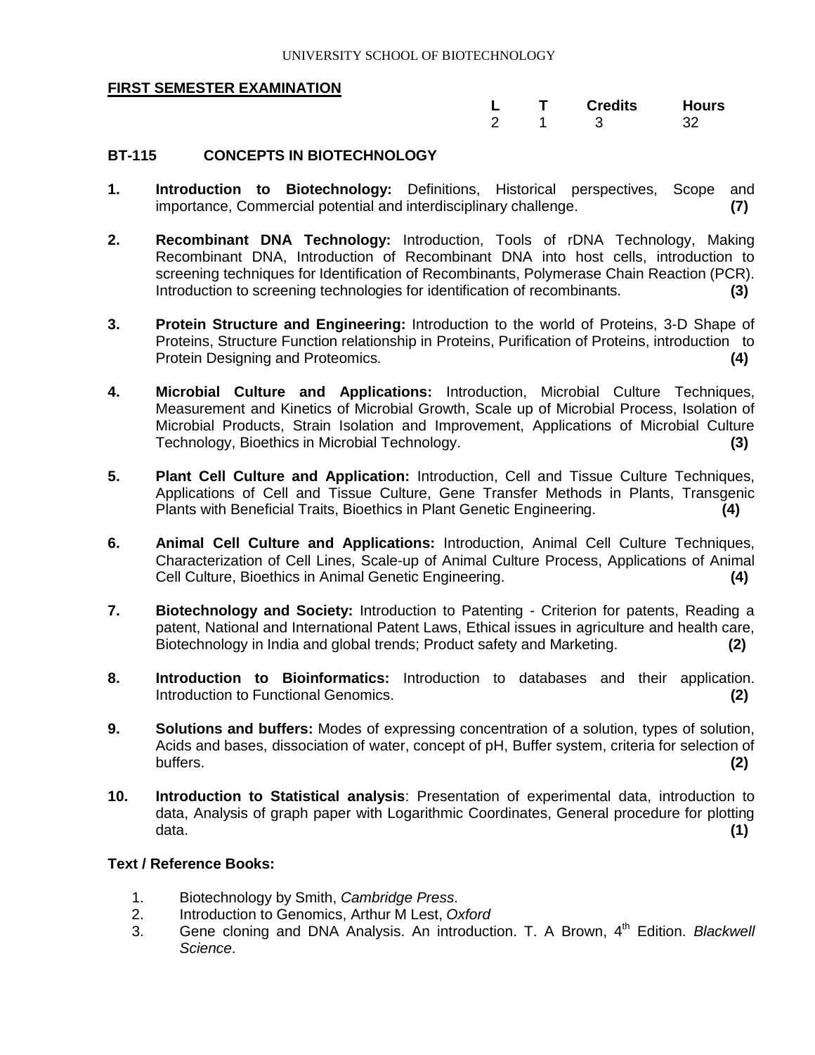FIRST SEMESTER EXAMINATION

| L | T | Credits | Hours |
|---|---|---|---|
| 2 | 1 | 3 | 32 |

## BT-115 CONCEPTS IN BIOTECHNOLOGY

1. **Introduction to Biotechnology:** Definitions, Historical perspectives, Scope and importance, Commercial potential and interdisciplinary challenge. **(7)**

2. **Recombinant DNA Technology:** Introduction, Tools of rDNA Technology, Making Recombinant DNA, Introduction of Recombinant DNA into host cells, introduction to screening techniques for Identification of Recombinants, Polymerase Chain Reaction (PCR). Introduction to screening technologies for identification of recombinants. **(3)**

3. **Protein Structure and Engineering:** Introduction to the world of Proteins, 3-D Shape of Proteins, Structure Function relationship in Proteins, Purification of Proteins, introduction to Protein Designing and Proteomics. **(4)**

4. **Microbial Culture and Applications:** Introduction, Microbial Culture Techniques, Measurement and Kinetics of Microbial Growth, Scale up of Microbial Process, Isolation of Microbial Products, Strain Isolation and Improvement, Applications of Microbial Culture Technology, Bioethics in Microbial Technology. **(3)**

5. **Plant Cell Culture and Application:** Introduction, Cell and Tissue Culture Techniques, Applications of Cell and Tissue Culture, Gene Transfer Methods in Plants, Transgenic Plants with Beneficial Traits, Bioethics in Plant Genetic Engineering. **(4)**

6. **Animal Cell Culture and Applications:** Introduction, Animal Cell Culture Techniques, Characterization of Cell Lines, Scale-up of Animal Culture Process, Applications of Animal Cell Culture, Bioethics in Animal Genetic Engineering. **(4)**

7. **Biotechnology and Society:** Introduction to Patenting - Criterion for patents, Reading a patent, National and International Patent Laws, Ethical issues in agriculture and health care, Biotechnology in India and global trends; Product safety and Marketing. **(2)**

8. **Introduction to Bioinformatics:** Introduction to databases and their application. Introduction to Functional Genomics. **(2)**

9. **Solutions and buffers:** Modes of expressing concentration of a solution, types of solution, Acids and bases, dissociation of water, concept of pH, Buffer system, criteria for selection of buffers. **(2)**

10. **Introduction to Statistical analysis**: Presentation of experimental data, introduction to data, Analysis of graph paper with Logarithmic Coordinates, General procedure for plotting data. **(1)**

### Text / Reference Books:

1. Biotechnology by Smith, *Cambridge Press*.
2. Introduction to Genomics, Arthur M Lest, *Oxford*
3. Gene cloning and DNA Analysis. An introduction. T. A Brown, 4th Edition. *Blackwell Science*.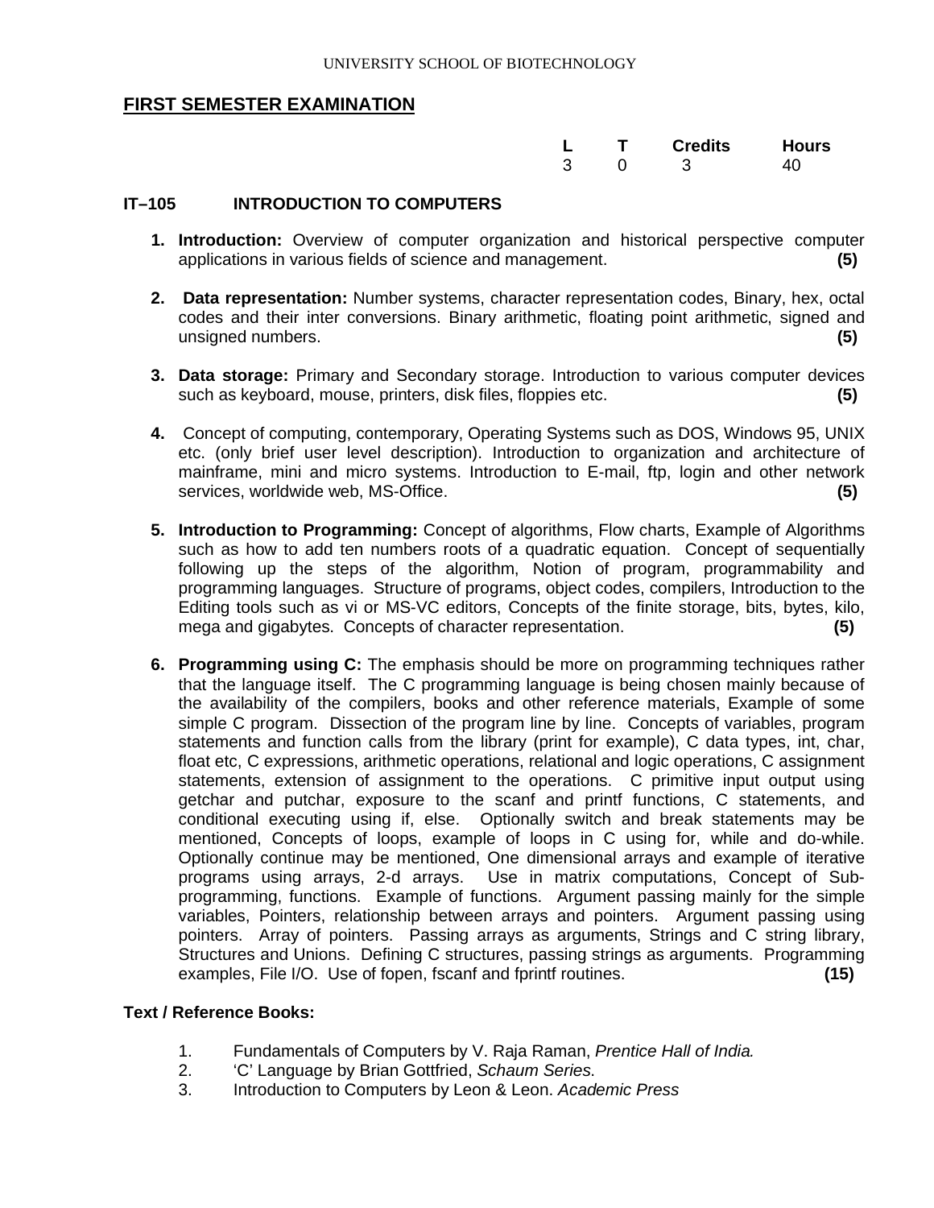## FIRST SEMESTER EXAMINATION

| L | T | Credits | Hours |
|---|---|---|---|
| 3 | 0 | 3 | 40 |

### IT–105 INTRODUCTION TO COMPUTERS

1. **Introduction:** Overview of computer organization and historical perspective computer applications in various fields of science and management. **(5)**

2. **Data representation:** Number systems, character representation codes, Binary, hex, octal codes and their inter conversions. Binary arithmetic, floating point arithmetic, signed and unsigned numbers. **(5)**

3. **Data storage:** Primary and Secondary storage. Introduction to various computer devices such as keyboard, mouse, printers, disk files, floppies etc. **(5)**

4. Concept of computing, contemporary, Operating Systems such as DOS, Windows 95, UNIX etc. (only brief user level description). Introduction to organization and architecture of mainframe, mini and micro systems. Introduction to E-mail, ftp, login and other network services, worldwide web, MS-Office. **(5)**

5. **Introduction to Programming:** Concept of algorithms, Flow charts, Example of Algorithms such as how to add ten numbers roots of a quadratic equation. Concept of sequentially following up the steps of the algorithm, Notion of program, programmability and programming languages. Structure of programs, object codes, compilers, Introduction to the Editing tools such as vi or MS-VC editors, Concepts of the finite storage, bits, bytes, kilo, mega and gigabytes. Concepts of character representation. **(5)**

6. **Programming using C:** The emphasis should be more on programming techniques rather that the language itself. The C programming language is being chosen mainly because of the availability of the compilers, books and other reference materials, Example of some simple C program. Dissection of the program line by line. Concepts of variables, program statements and function calls from the library (print for example), C data types, int, char, float etc, C expressions, arithmetic operations, relational and logic operations, C assignment statements, extension of assignment to the operations. C primitive input output using getchar and putchar, exposure to the scanf and printf functions, C statements, and conditional executing using if, else. Optionally switch and break statements may be mentioned, Concepts of loops, example of loops in C using for, while and do-while. Optionally continue may be mentioned, One dimensional arrays and example of iterative programs using arrays, 2-d arrays. Use in matrix computations, Concept of Sub-programming, functions. Example of functions. Argument passing mainly for the simple variables, Pointers, relationship between arrays and pointers. Argument passing using pointers. Array of pointers. Passing arrays as arguments, Strings and C string library, Structures and Unions. Defining C structures, passing strings as arguments. Programming examples, File I/O. Use of fopen, fscanf and fprintf routines. **(15)**

**Text / Reference Books:**

1. Fundamentals of Computers by V. Raja Raman, *Prentice Hall of India.*
2. 'C' Language by Brian Gottfried, *Schaum Series.*
3. Introduction to Computers by Leon & Leon. *Academic Press*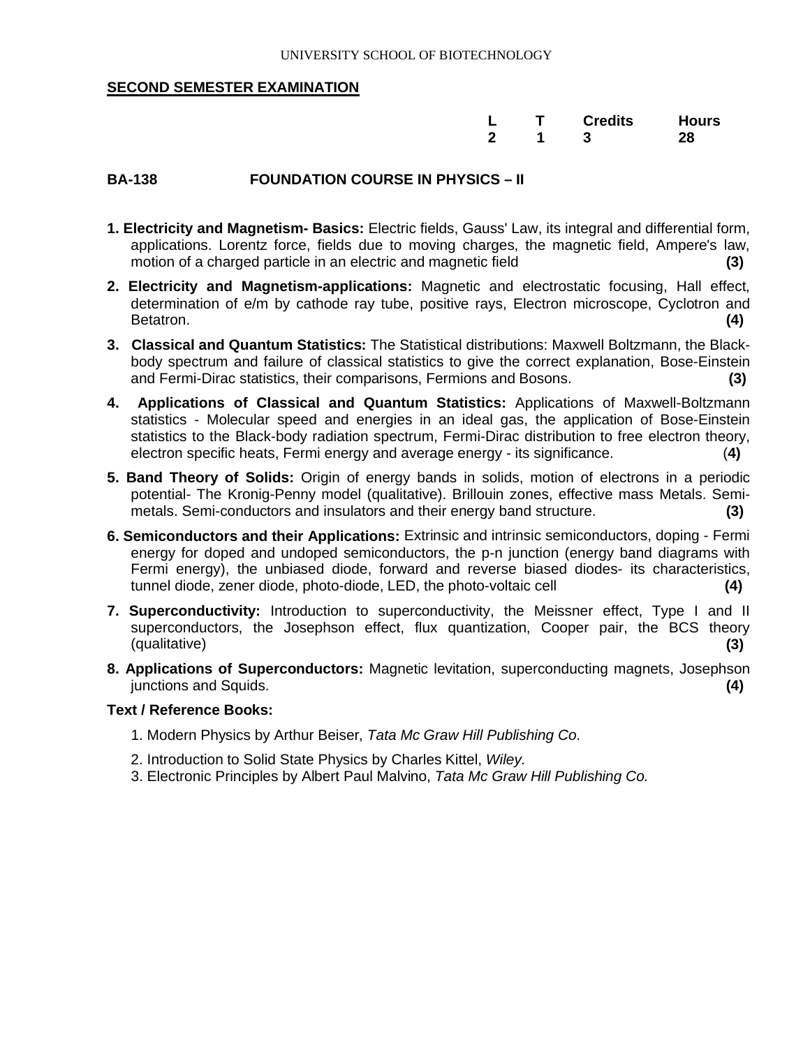UNIVERSITY SCHOOL OF BIOTECHNOLOGY

**SECOND SEMESTER EXAMINATION**

| L | T | Credits | Hours |
|---|---|---|---|
| 2 | 1 | 3 | 28 |

## BA-138 FOUNDATION COURSE IN PHYSICS – II

1. **Electricity and Magnetism- Basics:** Electric fields, Gauss' Law, its integral and differential form, applications. Lorentz force, fields due to moving charges, the magnetic field, Ampere's law, motion of a charged particle in an electric and magnetic field **(3)**

2. **Electricity and Magnetism-applications:** Magnetic and electrostatic focusing, Hall effect, determination of e/m by cathode ray tube, positive rays, Electron microscope, Cyclotron and Betatron. **(4)**

3. **Classical and Quantum Statistics:** The Statistical distributions: Maxwell Boltzmann, the Black-body spectrum and failure of classical statistics to give the correct explanation, Bose-Einstein and Fermi-Dirac statistics, their comparisons, Fermions and Bosons. **(3)**

4. **Applications of Classical and Quantum Statistics:** Applications of Maxwell-Boltzmann statistics - Molecular speed and energies in an ideal gas, the application of Bose-Einstein statistics to the Black-body radiation spectrum, Fermi-Dirac distribution to free electron theory, electron specific heats, Fermi energy and average energy - its significance. **(4)**

5. **Band Theory of Solids:** Origin of energy bands in solids, motion of electrons in a periodic potential- The Kronig-Penny model (qualitative). Brillouin zones, effective mass Metals. Semi-metals. Semi-conductors and insulators and their energy band structure. **(3)**

6. **Semiconductors and their Applications:** Extrinsic and intrinsic semiconductors, doping - Fermi energy for doped and undoped semiconductors, the p-n junction (energy band diagrams with Fermi energy), the unbiased diode, forward and reverse biased diodes- its characteristics, tunnel diode, zener diode, photo-diode, LED, the photo-voltaic cell **(4)**

7. **Superconductivity:** Introduction to superconductivity, the Meissner effect, Type I and II superconductors, the Josephson effect, flux quantization, Cooper pair, the BCS theory (qualitative) **(3)**

8. **Applications of Superconductors:** Magnetic levitation, superconducting magnets, Josephson junctions and Squids. **(4)**

**Text / Reference Books:**

1. Modern Physics by Arthur Beiser, *Tata Mc Graw Hill Publishing Co*.
2. Introduction to Solid State Physics by Charles Kittel, *Wiley.*
3. Electronic Principles by Albert Paul Malvino, *Tata Mc Graw Hill Publishing Co.*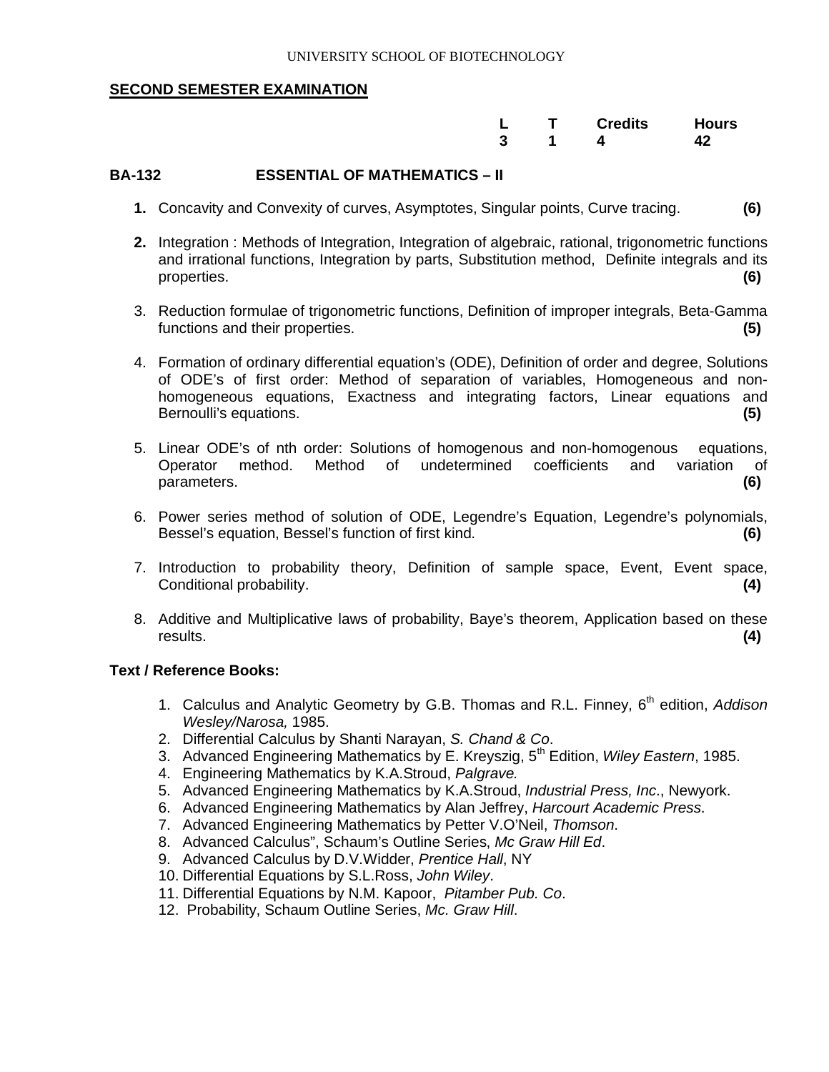UNIVERSITY SCHOOL OF BIOTECHNOLOGY

## SECOND SEMESTER EXAMINATION

| L | T | Credits | Hours |
|---|---|---|---|
| 3 | 1 | 4 | 42 |

### BA-132 ESSENTIAL OF MATHEMATICS – II

1. Concavity and Convexity of curves, Asymptotes, Singular points, Curve tracing. **(6)**
2. Integration : Methods of Integration, Integration of algebraic, rational, trigonometric functions and irrational functions, Integration by parts, Substitution method, Definite integrals and its properties. **(6)**
3. Reduction formulae of trigonometric functions, Definition of improper integrals, Beta-Gamma functions and their properties. **(5)**
4. Formation of ordinary differential equation's (ODE), Definition of order and degree, Solutions of ODE's of first order: Method of separation of variables, Homogeneous and non-homogeneous equations, Exactness and integrating factors, Linear equations and Bernoulli's equations. **(5)**
5. Linear ODE's of nth order: Solutions of homogenous and non-homogenous equations, Operator method. Method of undetermined coefficients and variation of parameters. **(6)**
6. Power series method of solution of ODE, Legendre's Equation, Legendre's polynomials, Bessel's equation, Bessel's function of first kind. **(6)**
7. Introduction to probability theory, Definition of sample space, Event, Event space, Conditional probability. **(4)**
8. Additive and Multiplicative laws of probability, Baye's theorem, Application based on these results. **(4)**

**Text / Reference Books:**

1. Calculus and Analytic Geometry by G.B. Thomas and R.L. Finney, 6th edition, *Addison Wesley/Narosa,* 1985.
2. Differential Calculus by Shanti Narayan, *S. Chand & Co*.
3. Advanced Engineering Mathematics by E. Kreyszig, 5th Edition, *Wiley Eastern*, 1985.
4. Engineering Mathematics by K.A.Stroud, *Palgrave.*
5. Advanced Engineering Mathematics by K.A.Stroud, *Industrial Press, Inc*., Newyork.
6. Advanced Engineering Mathematics by Alan Jeffrey, *Harcourt Academic Press*.
7. Advanced Engineering Mathematics by Petter V.O'Neil, *Thomson*.
8. Advanced Calculus", Schaum's Outline Series, *Mc Graw Hill Ed*.
9. Advanced Calculus by D.V.Widder, *Prentice Hall*, NY
10. Differential Equations by S.L.Ross, *John Wiley*.
11. Differential Equations by N.M. Kapoor, *Pitamber Pub. Co*.
12. Probability, Schaum Outline Series, *Mc. Graw Hill*.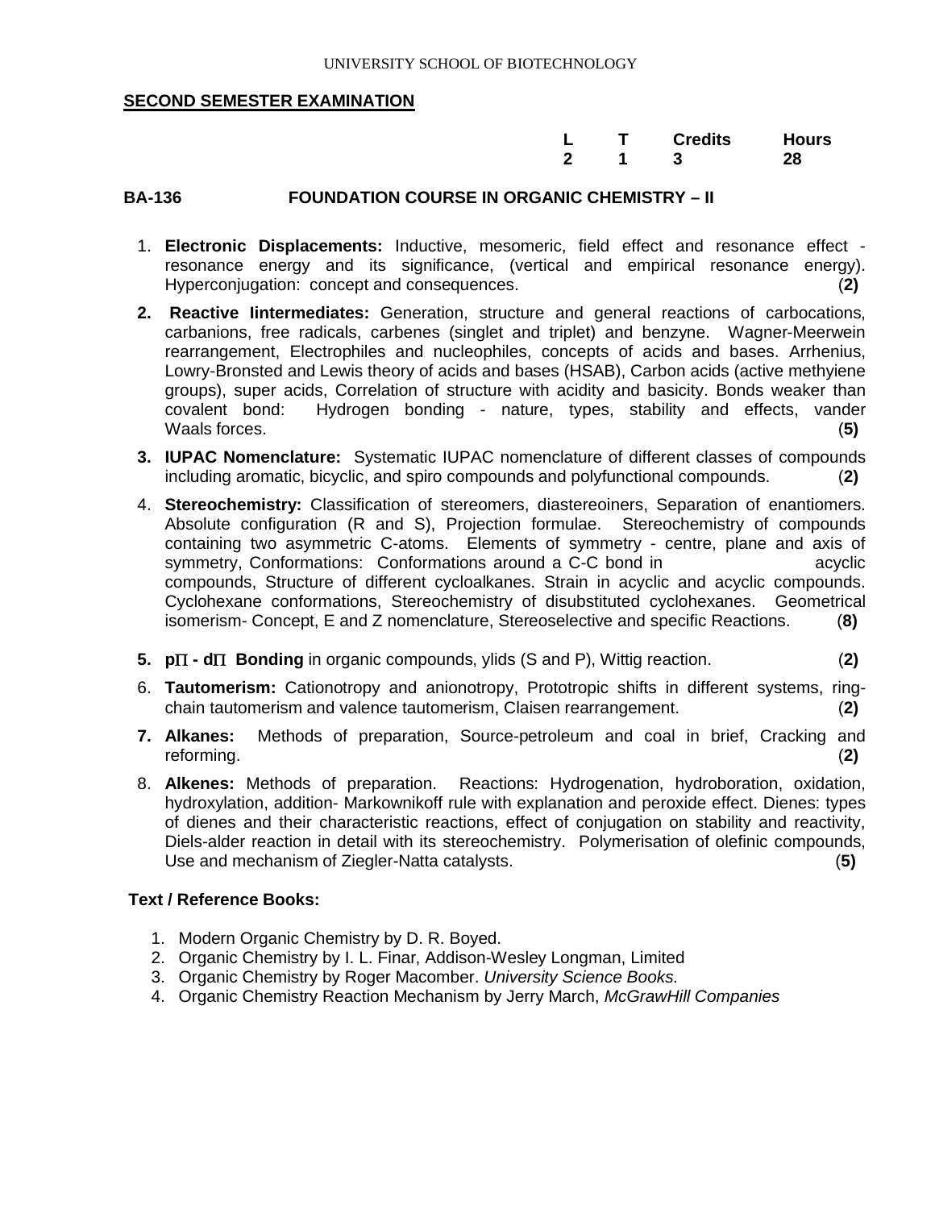UNIVERSITY SCHOOL OF BIOTECHNOLOGY

**SECOND SEMESTER EXAMINATION**

| L | T | Credits | Hours |
|---|---|---|---|
| 2 | 1 | 3 | 28 |

## BA-136 FOUNDATION COURSE IN ORGANIC CHEMISTRY – II

1. **Electronic Displacements:** Inductive, mesomeric, field effect and resonance effect - resonance energy and its significance, (vertical and empirical resonance energy). Hyperconjugation: concept and consequences. (**2)**
2. **Reactive Iintermediates:** Generation, structure and general reactions of carbocations, carbanions, free radicals, carbenes (singlet and triplet) and benzyne. Wagner-Meerwein rearrangement, Electrophiles and nucleophiles, concepts of acids and bases. Arrhenius, Lowry-Bronsted and Lewis theory of acids and bases (HSAB), Carbon acids (active methyiene groups), super acids, Correlation of structure with acidity and basicity. Bonds weaker than covalent bond: Hydrogen bonding - nature, types, stability and effects, vander Waals forces. (**5)**
3. **IUPAC Nomenclature:** Systematic IUPAC nomenclature of different classes of compounds including aromatic, bicyclic, and spiro compounds and polyfunctional compounds. (**2)**
4. **Stereochemistry:** Classification of stereomers, diastereoiners, Separation of enantiomers. Absolute configuration (R and S), Projection formulae. Stereochemistry of compounds containing two asymmetric C-atoms. Elements of symmetry - centre, plane and axis of symmetry, Conformations: Conformations around a C-C bond in acyclic compounds, Structure of different cycloalkanes. Strain in acyclic and acyclic compounds. Cyclohexane conformations, Stereochemistry of disubstituted cyclohexanes. Geometrical isomerism- Concept, E and Z nomenclature, Stereoselective and specific Reactions. (**8)**
5. **p$\Pi$ - d$\Pi$ Bonding** in organic compounds, ylids (S and P), Wittig reaction. (**2)**
6. **Tautomerism:** Cationotropy and anionotropy, Prototropic shifts in different systems, ring-chain tautomerism and valence tautomerism, Claisen rearrangement. (**2)**
7. **Alkanes:** Methods of preparation, Source-petroleum and coal in brief, Cracking and reforming. (**2)**
8. **Alkenes:** Methods of preparation. Reactions: Hydrogenation, hydroboration, oxidation, hydroxylation, addition- Markownikoff rule with explanation and peroxide effect. Dienes: types of dienes and their characteristic reactions, effect of conjugation on stability and reactivity, Diels-alder reaction in detail with its stereochemistry. Polymerisation of olefinic compounds, Use and mechanism of Ziegler-Natta catalysts. (**5)**

**Text / Reference Books:**

1. Modern Organic Chemistry by D. R. Boyed.
2. Organic Chemistry by I. L. Finar, Addison-Wesley Longman, Limited
3. Organic Chemistry by Roger Macomber. *University Science Books.*
4. Organic Chemistry Reaction Mechanism by Jerry March, *McGrawHill Companies*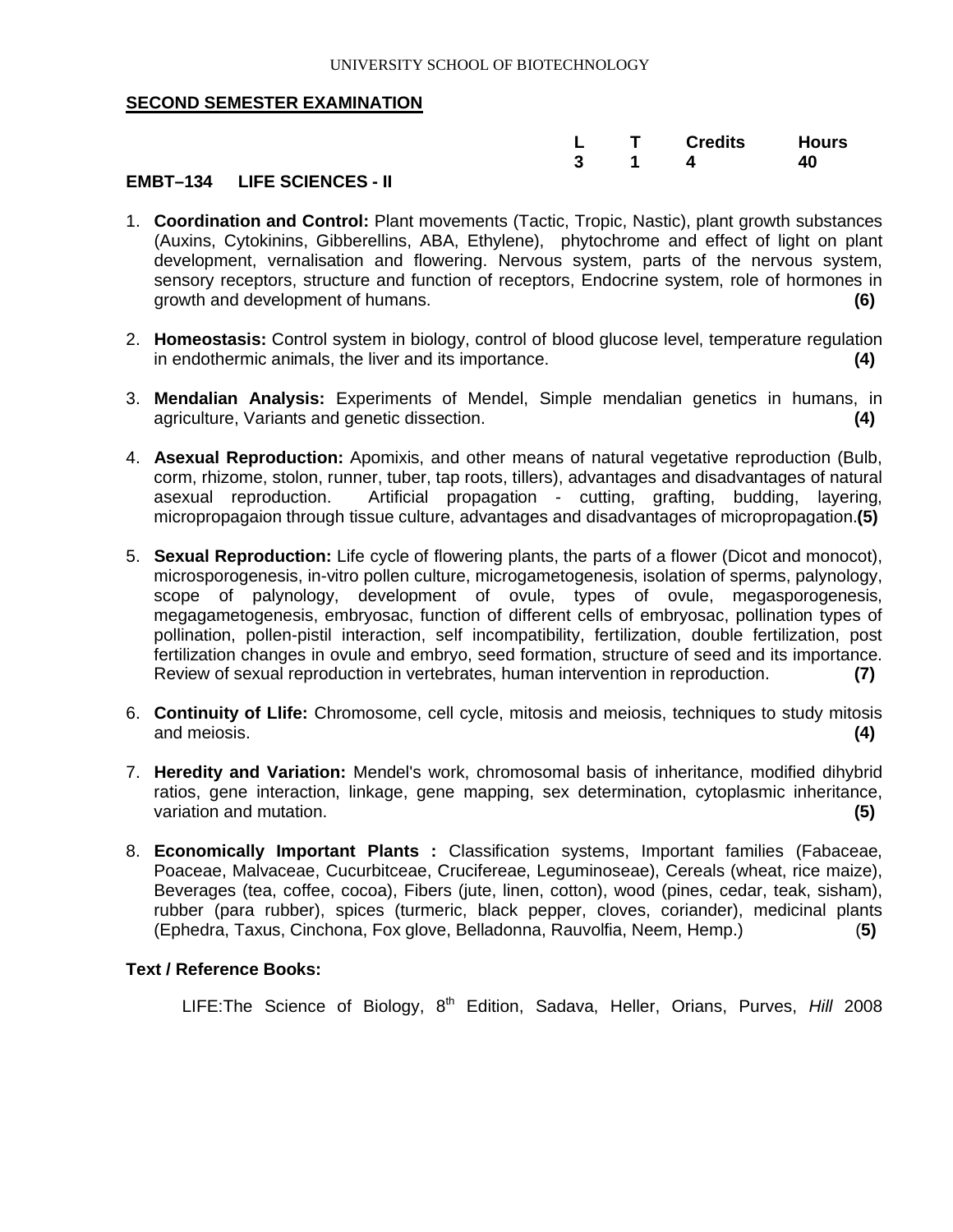UNIVERSITY SCHOOL OF BIOTECHNOLOGY

**SECOND SEMESTER EXAMINATION**

| | L | T | Credits | Hours |
|---|---|---|---|---|
| | 3 | 1 | 4 | 40 |

**EMBT–134 LIFE SCIENCES - II**

1. **Coordination and Control:** Plant movements (Tactic, Tropic, Nastic), plant growth substances (Auxins, Cytokinins, Gibberellins, ABA, Ethylene), phytochrome and effect of light on plant development, vernalisation and flowering. Nervous system, parts of the nervous system, sensory receptors, structure and function of receptors, Endocrine system, role of hormones in growth and development of humans. **(6)**

2. **Homeostasis:** Control system in biology, control of blood glucose level, temperature regulation in endothermic animals, the liver and its importance. **(4)**

3. **Mendalian Analysis:** Experiments of Mendel, Simple mendalian genetics in humans, in agriculture, Variants and genetic dissection. **(4)**

4. **Asexual Reproduction:** Apomixis, and other means of natural vegetative reproduction (Bulb, corm, rhizome, stolon, runner, tuber, tap roots, tillers), advantages and disadvantages of natural asexual reproduction. Artificial propagation - cutting, grafting, budding, layering, micropropagaion through tissue culture, advantages and disadvantages of micropropagation.**(5)**

5. **Sexual Reproduction:** Life cycle of flowering plants, the parts of a flower (Dicot and monocot), microsporogenesis, in-vitro pollen culture, microgametogenesis, isolation of sperms, palynology, scope of palynology, development of ovule, types of ovule, megasporogenesis, megagametogenesis, embryosac, function of different cells of embryosac, pollination types of pollination, pollen-pistil interaction, self incompatibility, fertilization, double fertilization, post fertilization changes in ovule and embryo, seed formation, structure of seed and its importance. Review of sexual reproduction in vertebrates, human intervention in reproduction. **(7)**

6. **Continuity of Llife:** Chromosome, cell cycle, mitosis and meiosis, techniques to study mitosis and meiosis. **(4)**

7. **Heredity and Variation:** Mendel's work, chromosomal basis of inheritance, modified dihybrid ratios, gene interaction, linkage, gene mapping, sex determination, cytoplasmic inheritance, variation and mutation. **(5)**

8. **Economically Important Plants :** Classification systems, Important families (Fabaceae, Poaceae, Malvaceae, Cucurbitceae, Crucifereae, Leguminoseae), Cereals (wheat, rice maize), Beverages (tea, coffee, cocoa), Fibers (jute, linen, cotton), wood (pines, cedar, teak, sisham), rubber (para rubber), spices (turmeric, black pepper, cloves, coriander), medicinal plants (Ephedra, Taxus, Cinchona, Fox glove, Belladonna, Rauvolfia, Neem, Hemp.) (**5)**

**Text / Reference Books:**

LIFE:The Science of Biology, 8th Edition, Sadava, Heller, Orians, Purves, *Hill* 2008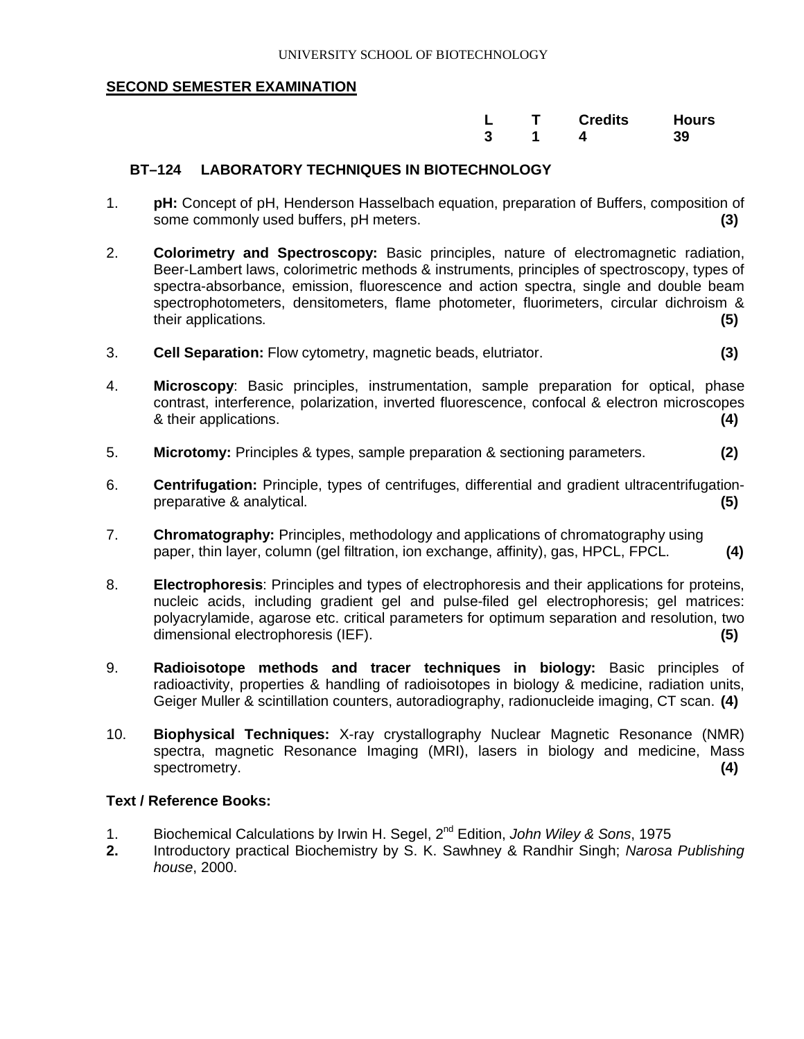UNIVERSITY SCHOOL OF BIOTECHNOLOGY

**SECOND SEMESTER EXAMINATION**

| L | T | Credits | Hours |
|---|---|---|---|
| 3 | 1 | 4 | 39 |

## BT–124 LABORATORY TECHNIQUES IN BIOTECHNOLOGY

1. **pH:** Concept of pH, Henderson Hasselbach equation, preparation of Buffers, composition of some commonly used buffers, pH meters. **(3)**

2. **Colorimetry and Spectroscopy:** Basic principles, nature of electromagnetic radiation, Beer-Lambert laws, colorimetric methods & instruments, principles of spectroscopy, types of spectra-absorbance, emission, fluorescence and action spectra, single and double beam spectrophotometers, densitometers, flame photometer, fluorimeters, circular dichroism & their applications. **(5)**

3. **Cell Separation:** Flow cytometry, magnetic beads, elutriator. **(3)**

4. **Microscopy**: Basic principles, instrumentation, sample preparation for optical, phase contrast, interference, polarization, inverted fluorescence, confocal & electron microscopes & their applications. **(4)**

5. **Microtomy:** Principles & types, sample preparation & sectioning parameters. **(2)**

6. **Centrifugation:** Principle, types of centrifuges, differential and gradient ultracentrifugation-preparative & analytical. **(5)**

7. **Chromatography:** Principles, methodology and applications of chromatography using paper, thin layer, column (gel filtration, ion exchange, affinity), gas, HPCL, FPCL. **(4)**

8. **Electrophoresis**: Principles and types of electrophoresis and their applications for proteins, nucleic acids, including gradient gel and pulse-filed gel electrophoresis; gel matrices: polyacrylamide, agarose etc. critical parameters for optimum separation and resolution, two dimensional electrophoresis (IEF). **(5)**

9. **Radioisotope methods and tracer techniques in biology:** Basic principles of radioactivity, properties & handling of radioisotopes in biology & medicine, radiation units, Geiger Muller & scintillation counters, autoradiography, radionucleide imaging, CT scan. **(4)**

10. **Biophysical Techniques:** X-ray crystallography Nuclear Magnetic Resonance (NMR) spectra, magnetic Resonance Imaging (MRI), lasers in biology and medicine, Mass spectrometry. **(4)**

### Text / Reference Books:

1. Biochemical Calculations by Irwin H. Segel, 2nd Edition, *John Wiley & Sons*, 1975
2. Introductory practical Biochemistry by S. K. Sawhney & Randhir Singh; *Narosa Publishing house*, 2000.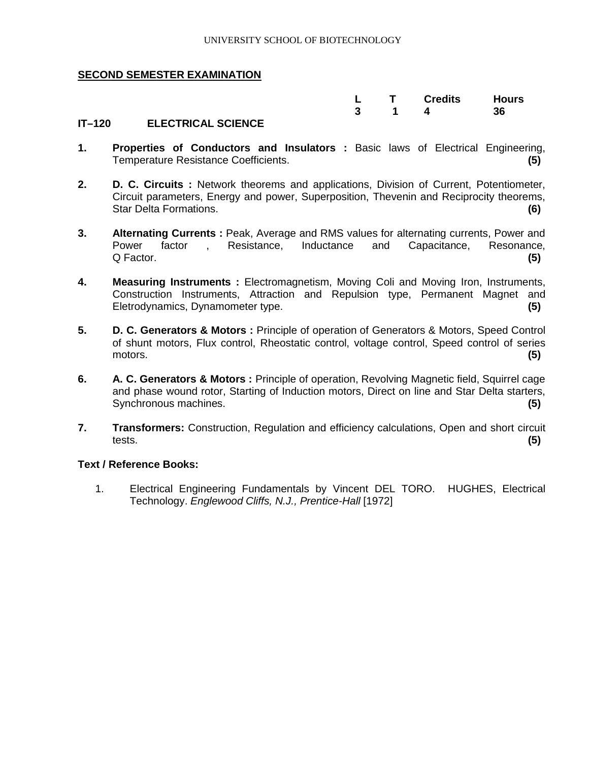## SECOND SEMESTER EXAMINATION

| | L | T | Credits | Hours |
|---|---|---|---|---|
| | 3 | 1 | 4 | 36 |

**IT–120 ELECTRICAL SCIENCE**

1. **Properties of Conductors and Insulators :** Basic laws of Electrical Engineering, Temperature Resistance Coefficients. **(5)**

2. **D. C. Circuits :** Network theorems and applications, Division of Current, Potentiometer, Circuit parameters, Energy and power, Superposition, Thevenin and Reciprocity theorems, Star Delta Formations. **(6)**

3. **Alternating Currents :** Peak, Average and RMS values for alternating currents, Power and Power factor , Resistance, Inductance and Capacitance, Resonance, Q Factor. **(5)**

4. **Measuring Instruments :** Electromagnetism, Moving Coli and Moving Iron, Instruments, Construction Instruments, Attraction and Repulsion type, Permanent Magnet and Eletrodynamics, Dynamometer type. **(5)**

5. **D. C. Generators & Motors :** Principle of operation of Generators & Motors, Speed Control of shunt motors, Flux control, Rheostatic control, voltage control, Speed control of series motors. **(5)**

6. **A. C. Generators & Motors :** Principle of operation, Revolving Magnetic field, Squirrel cage and phase wound rotor, Starting of Induction motors, Direct on line and Star Delta starters, Synchronous machines. **(5)**

7. **Transformers:** Construction, Regulation and efficiency calculations, Open and short circuit tests. **(5)**

**Text / Reference Books:**

1. Electrical Engineering Fundamentals by Vincent DEL TORO. HUGHES, Electrical Technology. *Englewood Cliffs, N.J., Prentice-Hall* [1972]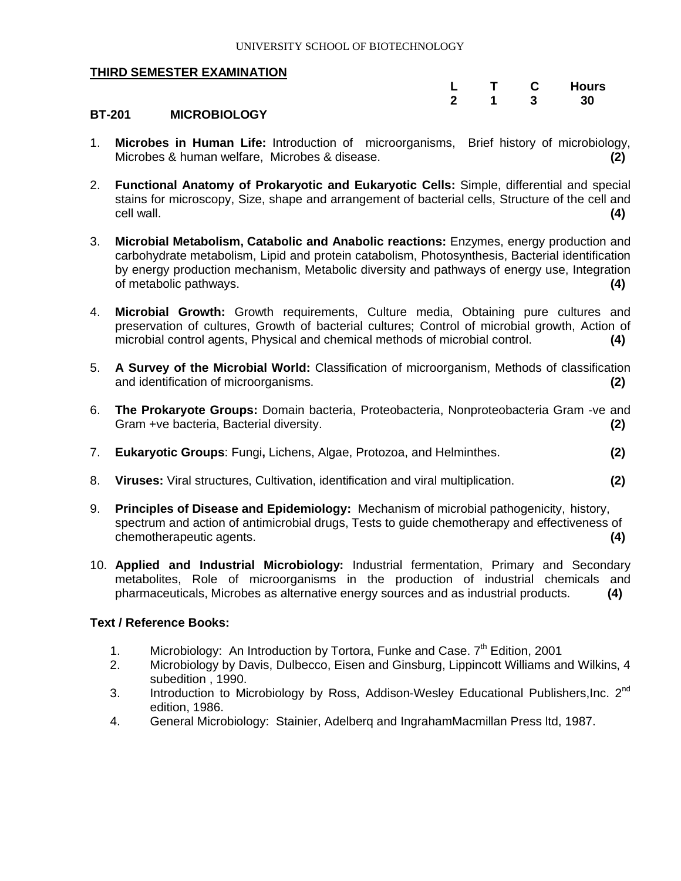UNIVERSITY SCHOOL OF BIOTECHNOLOGY

**THIRD SEMESTER EXAMINATION**

| L | T | C | Hours |
|---|---|---|---|
| 2 | 1 | 3 | 30 |

**BT-201 MICROBIOLOGY**

1. **Microbes in Human Life:** Introduction of microorganisms, Brief history of microbiology, Microbes & human welfare, Microbes & disease. **(2)**

2. **Functional Anatomy of Prokaryotic and Eukaryotic Cells:** Simple, differential and special stains for microscopy, Size, shape and arrangement of bacterial cells, Structure of the cell and cell wall. **(4)**

3. **Microbial Metabolism, Catabolic and Anabolic reactions:** Enzymes, energy production and carbohydrate metabolism, Lipid and protein catabolism, Photosynthesis, Bacterial identification by energy production mechanism, Metabolic diversity and pathways of energy use, Integration of metabolic pathways. **(4)**

4. **Microbial Growth:** Growth requirements, Culture media, Obtaining pure cultures and preservation of cultures, Growth of bacterial cultures; Control of microbial growth, Action of microbial control agents, Physical and chemical methods of microbial control. **(4)**

5. **A Survey of the Microbial World:** Classification of microorganism, Methods of classification and identification of microorganisms. **(2)**

6. **The Prokaryote Groups:** Domain bacteria, Proteobacteria, Nonproteobacteria Gram -ve and Gram +ve bacteria, Bacterial diversity. **(2)**

7. **Eukaryotic Groups**: Fungi**,** Lichens, Algae, Protozoa, and Helminthes. **(2)**

8. **Viruses:** Viral structures, Cultivation, identification and viral multiplication. **(2)**

9. **Principles of Disease and Epidemiology:** Mechanism of microbial pathogenicity, history, spectrum and action of antimicrobial drugs, Tests to guide chemotherapy and effectiveness of chemotherapeutic agents. **(4)**

10. **Applied and Industrial Microbiology:** Industrial fermentation, Primary and Secondary metabolites, Role of microorganisms in the production of industrial chemicals and pharmaceuticals, Microbes as alternative energy sources and as industrial products. **(4)**

**Text / Reference Books:**

1. Microbiology: An Introduction by Tortora, Funke and Case. 7th Edition, 2001
2. Microbiology by Davis, Dulbecco, Eisen and Ginsburg, Lippincott Williams and Wilkins, 4 subedition , 1990.
3. Introduction to Microbiology by Ross, Addison-Wesley Educational Publishers,Inc. 2nd edition, 1986.
4. General Microbiology: Stainier, Adelberq and IngrahamMacmillan Press ltd, 1987.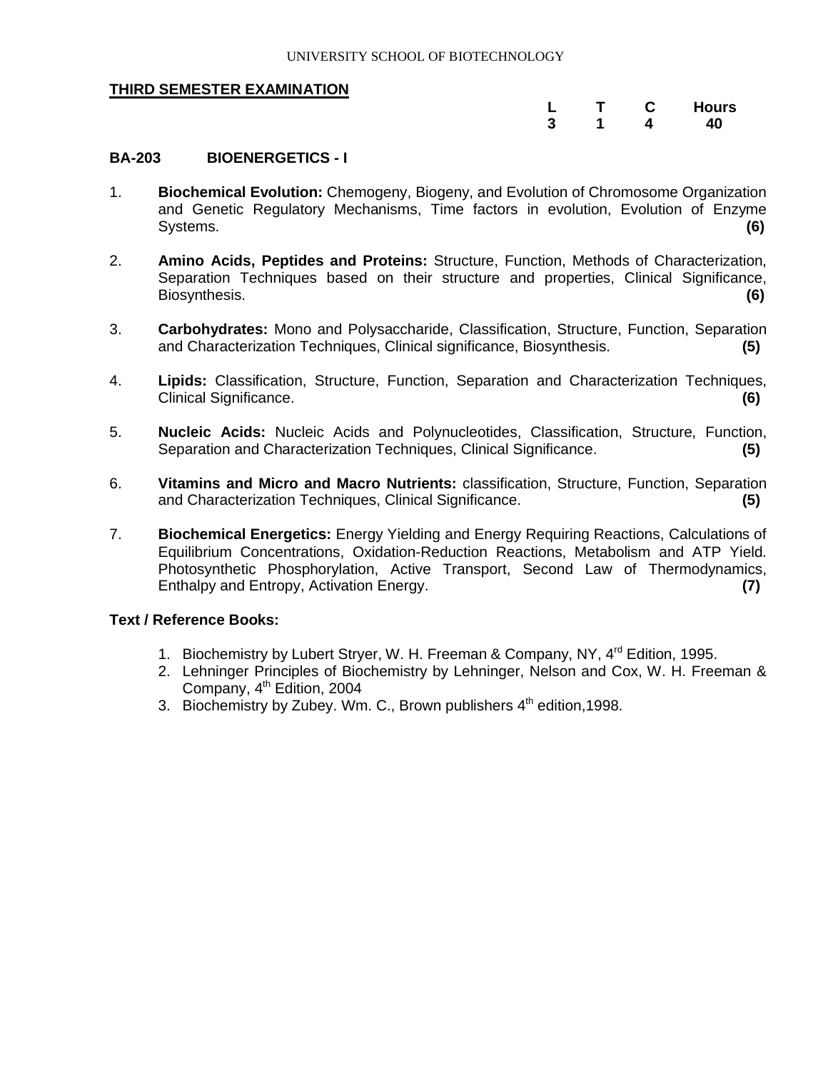UNIVERSITY SCHOOL OF BIOTECHNOLOGY

**THIRD SEMESTER EXAMINATION**

| L | T | C | Hours |
|---|---|---|---|
| 3 | 1 | 4 | 40 |

## BA-203 BIOENERGETICS - I

1. **Biochemical Evolution:** Chemogeny, Biogeny, and Evolution of Chromosome Organization and Genetic Regulatory Mechanisms, Time factors in evolution, Evolution of Enzyme Systems. **(6)**

2. **Amino Acids, Peptides and Proteins:** Structure, Function, Methods of Characterization, Separation Techniques based on their structure and properties, Clinical Significance, Biosynthesis. **(6)**

3. **Carbohydrates:** Mono and Polysaccharide, Classification, Structure, Function, Separation and Characterization Techniques, Clinical significance, Biosynthesis. **(5)**

4. **Lipids:** Classification, Structure, Function, Separation and Characterization Techniques, Clinical Significance. **(6)**

5. **Nucleic Acids:** Nucleic Acids and Polynucleotides, Classification, Structure, Function, Separation and Characterization Techniques, Clinical Significance. **(5)**

6. **Vitamins and Micro and Macro Nutrients:** classification, Structure, Function, Separation and Characterization Techniques, Clinical Significance. **(5)**

7. **Biochemical Energetics:** Energy Yielding and Energy Requiring Reactions, Calculations of Equilibrium Concentrations, Oxidation-Reduction Reactions, Metabolism and ATP Yield. Photosynthetic Phosphorylation, Active Transport, Second Law of Thermodynamics, Enthalpy and Entropy, Activation Energy. **(7)**

**Text / Reference Books:**

1. Biochemistry by Lubert Stryer, W. H. Freeman & Company, NY, 4rd Edition, 1995.
2. Lehninger Principles of Biochemistry by Lehninger, Nelson and Cox, W. H. Freeman & Company, 4th Edition, 2004
3. Biochemistry by Zubey. Wm. C., Brown publishers 4th edition,1998.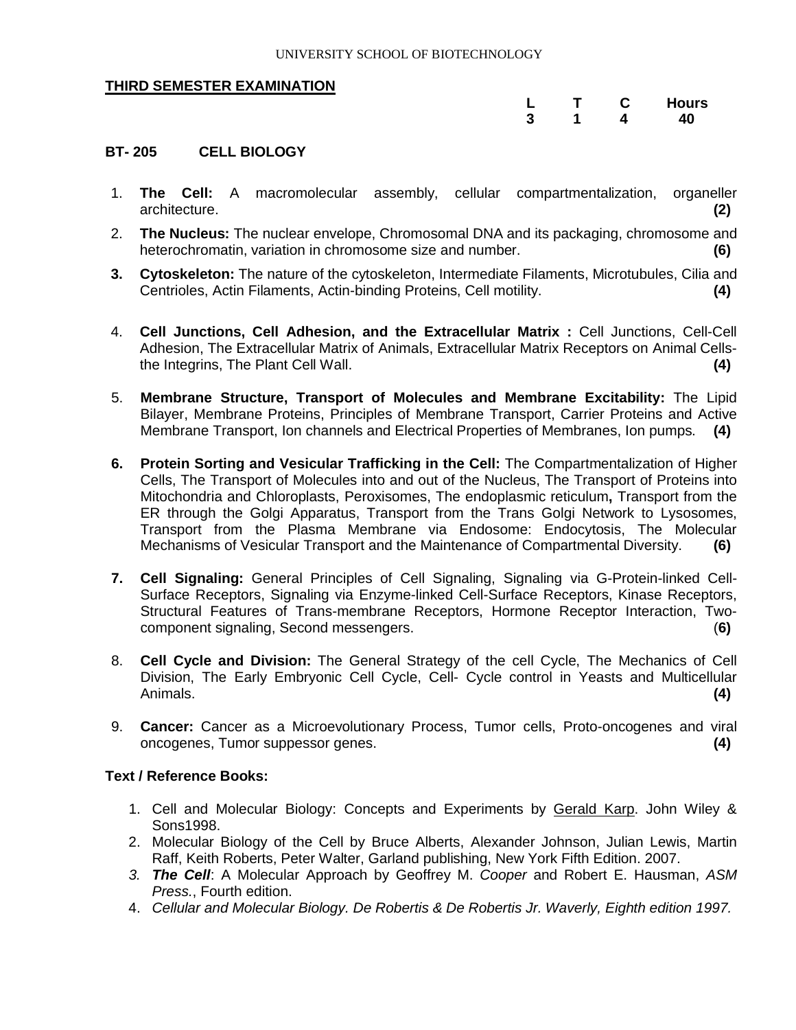UNIVERSITY SCHOOL OF BIOTECHNOLOGY

**THIRD SEMESTER EXAMINATION**

| L | T | C | Hours |
|---|---|---|---|
| 3 | 1 | 4 | 40 |

### BT- 205 CELL BIOLOGY

1. **The Cell:** A macromolecular assembly, cellular compartmentalization, organeller architecture. **(2)**
2. **The Nucleus:** The nuclear envelope, Chromosomal DNA and its packaging, chromosome and heterochromatin, variation in chromosome size and number. **(6)**
3. **Cytoskeleton:** The nature of the cytoskeleton, Intermediate Filaments, Microtubules, Cilia and Centrioles, Actin Filaments, Actin-binding Proteins, Cell motility. **(4)**
4. **Cell Junctions, Cell Adhesion, and the Extracellular Matrix :** Cell Junctions, Cell-Cell Adhesion, The Extracellular Matrix of Animals, Extracellular Matrix Receptors on Animal Cells- the Integrins, The Plant Cell Wall. **(4)**
5. **Membrane Structure, Transport of Molecules and Membrane Excitability:** The Lipid Bilayer, Membrane Proteins, Principles of Membrane Transport, Carrier Proteins and Active Membrane Transport, Ion channels and Electrical Properties of Membranes, Ion pumps. **(4)**
6. **Protein Sorting and Vesicular Trafficking in the Cell:** The Compartmentalization of Higher Cells, The Transport of Molecules into and out of the Nucleus, The Transport of Proteins into Mitochondria and Chloroplasts, Peroxisomes, The endoplasmic reticulum**,** Transport from the ER through the Golgi Apparatus, Transport from the Trans Golgi Network to Lysosomes, Transport from the Plasma Membrane via Endosome: Endocytosis, The Molecular Mechanisms of Vesicular Transport and the Maintenance of Compartmental Diversity. **(6)**
7. **Cell Signaling:** General Principles of Cell Signaling, Signaling via G-Protein-linked Cell-Surface Receptors, Signaling via Enzyme-linked Cell-Surface Receptors, Kinase Receptors, Structural Features of Trans-membrane Receptors, Hormone Receptor Interaction, Two-component signaling, Second messengers. (**6)**
8. **Cell Cycle and Division:** The General Strategy of the cell Cycle, The Mechanics of Cell Division, The Early Embryonic Cell Cycle, Cell- Cycle control in Yeasts and Multicellular Animals. **(4)**
9. **Cancer:** Cancer as a Microevolutionary Process, Tumor cells, Proto-oncogenes and viral oncogenes, Tumor suppessor genes. **(4)**

**Text / Reference Books:**

1. Cell and Molecular Biology: Concepts and Experiments by Gerald Karp. John Wiley & Sons1998.
2. Molecular Biology of the Cell by Bruce Alberts, Alexander Johnson, Julian Lewis, Martin Raff, Keith Roberts, Peter Walter, Garland publishing, New York Fifth Edition. 2007.
3. ***The Cell***: A Molecular Approach by Geoffrey M. *Cooper* and Robert E. Hausman, *ASM Press.*, Fourth edition.
4. *Cellular and Molecular Biology. De Robertis & De Robertis Jr. Waverly, Eighth edition 1997.*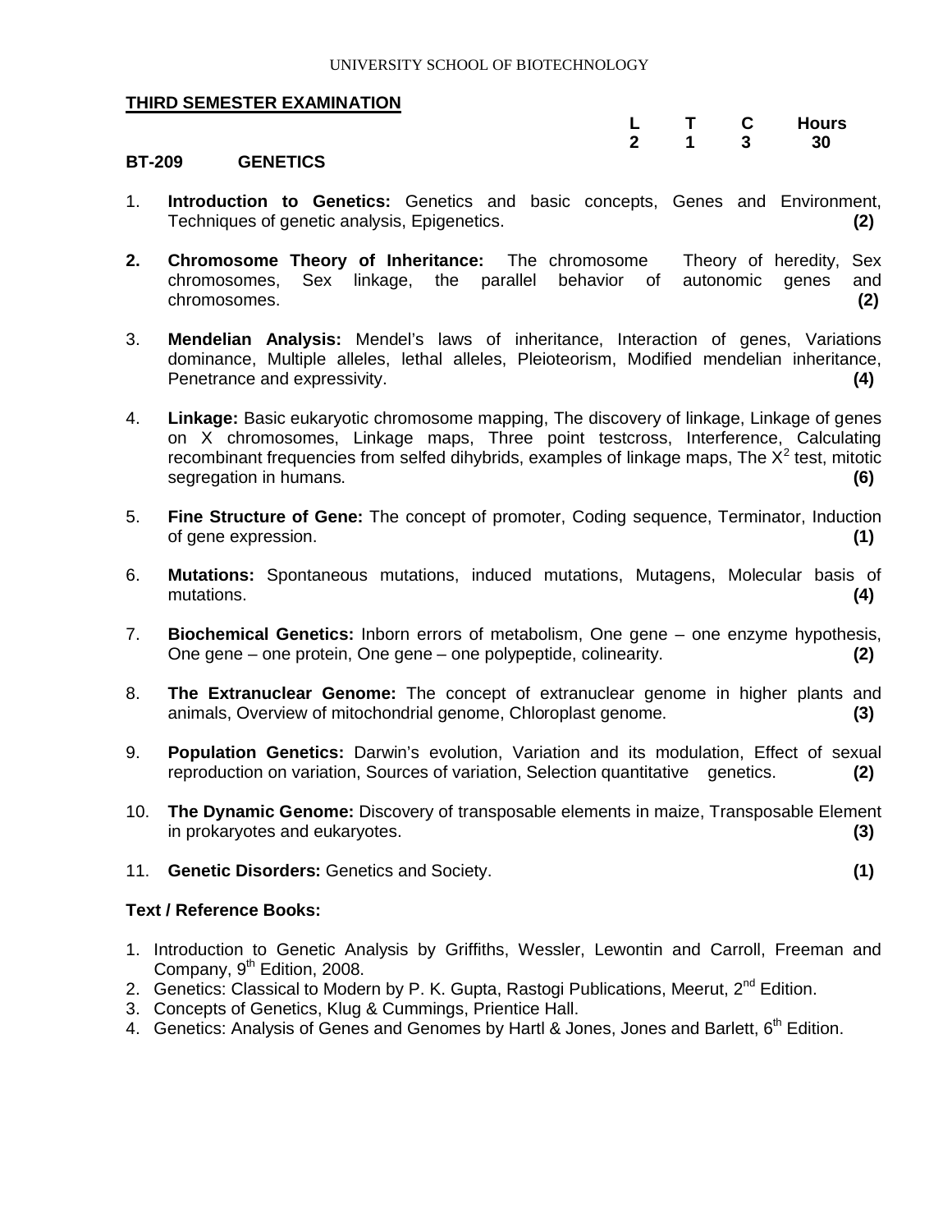UNIVERSITY SCHOOL OF BIOTECHNOLOGY

**THIRD SEMESTER EXAMINATION**

| | L | T | C | Hours |
|---|---|---|---|---|
| **BT-209 GENETICS** | **2** | **1** | **3** | **30** |

1. **Introduction to Genetics:** Genetics and basic concepts, Genes and Environment, Techniques of genetic analysis, Epigenetics. **(2)**

2. **Chromosome Theory of Inheritance:** The chromosome Theory of heredity, Sex chromosomes, Sex linkage, the parallel behavior of autonomic genes and chromosomes. **(2)**

3. **Mendelian Analysis:** Mendel's laws of inheritance, Interaction of genes, Variations dominance, Multiple alleles, lethal alleles, Pleioteorism, Modified mendelian inheritance, Penetrance and expressivity. **(4)**

4. **Linkage:** Basic eukaryotic chromosome mapping, The discovery of linkage, Linkage of genes on X chromosomes, Linkage maps, Three point testcross, Interference, Calculating recombinant frequencies from selfed dihybrids, examples of linkage maps, The $X^2$ test, mitotic segregation in humans. **(6)**

5. **Fine Structure of Gene:** The concept of promoter, Coding sequence, Terminator, Induction of gene expression. **(1)**

6. **Mutations:** Spontaneous mutations, induced mutations, Mutagens, Molecular basis of mutations. **(4)**

7. **Biochemical Genetics:** Inborn errors of metabolism, One gene – one enzyme hypothesis, One gene – one protein, One gene – one polypeptide, colinearity. **(2)**

8. **The Extranuclear Genome:** The concept of extranuclear genome in higher plants and animals, Overview of mitochondrial genome, Chloroplast genome. **(3)**

9. **Population Genetics:** Darwin's evolution, Variation and its modulation, Effect of sexual reproduction on variation, Sources of variation, Selection quantitative genetics. **(2)**

10. **The Dynamic Genome:** Discovery of transposable elements in maize, Transposable Element in prokaryotes and eukaryotes. **(3)**

11. **Genetic Disorders:** Genetics and Society. **(1)**

**Text / Reference Books:**

1. Introduction to Genetic Analysis by Griffiths, Wessler, Lewontin and Carroll, Freeman and Company, 9th Edition, 2008.
2. Genetics: Classical to Modern by P. K. Gupta, Rastogi Publications, Meerut, 2nd Edition.
3. Concepts of Genetics, Klug & Cummings, Prientice Hall.
4. Genetics: Analysis of Genes and Genomes by Hartl & Jones, Jones and Barlett, 6th Edition.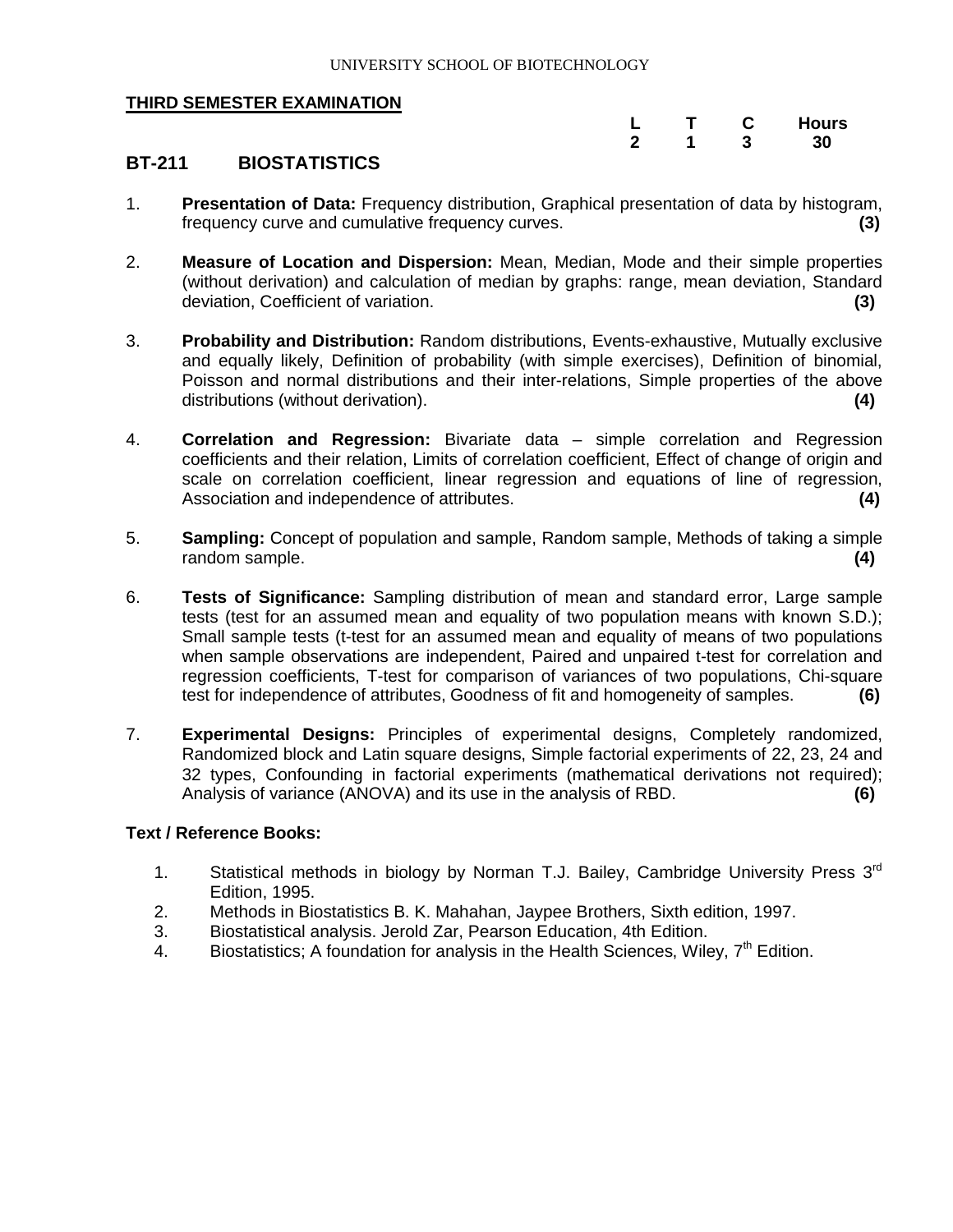UNIVERSITY SCHOOL OF BIOTECHNOLOGY

**THIRD SEMESTER EXAMINATION**

| L | T | C | Hours |
|---|---|---|---|
| 2 | 1 | 3 | 30 |

## BT-211 BIOSTATISTICS

1. **Presentation of Data:** Frequency distribution, Graphical presentation of data by histogram, frequency curve and cumulative frequency curves. **(3)**

2. **Measure of Location and Dispersion:** Mean, Median, Mode and their simple properties (without derivation) and calculation of median by graphs: range, mean deviation, Standard deviation, Coefficient of variation. **(3)**

3. **Probability and Distribution:** Random distributions, Events-exhaustive, Mutually exclusive and equally likely, Definition of probability (with simple exercises), Definition of binomial, Poisson and normal distributions and their inter-relations, Simple properties of the above distributions (without derivation). **(4)**

4. **Correlation and Regression:** Bivariate data – simple correlation and Regression coefficients and their relation, Limits of correlation coefficient, Effect of change of origin and scale on correlation coefficient, linear regression and equations of line of regression, Association and independence of attributes. **(4)**

5. **Sampling:** Concept of population and sample, Random sample, Methods of taking a simple random sample. **(4)**

6. **Tests of Significance:** Sampling distribution of mean and standard error, Large sample tests (test for an assumed mean and equality of two population means with known S.D.); Small sample tests (t-test for an assumed mean and equality of means of two populations when sample observations are independent, Paired and unpaired t-test for correlation and regression coefficients, T-test for comparison of variances of two populations, Chi-square test for independence of attributes, Goodness of fit and homogeneity of samples. **(6)**

7. **Experimental Designs:** Principles of experimental designs, Completely randomized, Randomized block and Latin square designs, Simple factorial experiments of 22, 23, 24 and 32 types, Confounding in factorial experiments (mathematical derivations not required); Analysis of variance (ANOVA) and its use in the analysis of RBD. **(6)**

**Text / Reference Books:**

1. Statistical methods in biology by Norman T.J. Bailey, Cambridge University Press 3rd Edition, 1995.
2. Methods in Biostatistics B. K. Mahahan, Jaypee Brothers, Sixth edition, 1997.
3. Biostatistical analysis. Jerold Zar, Pearson Education, 4th Edition.
4. Biostatistics; A foundation for analysis in the Health Sciences, Wiley, 7th Edition.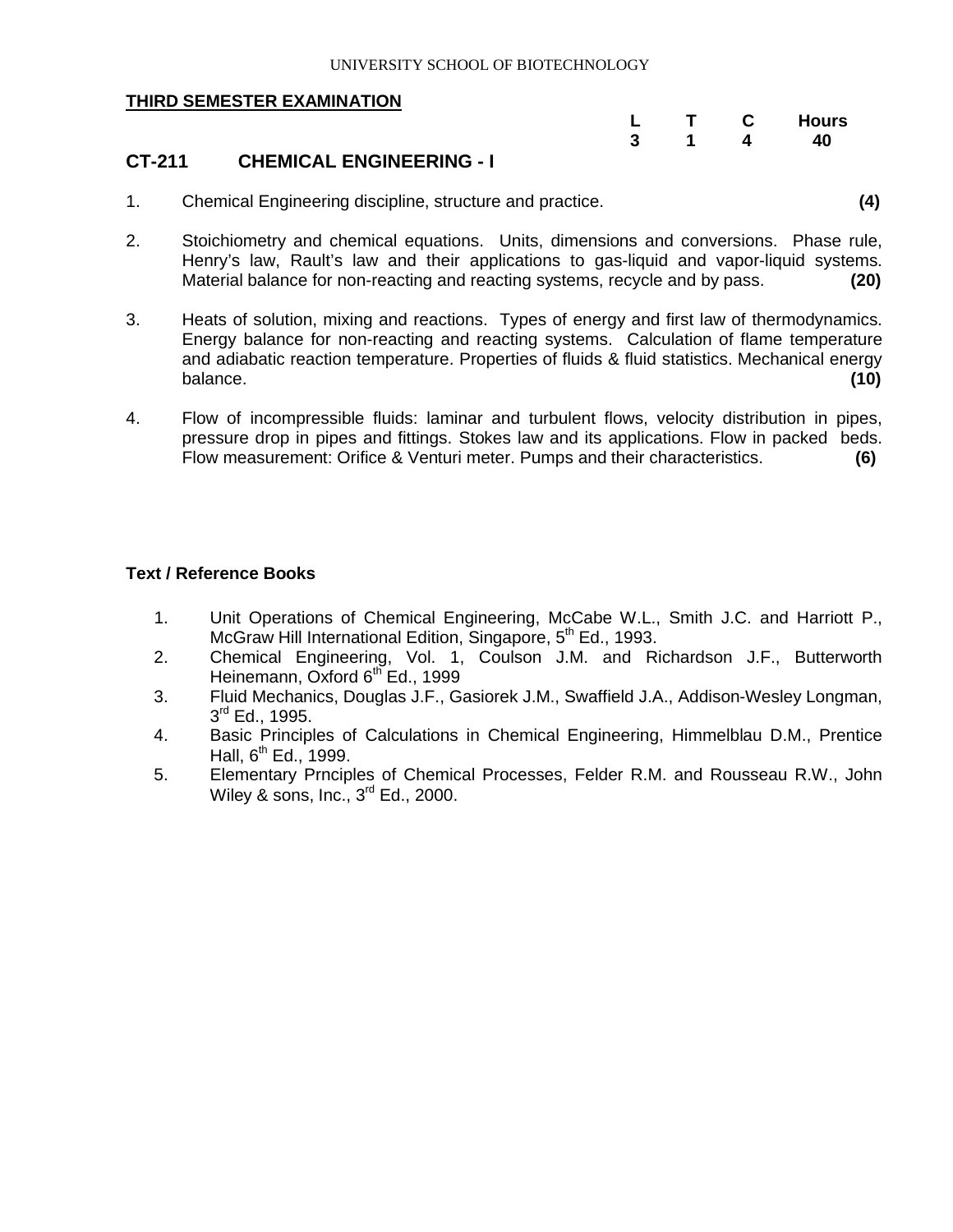UNIVERSITY SCHOOL OF BIOTECHNOLOGY

**THIRD SEMESTER EXAMINATION**

| L | T | C | Hours |
|---|---|---|---|
| 3 | 1 | 4 | 40 |

## CT-211 CHEMICAL ENGINEERING - I

1. Chemical Engineering discipline, structure and practice. **(4)**

2. Stoichiometry and chemical equations. Units, dimensions and conversions. Phase rule, Henry's law, Rault's law and their applications to gas-liquid and vapor-liquid systems. Material balance for non-reacting and reacting systems, recycle and by pass. **(20)**

3. Heats of solution, mixing and reactions. Types of energy and first law of thermodynamics. Energy balance for non-reacting and reacting systems. Calculation of flame temperature and adiabatic reaction temperature. Properties of fluids & fluid statistics. Mechanical energy balance. **(10)**

4. Flow of incompressible fluids: laminar and turbulent flows, velocity distribution in pipes, pressure drop in pipes and fittings. Stokes law and its applications. Flow in packed beds. Flow measurement: Orifice & Venturi meter. Pumps and their characteristics. **(6)**

### Text / Reference Books

1. Unit Operations of Chemical Engineering, McCabe W.L., Smith J.C. and Harriott P., McGraw Hill International Edition, Singapore, 5th Ed., 1993.
2. Chemical Engineering, Vol. 1, Coulson J.M. and Richardson J.F., Butterworth Heinemann, Oxford 6th Ed., 1999
3. Fluid Mechanics, Douglas J.F., Gasiorek J.M., Swaffield J.A., Addison-Wesley Longman, 3rd Ed., 1995.
4. Basic Principles of Calculations in Chemical Engineering, Himmelblau D.M., Prentice Hall, 6th Ed., 1999.
5. Elementary Prnciples of Chemical Processes, Felder R.M. and Rousseau R.W., John Wiley & sons, Inc., 3rd Ed., 2000.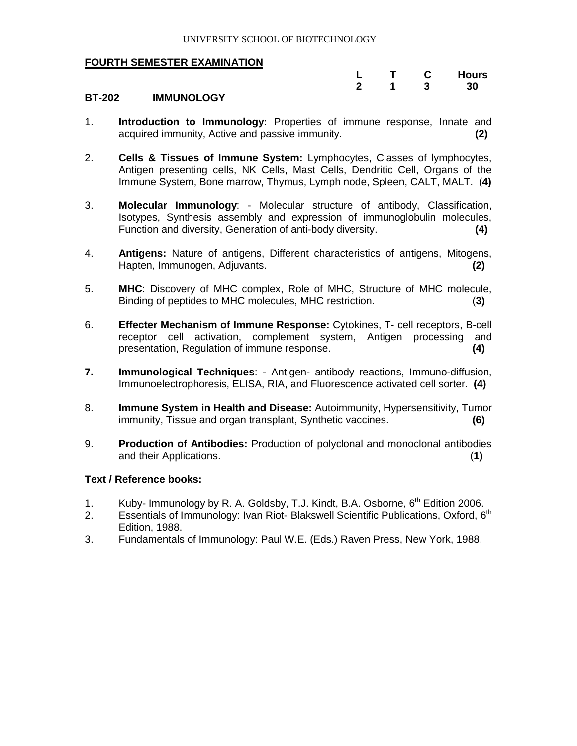UNIVERSITY SCHOOL OF BIOTECHNOLOGY

**FOURTH SEMESTER EXAMINATION**

| | L | T | C | Hours |
|---|---|---|---|---|
| | **2** | **1** | **3** | **30** |

**BT-202 IMMUNOLOGY**

1. **Introduction to Immunology:** Properties of immune response, Innate and acquired immunity, Active and passive immunity. **(2)**

2. **Cells & Tissues of Immune System:** Lymphocytes, Classes of lymphocytes, Antigen presenting cells, NK Cells, Mast Cells, Dendritic Cell, Organs of the Immune System, Bone marrow, Thymus, Lymph node, Spleen, CALT, MALT. (**4)**

3. **Molecular Immunology**: - Molecular structure of antibody, Classification, Isotypes, Synthesis assembly and expression of immunoglobulin molecules, Function and diversity, Generation of anti-body diversity. **(4)**

4. **Antigens:** Nature of antigens, Different characteristics of antigens, Mitogens, Hapten, Immunogen, Adjuvants. **(2)**

5. **MHC**: Discovery of MHC complex, Role of MHC, Structure of MHC molecule, Binding of peptides to MHC molecules, MHC restriction. (**3)**

6. **Effecter Mechanism of Immune Response:** Cytokines, T- cell receptors, B-cell receptor cell activation, complement system, Antigen processing and presentation, Regulation of immune response. **(4)**

7. **Immunological Techniques**: - Antigen- antibody reactions, Immuno-diffusion, Immunoelectrophoresis, ELISA, RIA, and Fluorescence activated cell sorter. **(4)**

8. **Immune System in Health and Disease:** Autoimmunity, Hypersensitivity, Tumor immunity, Tissue and organ transplant, Synthetic vaccines. **(6)**

9. **Production of Antibodies:** Production of polyclonal and monoclonal antibodies and their Applications. (**1)**

**Text / Reference books:**

1. Kuby- Immunology by R. A. Goldsby, T.J. Kindt, B.A. Osborne, 6th Edition 2006.
2. Essentials of Immunology: Ivan Riot- Blakswell Scientific Publications, Oxford, 6th Edition, 1988.
3. Fundamentals of Immunology: Paul W.E. (Eds.) Raven Press, New York, 1988.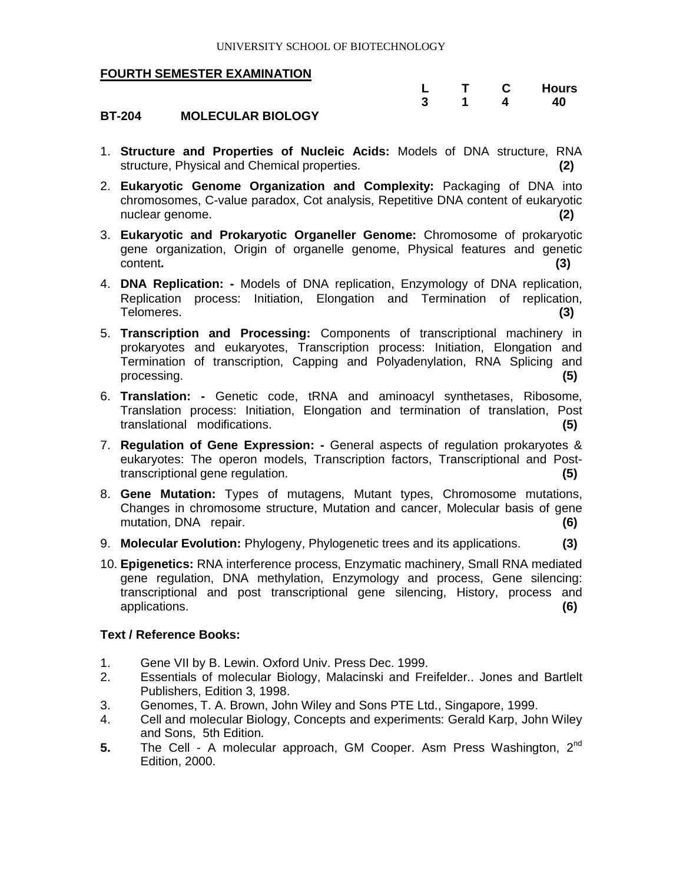UNIVERSITY SCHOOL OF BIOTECHNOLOGY

**FOURTH SEMESTER EXAMINATION**

| | L | T | C | Hours |
|---|---|---|---|---|
| | 3 | 1 | 4 | 40 |

**BT-204 MOLECULAR BIOLOGY**

1. **Structure and Properties of Nucleic Acids:** Models of DNA structure, RNA structure, Physical and Chemical properties. **(2)**
2. **Eukaryotic Genome Organization and Complexity:** Packaging of DNA into chromosomes, C-value paradox, Cot analysis, Repetitive DNA content of eukaryotic nuclear genome. **(2)**
3. **Eukaryotic and Prokaryotic Organeller Genome:** Chromosome of prokaryotic gene organization, Origin of organelle genome, Physical features and genetic content**.** **(3)**
4. **DNA Replication: -** Models of DNA replication, Enzymology of DNA replication, Replication process: Initiation, Elongation and Termination of replication, Telomeres. **(3)**
5. **Transcription and Processing:** Components of transcriptional machinery in prokaryotes and eukaryotes, Transcription process: Initiation, Elongation and Termination of transcription, Capping and Polyadenylation, RNA Splicing and processing. **(5)**
6. **Translation: -** Genetic code, tRNA and aminoacyl synthetases, Ribosome, Translation process: Initiation, Elongation and termination of translation, Post translational modifications. **(5)**
7. **Regulation of Gene Expression: -** General aspects of regulation prokaryotes & eukaryotes: The operon models, Transcription factors, Transcriptional and Post-transcriptional gene regulation. **(5)**
8. **Gene Mutation:** Types of mutagens, Mutant types, Chromosome mutations, Changes in chromosome structure, Mutation and cancer, Molecular basis of gene mutation, DNA repair. **(6)**
9. **Molecular Evolution:** Phylogeny, Phylogenetic trees and its applications. **(3)**
10. **Epigenetics:** RNA interference process, Enzymatic machinery, Small RNA mediated gene regulation, DNA methylation, Enzymology and process, Gene silencing: transcriptional and post transcriptional gene silencing, History, process and applications. **(6)**

**Text / Reference Books:**

1. Gene VII by B. Lewin. Oxford Univ. Press Dec. 1999.
2. Essentials of molecular Biology, Malacinski and Freifelder.. Jones and Bartlelt Publishers, Edition 3, 1998.
3. Genomes, T. A. Brown, John Wiley and Sons PTE Ltd., Singapore, 1999.
4. Cell and molecular Biology, Concepts and experiments: Gerald Karp, John Wiley and Sons, 5th Edition.
5. The Cell - A molecular approach, GM Cooper. Asm Press Washington, 2nd Edition, 2000.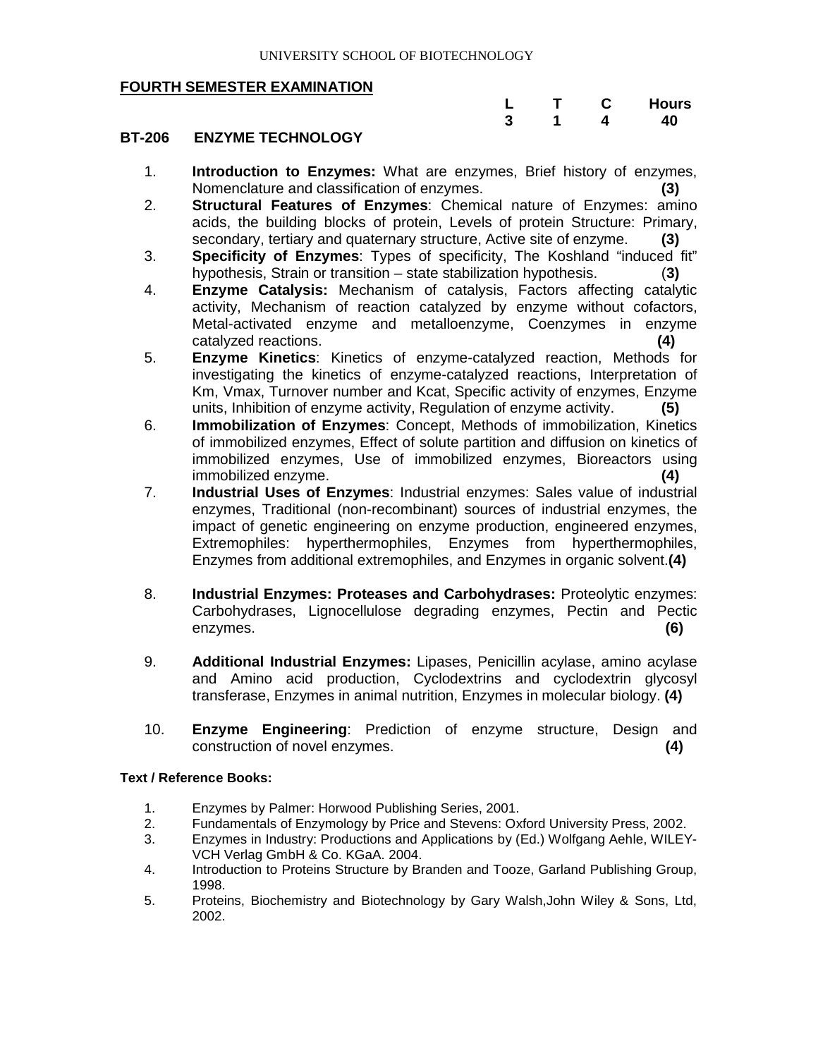UNIVERSITY SCHOOL OF BIOTECHNOLOGY

**FOURTH SEMESTER EXAMINATION**

| L | T | C | Hours |
|---|---|---|---|
| 3 | 1 | 4 | 40 |

## BT-206 ENZYME TECHNOLOGY

1. **Introduction to Enzymes:** What are enzymes, Brief history of enzymes, Nomenclature and classification of enzymes. **(3)**
2. **Structural Features of Enzymes**: Chemical nature of Enzymes: amino acids, the building blocks of protein, Levels of protein Structure: Primary, secondary, tertiary and quaternary structure, Active site of enzyme. **(3)**
3. **Specificity of Enzymes**: Types of specificity, The Koshland "induced fit" hypothesis, Strain or transition – state stabilization hypothesis. (**3)**
4. **Enzyme Catalysis:** Mechanism of catalysis, Factors affecting catalytic activity, Mechanism of reaction catalyzed by enzyme without cofactors, Metal-activated enzyme and metalloenzyme, Coenzymes in enzyme catalyzed reactions. **(4)**
5. **Enzyme Kinetics**: Kinetics of enzyme-catalyzed reaction, Methods for investigating the kinetics of enzyme-catalyzed reactions, Interpretation of Km, Vmax, Turnover number and Kcat, Specific activity of enzymes, Enzyme units, Inhibition of enzyme activity, Regulation of enzyme activity. **(5)**
6. **Immobilization of Enzymes**: Concept, Methods of immobilization, Kinetics of immobilized enzymes, Effect of solute partition and diffusion on kinetics of immobilized enzymes, Use of immobilized enzymes, Bioreactors using immobilized enzyme. **(4)**
7. **Industrial Uses of Enzymes**: Industrial enzymes: Sales value of industrial enzymes, Traditional (non-recombinant) sources of industrial enzymes, the impact of genetic engineering on enzyme production, engineered enzymes, Extremophiles: hyperthermophiles, Enzymes from hyperthermophiles, Enzymes from additional extremophiles, and Enzymes in organic solvent.**(4)**
8. **Industrial Enzymes: Proteases and Carbohydrases:** Proteolytic enzymes: Carbohydrases, Lignocellulose degrading enzymes, Pectin and Pectic enzymes. **(6)**
9. **Additional Industrial Enzymes:** Lipases, Penicillin acylase, amino acylase and Amino acid production, Cyclodextrins and cyclodextrin glycosyl transferase, Enzymes in animal nutrition, Enzymes in molecular biology. **(4)**
10. **Enzyme Engineering**: Prediction of enzyme structure, Design and construction of novel enzymes. **(4)**

**Text / Reference Books:**

1. Enzymes by Palmer: Horwood Publishing Series, 2001.
2. Fundamentals of Enzymology by Price and Stevens: Oxford University Press, 2002.
3. Enzymes in Industry: Productions and Applications by (Ed.) Wolfgang Aehle, WILEY-VCH Verlag GmbH & Co. KGaA. 2004.
4. Introduction to Proteins Structure by Branden and Tooze, Garland Publishing Group, 1998.
5. Proteins, Biochemistry and Biotechnology by Gary Walsh,John Wiley & Sons, Ltd, 2002.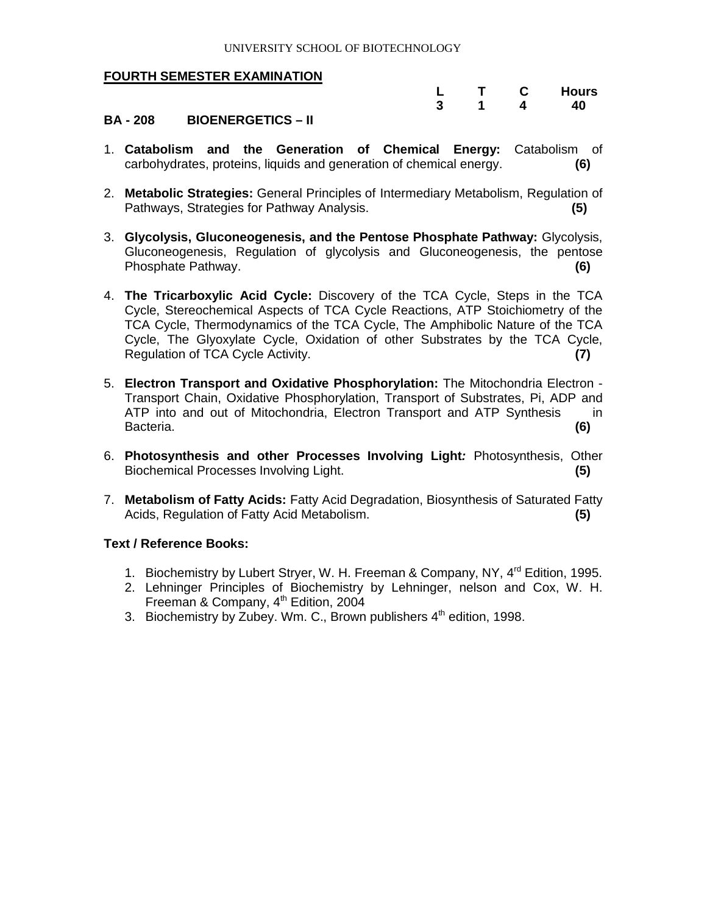UNIVERSITY SCHOOL OF BIOTECHNOLOGY

**FOURTH SEMESTER EXAMINATION**

| L | T | C | Hours |
|---|---|---|---|
| 3 | 1 | 4 | 40 |

**BA - 208 BIOENERGETICS – II**

1. **Catabolism and the Generation of Chemical Energy:** Catabolism of carbohydrates, proteins, liquids and generation of chemical energy. **(6)**

2. **Metabolic Strategies:** General Principles of Intermediary Metabolism, Regulation of Pathways, Strategies for Pathway Analysis. **(5)**

3. **Glycolysis, Gluconeogenesis, and the Pentose Phosphate Pathway:** Glycolysis, Gluconeogenesis, Regulation of glycolysis and Gluconeogenesis, the pentose Phosphate Pathway. **(6)**

4. **The Tricarboxylic Acid Cycle:** Discovery of the TCA Cycle, Steps in the TCA Cycle, Stereochemical Aspects of TCA Cycle Reactions, ATP Stoichiometry of the TCA Cycle, Thermodynamics of the TCA Cycle, The Amphibolic Nature of the TCA Cycle, The Glyoxylate Cycle, Oxidation of other Substrates by the TCA Cycle, Regulation of TCA Cycle Activity. **(7)**

5. **Electron Transport and Oxidative Phosphorylation:** The Mitochondria Electron - Transport Chain, Oxidative Phosphorylation, Transport of Substrates, Pi, ADP and ATP into and out of Mitochondria, Electron Transport and ATP Synthesis in Bacteria. **(6)**

6. **Photosynthesis and other Processes Involving Light:** Photosynthesis, Other Biochemical Processes Involving Light. **(5)**

7. **Metabolism of Fatty Acids:** Fatty Acid Degradation, Biosynthesis of Saturated Fatty Acids, Regulation of Fatty Acid Metabolism. **(5)**

**Text / Reference Books:**

1. Biochemistry by Lubert Stryer, W. H. Freeman & Company, NY, 4rd Edition, 1995.
2. Lehninger Principles of Biochemistry by Lehninger, nelson and Cox, W. H. Freeman & Company, 4th Edition, 2004
3. Biochemistry by Zubey. Wm. C., Brown publishers 4th edition, 1998.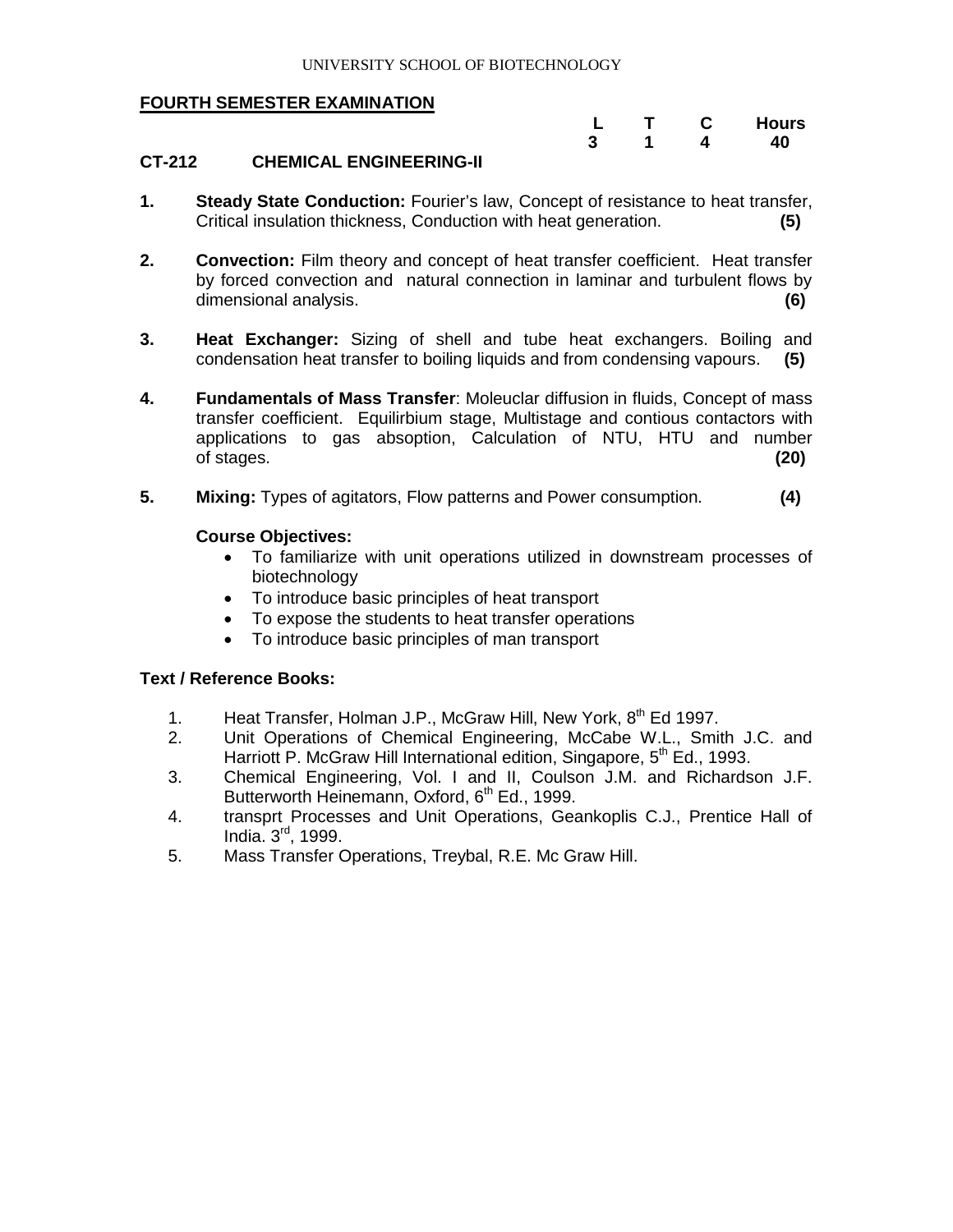## FOURTH SEMESTER EXAMINATION

| | L | T | C | Hours |
|---|---|---|---|---|
| | 3 | 1 | 4 | 40 |

### CT-212 CHEMICAL ENGINEERING-II

1. **Steady State Conduction:** Fourier's law, Concept of resistance to heat transfer, Critical insulation thickness, Conduction with heat generation. **(5)**

2. **Convection:** Film theory and concept of heat transfer coefficient. Heat transfer by forced convection and natural connection in laminar and turbulent flows by dimensional analysis. **(6)**

3. **Heat Exchanger:** Sizing of shell and tube heat exchangers. Boiling and condensation heat transfer to boiling liquids and from condensing vapours. **(5)**

4. **Fundamentals of Mass Transfer**: Moleuclar diffusion in fluids, Concept of mass transfer coefficient. Equilirbium stage, Multistage and contious contactors with applications to gas absoption, Calculation of NTU, HTU and number of stages. **(20)**

5. **Mixing:** Types of agitators, Flow patterns and Power consumption. **(4)**

**Course Objectives:**

- To familiarize with unit operations utilized in downstream processes of biotechnology
- To introduce basic principles of heat transport
- To expose the students to heat transfer operations
- To introduce basic principles of man transport

**Text / Reference Books:**

1. Heat Transfer, Holman J.P., McGraw Hill, New York, 8th Ed 1997.
2. Unit Operations of Chemical Engineering, McCabe W.L., Smith J.C. and Harriott P. McGraw Hill International edition, Singapore, 5th Ed., 1993.
3. Chemical Engineering, Vol. I and II, Coulson J.M. and Richardson J.F. Butterworth Heinemann, Oxford, 6th Ed., 1999.
4. transprt Processes and Unit Operations, Geankoplis C.J., Prentice Hall of India. 3rd, 1999.
5. Mass Transfer Operations, Treybal, R.E. Mc Graw Hill.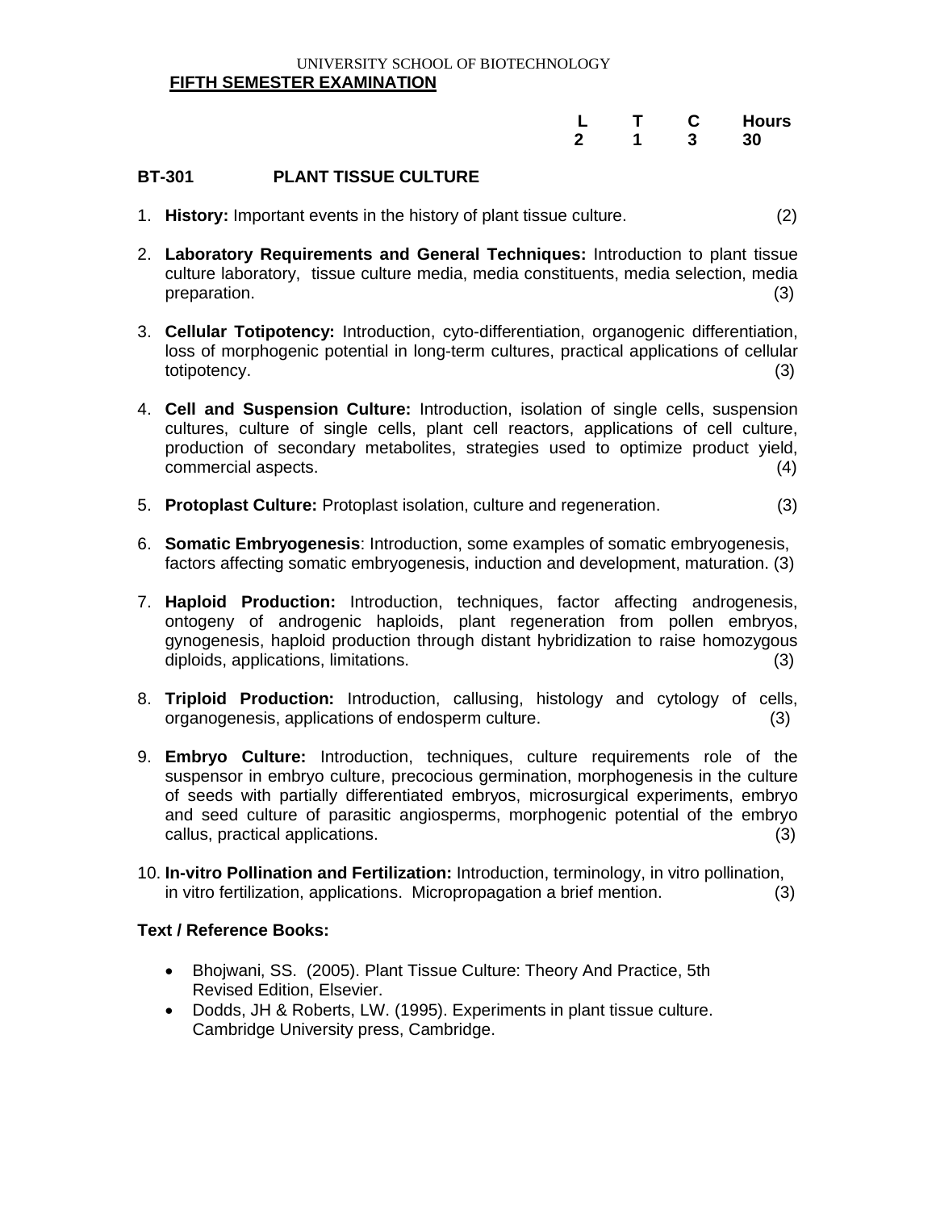UNIVERSITY SCHOOL OF BIOTECHNOLOGY

**FIFTH SEMESTER EXAMINATION**

| L | T | C | Hours |
|---|---|---|---|
| 2 | 1 | 3 | 30 |

**BT-301 PLANT TISSUE CULTURE**

1. **History:** Important events in the history of plant tissue culture. (2)

2. **Laboratory Requirements and General Techniques:** Introduction to plant tissue culture laboratory, tissue culture media, media constituents, media selection, media preparation. (3)

3. **Cellular Totipotency:** Introduction, cyto-differentiation, organogenic differentiation, loss of morphogenic potential in long-term cultures, practical applications of cellular totipotency. (3)

4. **Cell and Suspension Culture:** Introduction, isolation of single cells, suspension cultures, culture of single cells, plant cell reactors, applications of cell culture, production of secondary metabolites, strategies used to optimize product yield, commercial aspects. (4)

5. **Protoplast Culture:** Protoplast isolation, culture and regeneration. (3)

6. **Somatic Embryogenesis**: Introduction, some examples of somatic embryogenesis, factors affecting somatic embryogenesis, induction and development, maturation. (3)

7. **Haploid Production:** Introduction, techniques, factor affecting androgenesis, ontogeny of androgenic haploids, plant regeneration from pollen embryos, gynogenesis, haploid production through distant hybridization to raise homozygous diploids, applications, limitations. (3)

8. **Triploid Production:** Introduction, callusing, histology and cytology of cells, organogenesis, applications of endosperm culture. (3)

9. **Embryo Culture:** Introduction, techniques, culture requirements role of the suspensor in embryo culture, precocious germination, morphogenesis in the culture of seeds with partially differentiated embryos, microsurgical experiments, embryo and seed culture of parasitic angiosperms, morphogenic potential of the embryo callus, practical applications. (3)

10. **In-vitro Pollination and Fertilization:** Introduction, terminology, in vitro pollination, in vitro fertilization, applications. Micropropagation a brief mention. (3)

**Text / Reference Books:**

- Bhojwani, SS. (2005). Plant Tissue Culture: Theory And Practice, 5th Revised Edition, Elsevier.
- Dodds, JH & Roberts, LW. (1995). Experiments in plant tissue culture. Cambridge University press, Cambridge.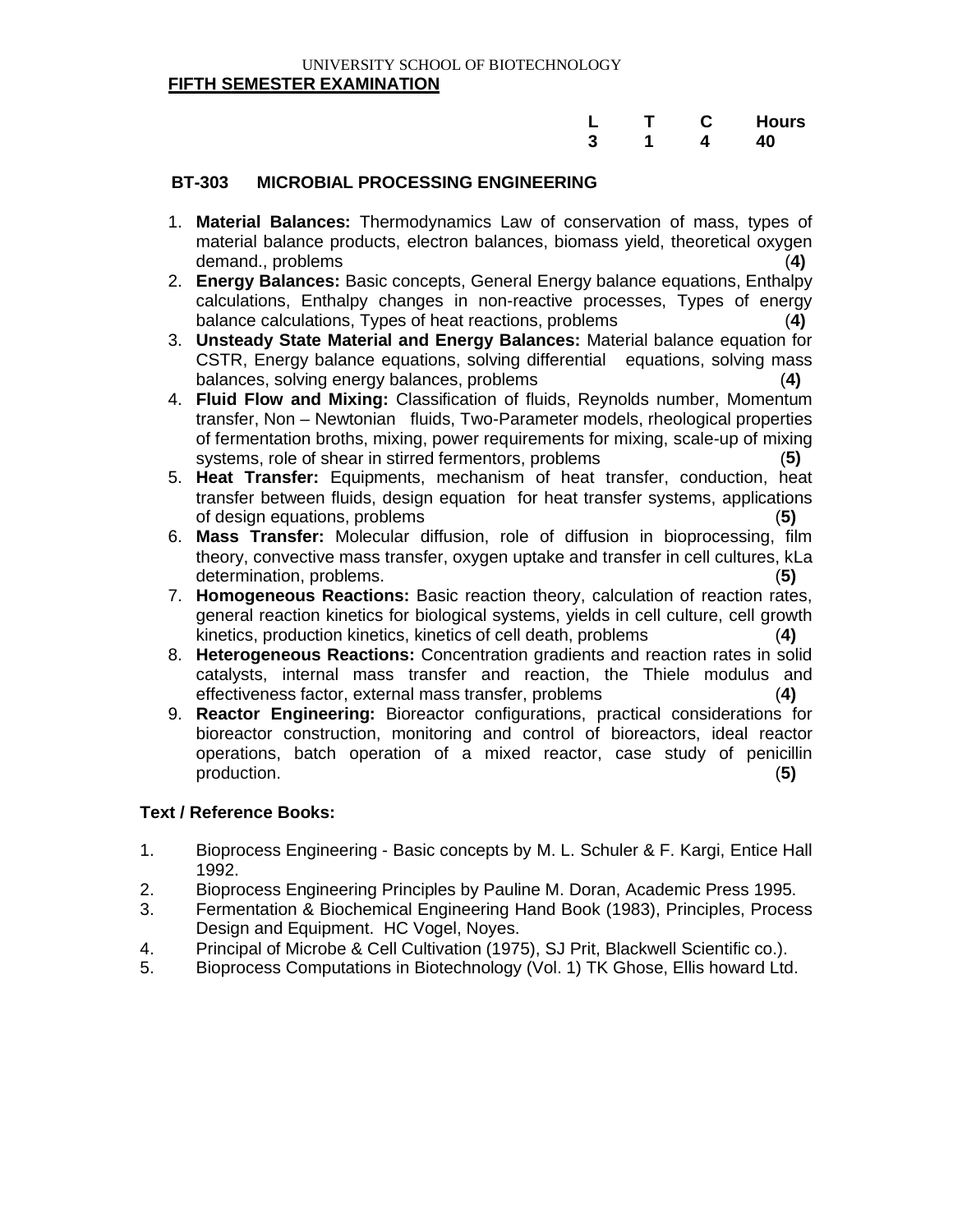UNIVERSITY SCHOOL OF BIOTECHNOLOGY

**FIFTH SEMESTER EXAMINATION**

| L | T | C | Hours |
|---|---|---|---|
| 3 | 1 | 4 | 40 |

## BT-303 MICROBIAL PROCESSING ENGINEERING

1. **Material Balances:** Thermodynamics Law of conservation of mass, types of material balance products, electron balances, biomass yield, theoretical oxygen demand., problems (**4)**
2. **Energy Balances:** Basic concepts, General Energy balance equations, Enthalpy calculations, Enthalpy changes in non-reactive processes, Types of energy balance calculations, Types of heat reactions, problems (**4)**
3. **Unsteady State Material and Energy Balances:** Material balance equation for CSTR, Energy balance equations, solving differential equations, solving mass balances, solving energy balances, problems (**4)**
4. **Fluid Flow and Mixing:** Classification of fluids, Reynolds number, Momentum transfer, Non – Newtonian fluids, Two-Parameter models, rheological properties of fermentation broths, mixing, power requirements for mixing, scale-up of mixing systems, role of shear in stirred fermentors, problems (**5)**
5. **Heat Transfer:** Equipments, mechanism of heat transfer, conduction, heat transfer between fluids, design equation for heat transfer systems, applications of design equations, problems (**5)**
6. **Mass Transfer:** Molecular diffusion, role of diffusion in bioprocessing, film theory, convective mass transfer, oxygen uptake and transfer in cell cultures, kLa determination, problems. (**5)**
7. **Homogeneous Reactions:** Basic reaction theory, calculation of reaction rates, general reaction kinetics for biological systems, yields in cell culture, cell growth kinetics, production kinetics, kinetics of cell death, problems (**4)**
8. **Heterogeneous Reactions:** Concentration gradients and reaction rates in solid catalysts, internal mass transfer and reaction, the Thiele modulus and effectiveness factor, external mass transfer, problems (**4)**
9. **Reactor Engineering:** Bioreactor configurations, practical considerations for bioreactor construction, monitoring and control of bioreactors, ideal reactor operations, batch operation of a mixed reactor, case study of penicillin production. (**5)**

**Text / Reference Books:**

1. Bioprocess Engineering - Basic concepts by M. L. Schuler & F. Kargi, Entice Hall 1992.
2. Bioprocess Engineering Principles by Pauline M. Doran, Academic Press 1995.
3. Fermentation & Biochemical Engineering Hand Book (1983), Principles, Process Design and Equipment. HC Vogel, Noyes.
4. Principal of Microbe & Cell Cultivation (1975), SJ Prit, Blackwell Scientific co.).
5. Bioprocess Computations in Biotechnology (Vol. 1) TK Ghose, Ellis howard Ltd.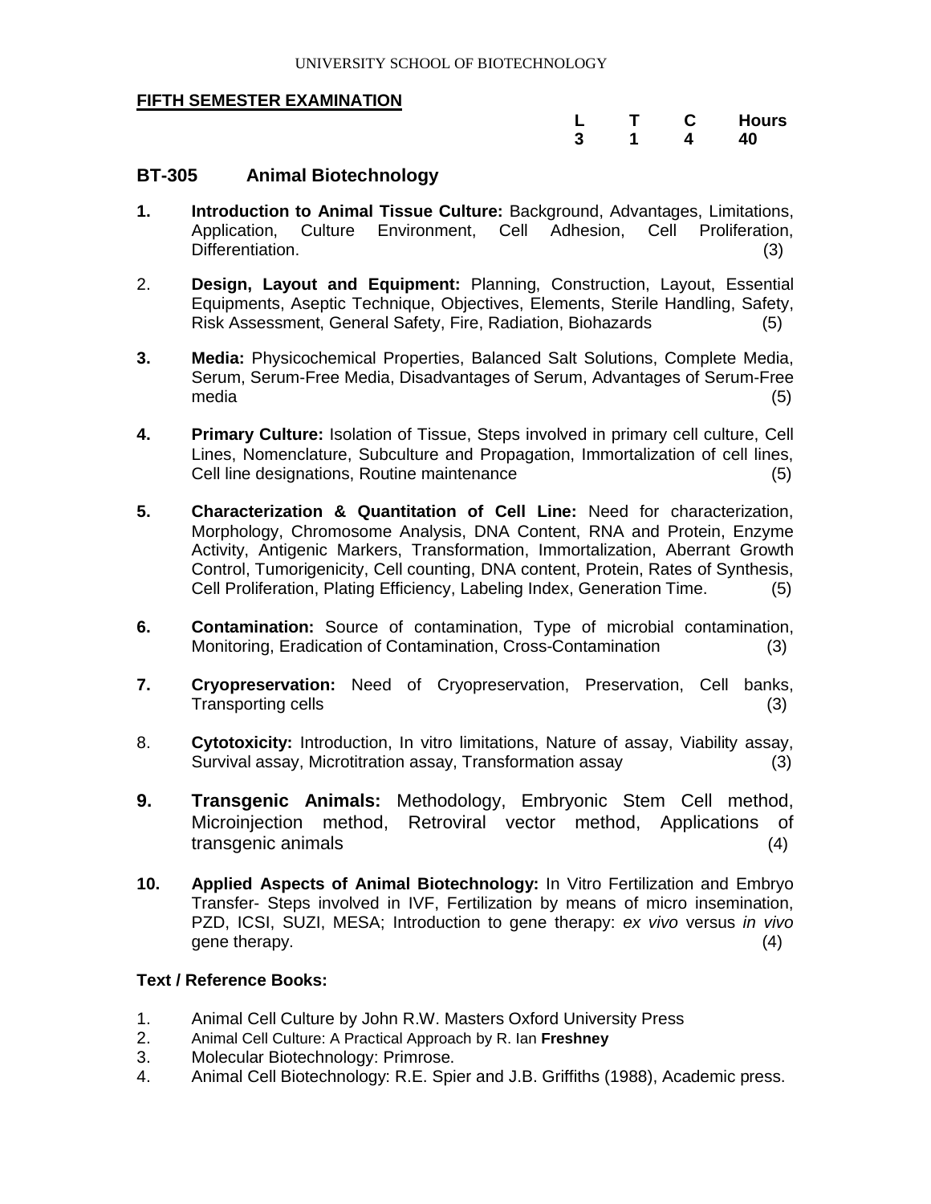UNIVERSITY SCHOOL OF BIOTECHNOLOGY

**FIFTH SEMESTER EXAMINATION**

| L | T | C | Hours |
|---|---|---|---|
| 3 | 1 | 4 | 40 |

## BT-305 Animal Biotechnology

1. **Introduction to Animal Tissue Culture:** Background, Advantages, Limitations, Application, Culture Environment, Cell Adhesion, Cell Proliferation, Differentiation. (3)

2. **Design, Layout and Equipment:** Planning, Construction, Layout, Essential Equipments, Aseptic Technique, Objectives, Elements, Sterile Handling, Safety, Risk Assessment, General Safety, Fire, Radiation, Biohazards (5)

3. **Media:** Physicochemical Properties, Balanced Salt Solutions, Complete Media, Serum, Serum-Free Media, Disadvantages of Serum, Advantages of Serum-Free media (5)

4. **Primary Culture:** Isolation of Tissue, Steps involved in primary cell culture, Cell Lines, Nomenclature, Subculture and Propagation, Immortalization of cell lines, Cell line designations, Routine maintenance (5)

5. **Characterization & Quantitation of Cell Line:** Need for characterization, Morphology, Chromosome Analysis, DNA Content, RNA and Protein, Enzyme Activity, Antigenic Markers, Transformation, Immortalization, Aberrant Growth Control, Tumorigenicity, Cell counting, DNA content, Protein, Rates of Synthesis, Cell Proliferation, Plating Efficiency, Labeling Index, Generation Time. (5)

6. **Contamination:** Source of contamination, Type of microbial contamination, Monitoring, Eradication of Contamination, Cross-Contamination (3)

7. **Cryopreservation:** Need of Cryopreservation, Preservation, Cell banks, Transporting cells (3)

8. **Cytotoxicity:** Introduction, In vitro limitations, Nature of assay, Viability assay, Survival assay, Microtitration assay, Transformation assay (3)

9. **Transgenic Animals:** Methodology, Embryonic Stem Cell method, Microinjection method, Retroviral vector method, Applications of transgenic animals (4)

10. **Applied Aspects of Animal Biotechnology:** In Vitro Fertilization and Embryo Transfer- Steps involved in IVF, Fertilization by means of micro insemination, PZD, ICSI, SUZI, MESA; Introduction to gene therapy: *ex vivo* versus *in vivo* gene therapy. (4)

### Text / Reference Books:

1. Animal Cell Culture by John R.W. Masters Oxford University Press
2. Animal Cell Culture: A Practical Approach by R. Ian **Freshney**
3. Molecular Biotechnology: Primrose.
4. Animal Cell Biotechnology: R.E. Spier and J.B. Griffiths (1988), Academic press.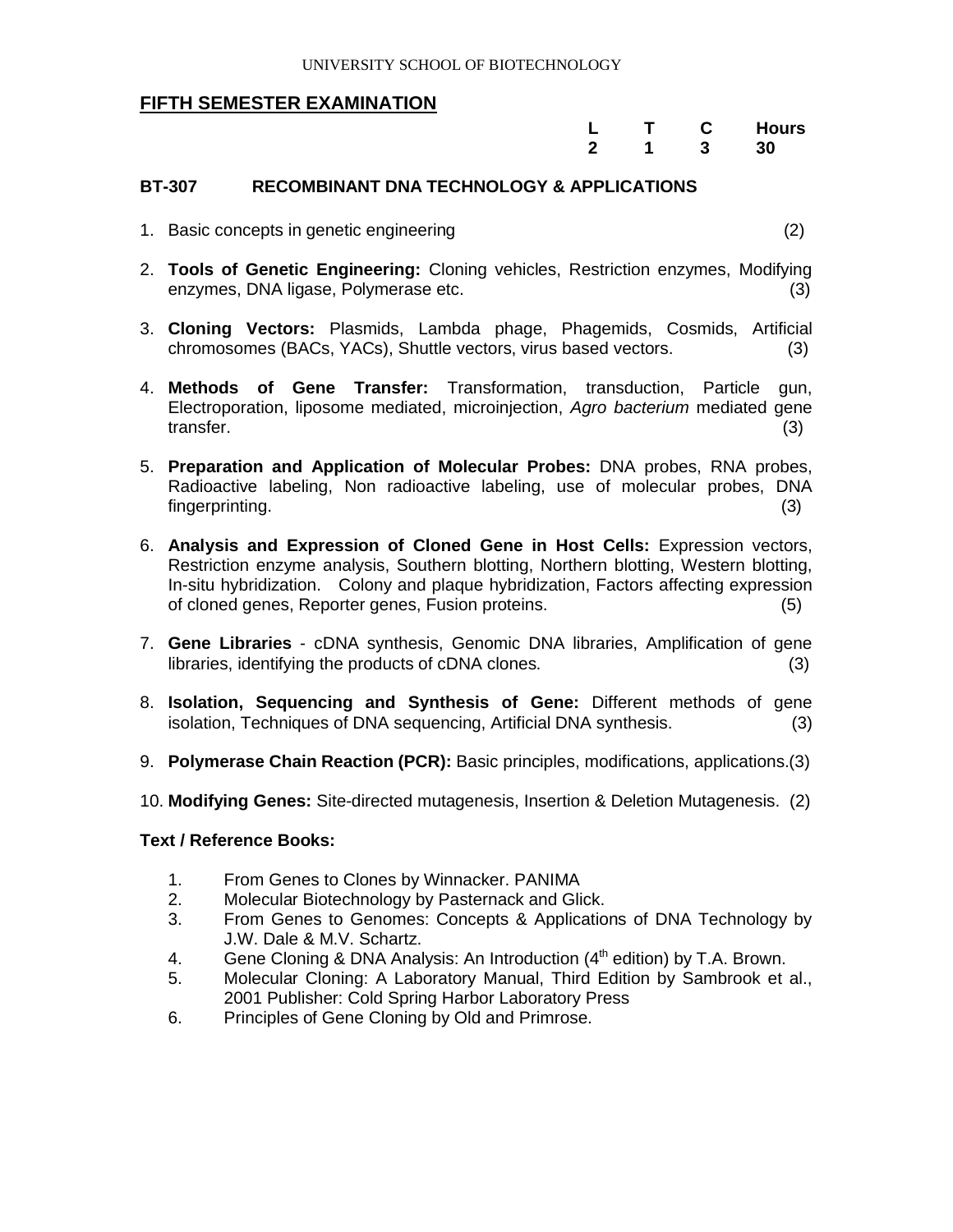## FIFTH SEMESTER EXAMINATION

| L | T | C | Hours |
|---|---|---|---|
| 2 | 1 | 3 | 30 |

### BT-307 RECOMBINANT DNA TECHNOLOGY & APPLICATIONS

1. Basic concepts in genetic engineering (2)
2. **Tools of Genetic Engineering:** Cloning vehicles, Restriction enzymes, Modifying enzymes, DNA ligase, Polymerase etc. (3)
3. **Cloning Vectors:** Plasmids, Lambda phage, Phagemids, Cosmids, Artificial chromosomes (BACs, YACs), Shuttle vectors, virus based vectors. (3)
4. **Methods of Gene Transfer:** Transformation, transduction, Particle gun, Electroporation, liposome mediated, microinjection, *Agro bacterium* mediated gene transfer. (3)
5. **Preparation and Application of Molecular Probes:** DNA probes, RNA probes, Radioactive labeling, Non radioactive labeling, use of molecular probes, DNA fingerprinting. (3)
6. **Analysis and Expression of Cloned Gene in Host Cells:** Expression vectors, Restriction enzyme analysis, Southern blotting, Northern blotting, Western blotting, In-situ hybridization. Colony and plaque hybridization, Factors affecting expression of cloned genes, Reporter genes, Fusion proteins. (5)
7. **Gene Libraries** - cDNA synthesis, Genomic DNA libraries, Amplification of gene libraries, identifying the products of cDNA clones. (3)
8. **Isolation, Sequencing and Synthesis of Gene:** Different methods of gene isolation, Techniques of DNA sequencing, Artificial DNA synthesis. (3)
9. **Polymerase Chain Reaction (PCR):** Basic principles, modifications, applications.(3)
10. **Modifying Genes:** Site-directed mutagenesis, Insertion & Deletion Mutagenesis. (2)

**Text / Reference Books:**

1. From Genes to Clones by Winnacker. PANIMA
2. Molecular Biotechnology by Pasternack and Glick.
3. From Genes to Genomes: Concepts & Applications of DNA Technology by J.W. Dale & M.V. Schartz.
4. Gene Cloning & DNA Analysis: An Introduction (4th edition) by T.A. Brown.
5. Molecular Cloning: A Laboratory Manual, Third Edition by Sambrook et al., 2001 Publisher: Cold Spring Harbor Laboratory Press
6. Principles of Gene Cloning by Old and Primrose.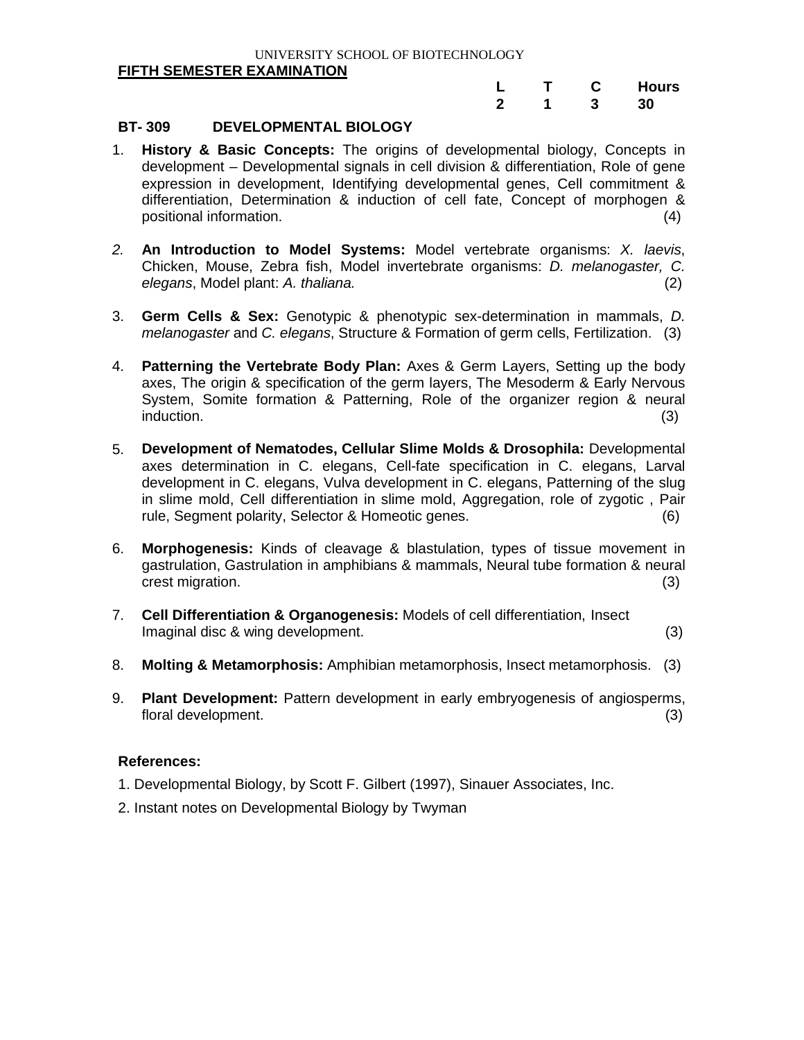UNIVERSITY SCHOOL OF BIOTECHNOLOGY

**FIFTH SEMESTER EXAMINATION**

| L | T | C | Hours |
|---|---|---|---|
| 2 | 1 | 3 | 30 |

**BT- 309 DEVELOPMENTAL BIOLOGY**

1. **History & Basic Concepts:** The origins of developmental biology, Concepts in development – Developmental signals in cell division & differentiation, Role of gene expression in development, Identifying developmental genes, Cell commitment & differentiation, Determination & induction of cell fate, Concept of morphogen & positional information. (4)

2. **An Introduction to Model Systems:** Model vertebrate organisms: *X. laevis*, Chicken, Mouse, Zebra fish, Model invertebrate organisms: *D. melanogaster, C. elegans*, Model plant: *A. thaliana.* (2)

3. **Germ Cells & Sex:** Genotypic & phenotypic sex-determination in mammals, *D. melanogaster* and *C. elegans*, Structure & Formation of germ cells, Fertilization. (3)

4. **Patterning the Vertebrate Body Plan:** Axes & Germ Layers, Setting up the body axes, The origin & specification of the germ layers, The Mesoderm & Early Nervous System, Somite formation & Patterning, Role of the organizer region & neural induction. (3)

5. **Development of Nematodes, Cellular Slime Molds & Drosophila:** Developmental axes determination in C. elegans, Cell-fate specification in C. elegans, Larval development in C. elegans, Vulva development in C. elegans, Patterning of the slug in slime mold, Cell differentiation in slime mold, Aggregation, role of zygotic , Pair rule, Segment polarity, Selector & Homeotic genes. (6)

6. **Morphogenesis:** Kinds of cleavage & blastulation, types of tissue movement in gastrulation, Gastrulation in amphibians & mammals, Neural tube formation & neural crest migration. (3)

7. **Cell Differentiation & Organogenesis:** Models of cell differentiation, Insect Imaginal disc & wing development. (3)

8. **Molting & Metamorphosis:** Amphibian metamorphosis, Insect metamorphosis. (3)

9. **Plant Development:** Pattern development in early embryogenesis of angiosperms, floral development. (3)

**References:**

1. Developmental Biology, by Scott F. Gilbert (1997), Sinauer Associates, Inc.
2. Instant notes on Developmental Biology by Twyman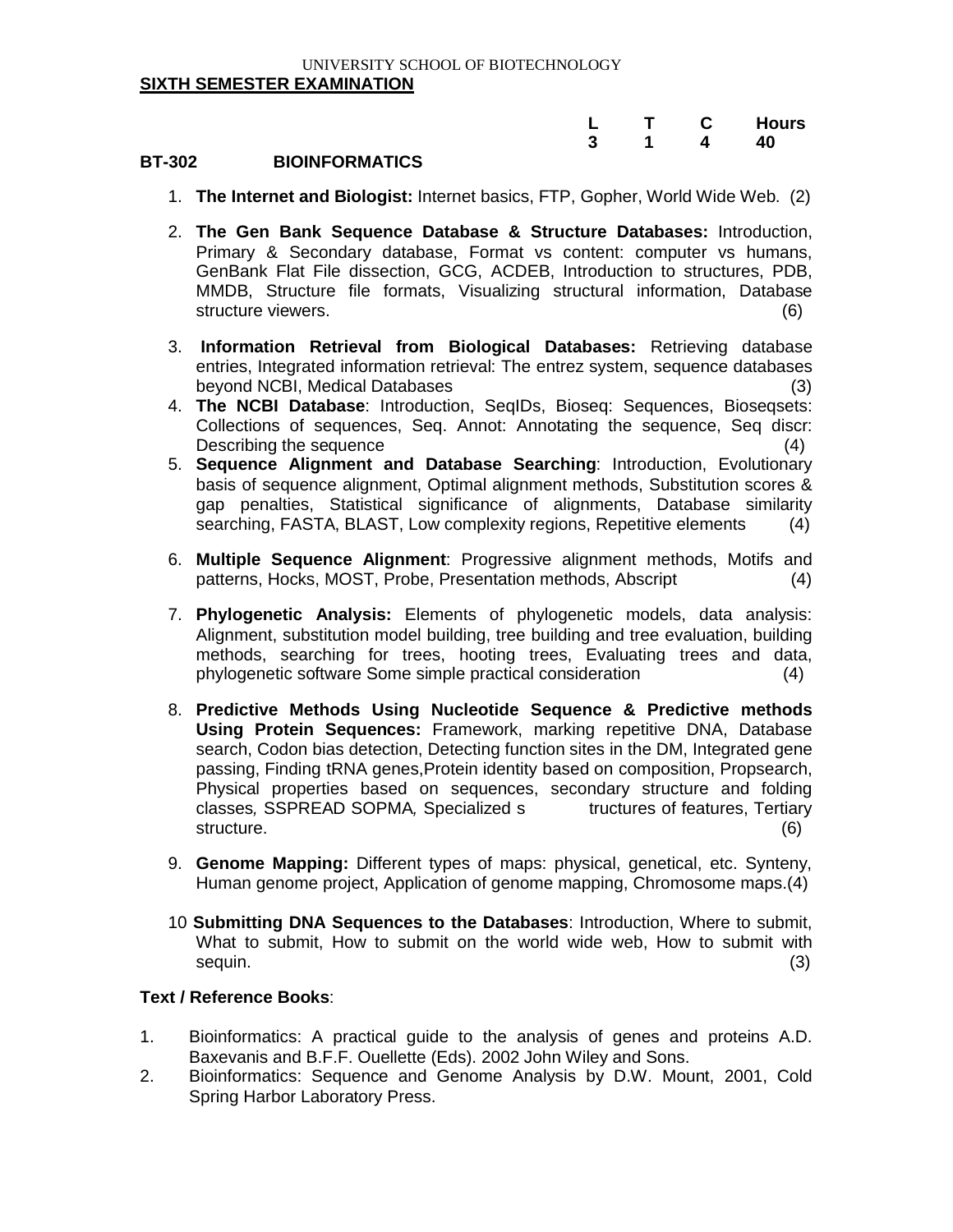UNIVERSITY SCHOOL OF BIOTECHNOLOGY

**SIXTH SEMESTER EXAMINATION**

| | L | T | C | Hours |
|---|---|---|---|---|
| | 3 | 1 | 4 | 40 |

**BT-302 BIOINFORMATICS**

1. **The Internet and Biologist:** Internet basics, FTP, Gopher, World Wide Web. (2)

2. **The Gen Bank Sequence Database & Structure Databases:** Introduction, Primary & Secondary database, Format vs content: computer vs humans, GenBank Flat File dissection, GCG, ACDEB, Introduction to structures, PDB, MMDB, Structure file formats, Visualizing structural information, Database structure viewers. (6)

3. **Information Retrieval from Biological Databases:** Retrieving database entries, Integrated information retrieval: The entrez system, sequence databases beyond NCBI, Medical Databases (3)

4. **The NCBI Database**: Introduction, SeqIDs, Bioseq: Sequences, Bioseqsets: Collections of sequences, Seq. Annot: Annotating the sequence, Seq discr: Describing the sequence (4)

5. **Sequence Alignment and Database Searching**: Introduction, Evolutionary basis of sequence alignment, Optimal alignment methods, Substitution scores & gap penalties, Statistical significance of alignments, Database similarity searching, FASTA, BLAST, Low complexity regions, Repetitive elements (4)

6. **Multiple Sequence Alignment**: Progressive alignment methods, Motifs and patterns, Hocks, MOST, Probe, Presentation methods, Abscript (4)

7. **Phylogenetic Analysis:** Elements of phylogenetic models, data analysis: Alignment, substitution model building, tree building and tree evaluation, building methods, searching for trees, hooting trees, Evaluating trees and data, phylogenetic software Some simple practical consideration (4)

8. **Predictive Methods Using Nucleotide Sequence & Predictive methods Using Protein Sequences:** Framework, marking repetitive DNA, Database search, Codon bias detection, Detecting function sites in the DM, Integrated gene passing, Finding tRNA genes,Protein identity based on composition, Propsearch, Physical properties based on sequences, secondary structure and folding classes*,* SSPREAD SOPMA*,* Specialized s tructures of features, Tertiary structure. (6)

9. **Genome Mapping:** Different types of maps: physical, genetical, etc. Synteny, Human genome project, Application of genome mapping, Chromosome maps.(4)

10. **Submitting DNA Sequences to the Databases**: Introduction, Where to submit, What to submit, How to submit on the world wide web, How to submit with sequin. (3)

**Text / Reference Books**:

1. Bioinformatics: A practical guide to the analysis of genes and proteins A.D. Baxevanis and B.F.F. Ouellette (Eds). 2002 John Wiley and Sons.
2. Bioinformatics: Sequence and Genome Analysis by D.W. Mount, 2001, Cold Spring Harbor Laboratory Press.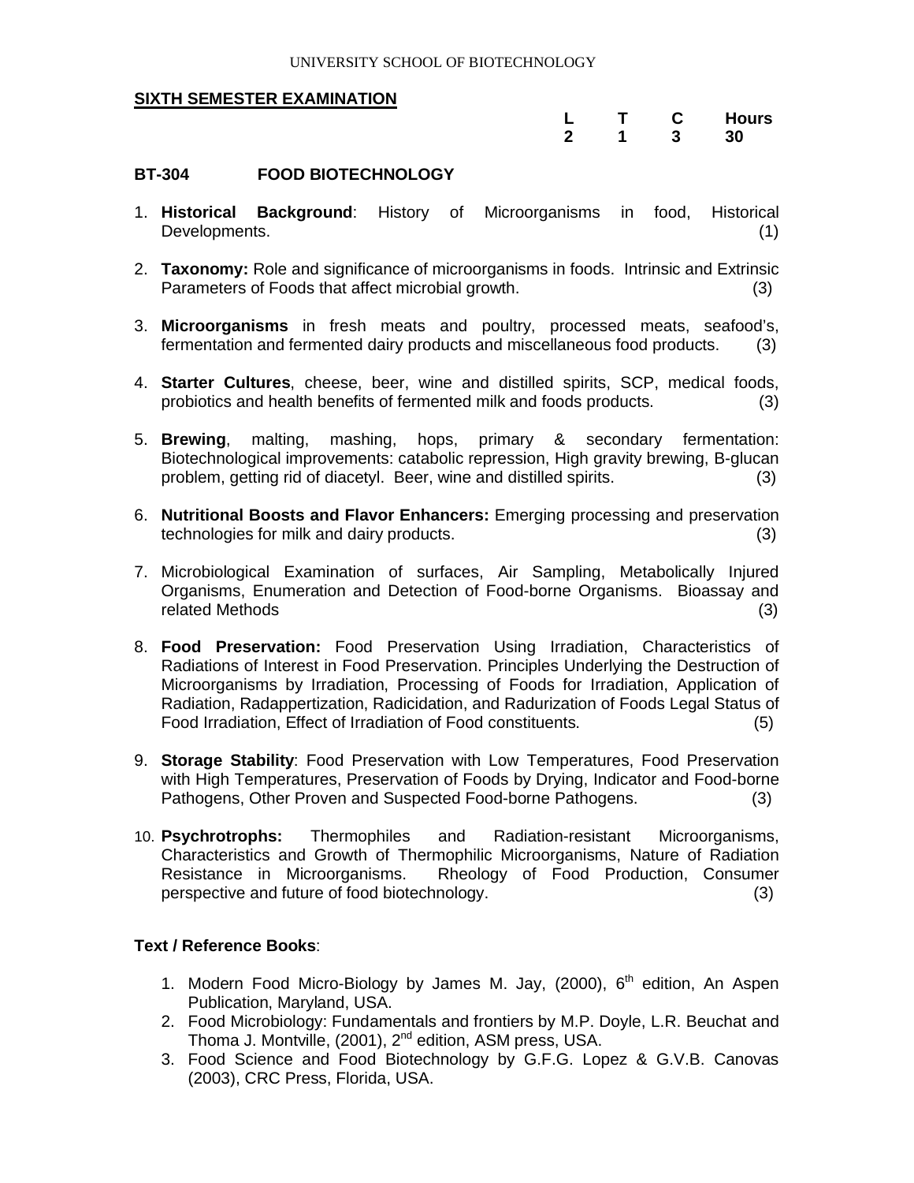UNIVERSITY SCHOOL OF BIOTECHNOLOGY

**SIXTH SEMESTER EXAMINATION**

| L | T | C | Hours |
|---|---|---|---|
| 2 | 1 | 3 | 30 |

**BT-304 FOOD BIOTECHNOLOGY**

1. **Historical Background**: History of Microorganisms in food, Historical Developments. (1)

2. **Taxonomy:** Role and significance of microorganisms in foods. Intrinsic and Extrinsic Parameters of Foods that affect microbial growth. (3)

3. **Microorganisms** in fresh meats and poultry, processed meats, seafood's, fermentation and fermented dairy products and miscellaneous food products. (3)

4. **Starter Cultures**, cheese, beer, wine and distilled spirits, SCP, medical foods, probiotics and health benefits of fermented milk and foods products. (3)

5. **Brewing**, malting, mashing, hops, primary & secondary fermentation: Biotechnological improvements: catabolic repression, High gravity brewing, B-glucan problem, getting rid of diacetyl. Beer, wine and distilled spirits. (3)

6. **Nutritional Boosts and Flavor Enhancers:** Emerging processing and preservation technologies for milk and dairy products. (3)

7. Microbiological Examination of surfaces, Air Sampling, Metabolically Injured Organisms, Enumeration and Detection of Food-borne Organisms. Bioassay and related Methods (3)

8. **Food Preservation:** Food Preservation Using Irradiation, Characteristics of Radiations of Interest in Food Preservation. Principles Underlying the Destruction of Microorganisms by Irradiation, Processing of Foods for Irradiation, Application of Radiation, Radappertization, Radicidation, and Radurization of Foods Legal Status of Food Irradiation, Effect of Irradiation of Food constituents. (5)

9. **Storage Stability**: Food Preservation with Low Temperatures, Food Preservation with High Temperatures, Preservation of Foods by Drying, Indicator and Food-borne Pathogens, Other Proven and Suspected Food-borne Pathogens. (3)

10. **Psychrotrophs:** Thermophiles and Radiation-resistant Microorganisms, Characteristics and Growth of Thermophilic Microorganisms, Nature of Radiation Resistance in Microorganisms. Rheology of Food Production, Consumer perspective and future of food biotechnology. (3)

**Text / Reference Books**:

1. Modern Food Micro-Biology by James M. Jay, (2000), 6th edition, An Aspen Publication, Maryland, USA.
2. Food Microbiology: Fundamentals and frontiers by M.P. Doyle, L.R. Beuchat and Thoma J. Montville, (2001), 2nd edition, ASM press, USA.
3. Food Science and Food Biotechnology by G.F.G. Lopez & G.V.B. Canovas (2003), CRC Press, Florida, USA.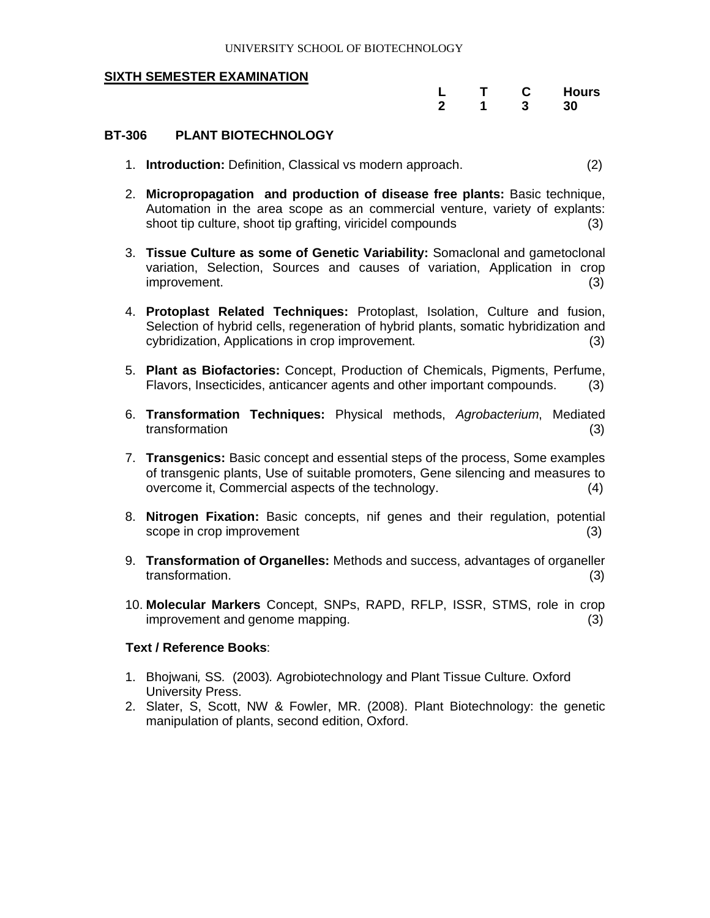UNIVERSITY SCHOOL OF BIOTECHNOLOGY

**SIXTH SEMESTER EXAMINATION**

| L | T | C | Hours |
|---|---|---|---|
| 2 | 1 | 3 | 30 |

## BT-306 PLANT BIOTECHNOLOGY

1. **Introduction:** Definition, Classical vs modern approach. (2)

2. **Micropropagation and production of disease free plants:** Basic technique, Automation in the area scope as an commercial venture, variety of explants: shoot tip culture, shoot tip grafting, viricidel compounds (3)

3. **Tissue Culture as some of Genetic Variability:** Somaclonal and gametoclonal variation, Selection, Sources and causes of variation, Application in crop improvement. (3)

4. **Protoplast Related Techniques:** Protoplast, Isolation, Culture and fusion, Selection of hybrid cells, regeneration of hybrid plants, somatic hybridization and cybridization, Applications in crop improvement. (3)

5. **Plant as Biofactories:** Concept, Production of Chemicals, Pigments, Perfume, Flavors, Insecticides, anticancer agents and other important compounds. (3)

6. **Transformation Techniques:** Physical methods, *Agrobacterium*, Mediated transformation (3)

7. **Transgenics:** Basic concept and essential steps of the process, Some examples of transgenic plants, Use of suitable promoters, Gene silencing and measures to overcome it, Commercial aspects of the technology. (4)

8. **Nitrogen Fixation:** Basic concepts, nif genes and their regulation, potential scope in crop improvement (3)

9. **Transformation of Organelles:** Methods and success, advantages of organeller transformation. (3)

10. **Molecular Markers** Concept, SNPs, RAPD, RFLP, ISSR, STMS, role in crop improvement and genome mapping. (3)

**Text / Reference Books**:

1. Bhojwani, SS. (2003). Agrobiotechnology and Plant Tissue Culture. Oxford University Press.
2. Slater, S, Scott, NW & Fowler, MR. (2008). Plant Biotechnology: the genetic manipulation of plants, second edition, Oxford.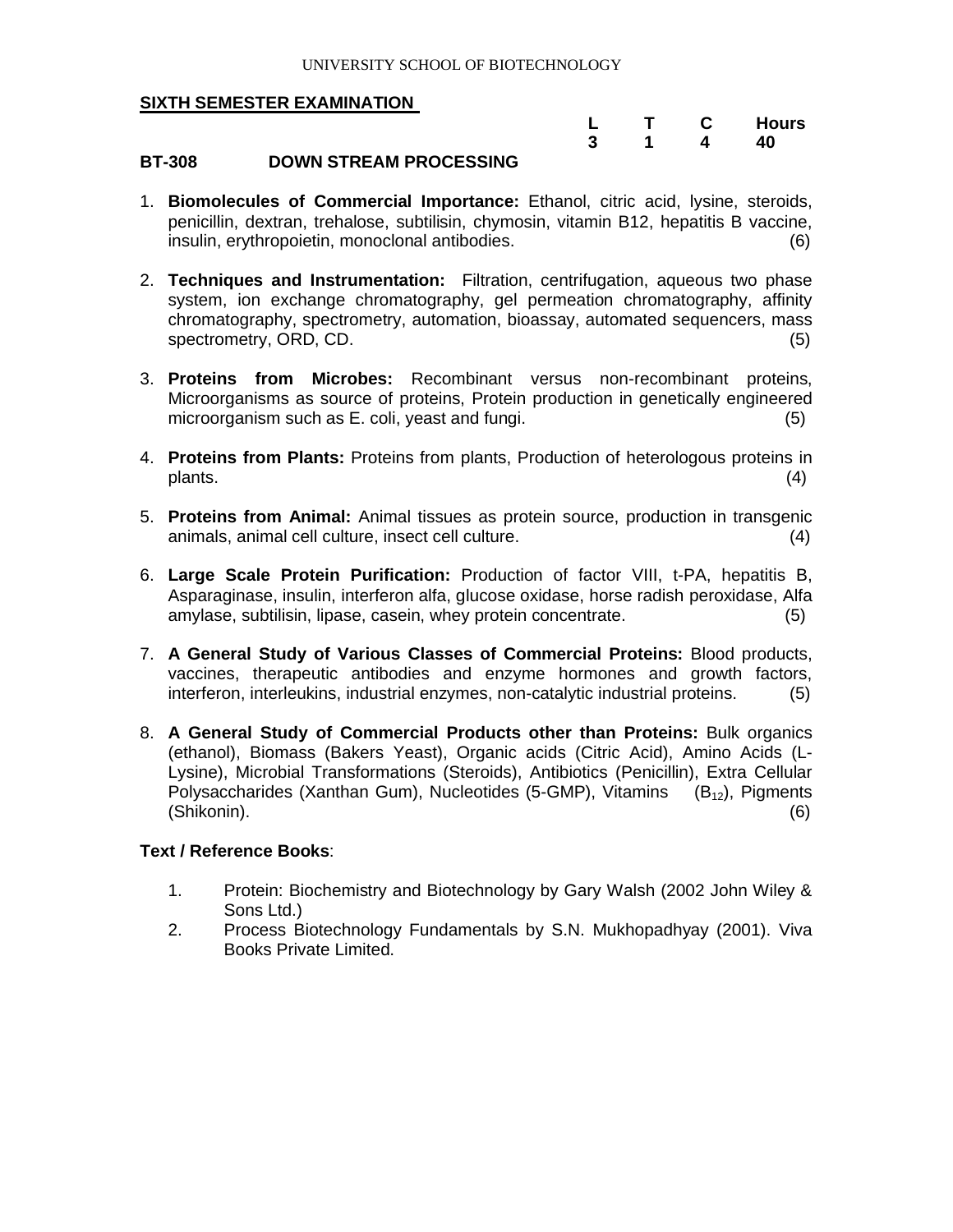UNIVERSITY SCHOOL OF BIOTECHNOLOGY

**SIXTH SEMESTER EXAMINATION**

| | L | T | C | Hours |
|---|---|---|---|---|
| | 3 | 1 | 4 | 40 |

**BT-308 DOWN STREAM PROCESSING**

1. **Biomolecules of Commercial Importance:** Ethanol, citric acid, lysine, steroids, penicillin, dextran, trehalose, subtilisin, chymosin, vitamin B12, hepatitis B vaccine, insulin, erythropoietin, monoclonal antibodies. (6)

2. **Techniques and Instrumentation:** Filtration, centrifugation, aqueous two phase system, ion exchange chromatography, gel permeation chromatography, affinity chromatography, spectrometry, automation, bioassay, automated sequencers, mass spectrometry, ORD, CD. (5)

3. **Proteins from Microbes:** Recombinant versus non-recombinant proteins, Microorganisms as source of proteins, Protein production in genetically engineered microorganism such as E. coli, yeast and fungi. (5)

4. **Proteins from Plants:** Proteins from plants, Production of heterologous proteins in plants. (4)

5. **Proteins from Animal:** Animal tissues as protein source, production in transgenic animals, animal cell culture, insect cell culture. (4)

6. **Large Scale Protein Purification:** Production of factor VIII, t-PA, hepatitis B, Asparaginase, insulin, interferon alfa, glucose oxidase, horse radish peroxidase, Alfa amylase, subtilisin, lipase, casein, whey protein concentrate. (5)

7. **A General Study of Various Classes of Commercial Proteins:** Blood products, vaccines, therapeutic antibodies and enzyme hormones and growth factors, interferon, interleukins, industrial enzymes, non-catalytic industrial proteins. (5)

8. **A General Study of Commercial Products other than Proteins:** Bulk organics (ethanol), Biomass (Bakers Yeast), Organic acids (Citric Acid), Amino Acids (L-Lysine), Microbial Transformations (Steroids), Antibiotics (Penicillin), Extra Cellular Polysaccharides (Xanthan Gum), Nucleotides (5-GMP), Vitamins ($B_{12}$), Pigments (Shikonin). (6)

**Text / Reference Books**:

1. Protein: Biochemistry and Biotechnology by Gary Walsh (2002 John Wiley & Sons Ltd.)
2. Process Biotechnology Fundamentals by S.N. Mukhopadhyay (2001). Viva Books Private Limited.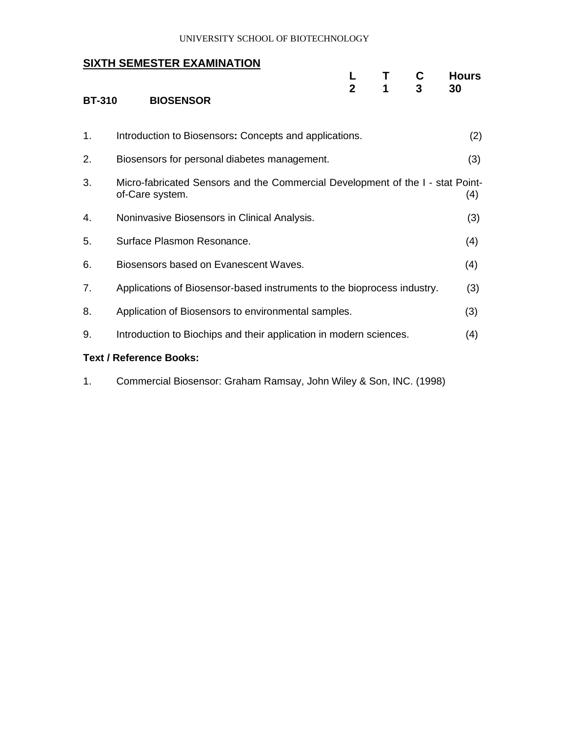## SIXTH SEMESTER EXAMINATION

| | L | T | C | Hours |
|---|---|---|---|---|
| **BT-310 BIOSENSOR** | **2** | **1** | **3** | **30** |

1. Introduction to Biosensors**:** Concepts and applications. (2)
2. Biosensors for personal diabetes management. (3)
3. Micro-fabricated Sensors and the Commercial Development of the I - stat Point-of-Care system. (4)
4. Noninvasive Biosensors in Clinical Analysis. (3)
5. Surface Plasmon Resonance. (4)
6. Biosensors based on Evanescent Waves. (4)
7. Applications of Biosensor-based instruments to the bioprocess industry. (3)
8. Application of Biosensors to environmental samples. (3)
9. Introduction to Biochips and their application in modern sciences. (4)

**Text / Reference Books:**

1. Commercial Biosensor: Graham Ramsay, John Wiley & Son, INC. (1998)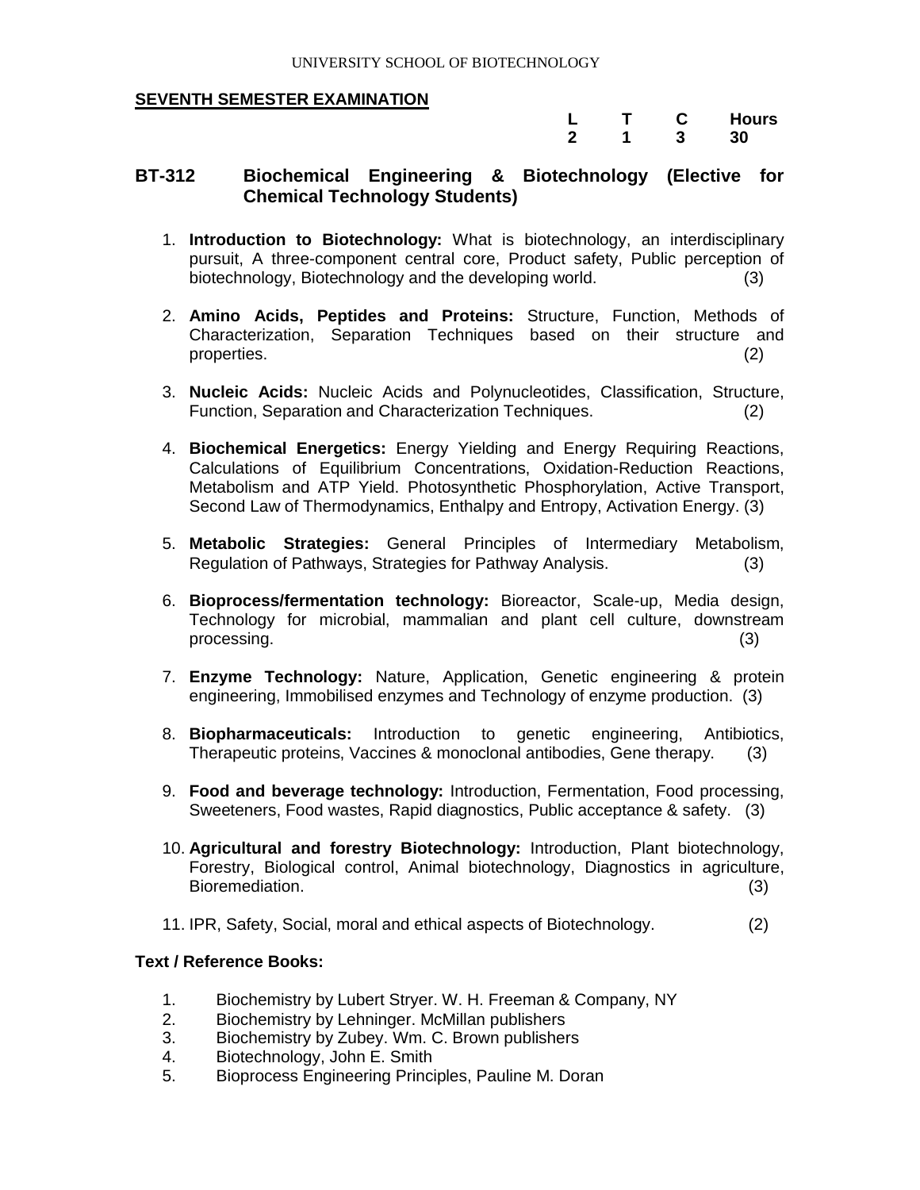UNIVERSITY SCHOOL OF BIOTECHNOLOGY

**SEVENTH SEMESTER EXAMINATION**

| L | T | C | Hours |
|---|---|---|---|
| 2 | 1 | 3 | 30 |

## BT-312 Biochemical Engineering & Biotechnology (Elective for Chemical Technology Students)

1. **Introduction to Biotechnology:** What is biotechnology, an interdisciplinary pursuit, A three-component central core, Product safety, Public perception of biotechnology, Biotechnology and the developing world. (3)

2. **Amino Acids, Peptides and Proteins:** Structure, Function, Methods of Characterization, Separation Techniques based on their structure and properties. (2)

3. **Nucleic Acids:** Nucleic Acids and Polynucleotides, Classification, Structure, Function, Separation and Characterization Techniques. (2)

4. **Biochemical Energetics:** Energy Yielding and Energy Requiring Reactions, Calculations of Equilibrium Concentrations, Oxidation-Reduction Reactions, Metabolism and ATP Yield. Photosynthetic Phosphorylation, Active Transport, Second Law of Thermodynamics, Enthalpy and Entropy, Activation Energy. (3)

5. **Metabolic Strategies:** General Principles of Intermediary Metabolism, Regulation of Pathways, Strategies for Pathway Analysis. (3)

6. **Bioprocess/fermentation technology:** Bioreactor, Scale-up, Media design, Technology for microbial, mammalian and plant cell culture, downstream processing. (3)

7. **Enzyme Technology:** Nature, Application, Genetic engineering & protein engineering, Immobilised enzymes and Technology of enzyme production. (3)

8. **Biopharmaceuticals:** Introduction to genetic engineering, Antibiotics, Therapeutic proteins, Vaccines & monoclonal antibodies, Gene therapy. (3)

9. **Food and beverage technology:** Introduction, Fermentation, Food processing, Sweeteners, Food wastes, Rapid diagnostics, Public acceptance & safety. (3)

10. **Agricultural and forestry Biotechnology:** Introduction, Plant biotechnology, Forestry, Biological control, Animal biotechnology, Diagnostics in agriculture, Bioremediation. (3)

11. IPR, Safety, Social, moral and ethical aspects of Biotechnology. (2)

**Text / Reference Books:**

1. Biochemistry by Lubert Stryer. W. H. Freeman & Company, NY
2. Biochemistry by Lehninger. McMillan publishers
3. Biochemistry by Zubey. Wm. C. Brown publishers
4. Biotechnology, John E. Smith
5. Bioprocess Engineering Principles, Pauline M. Doran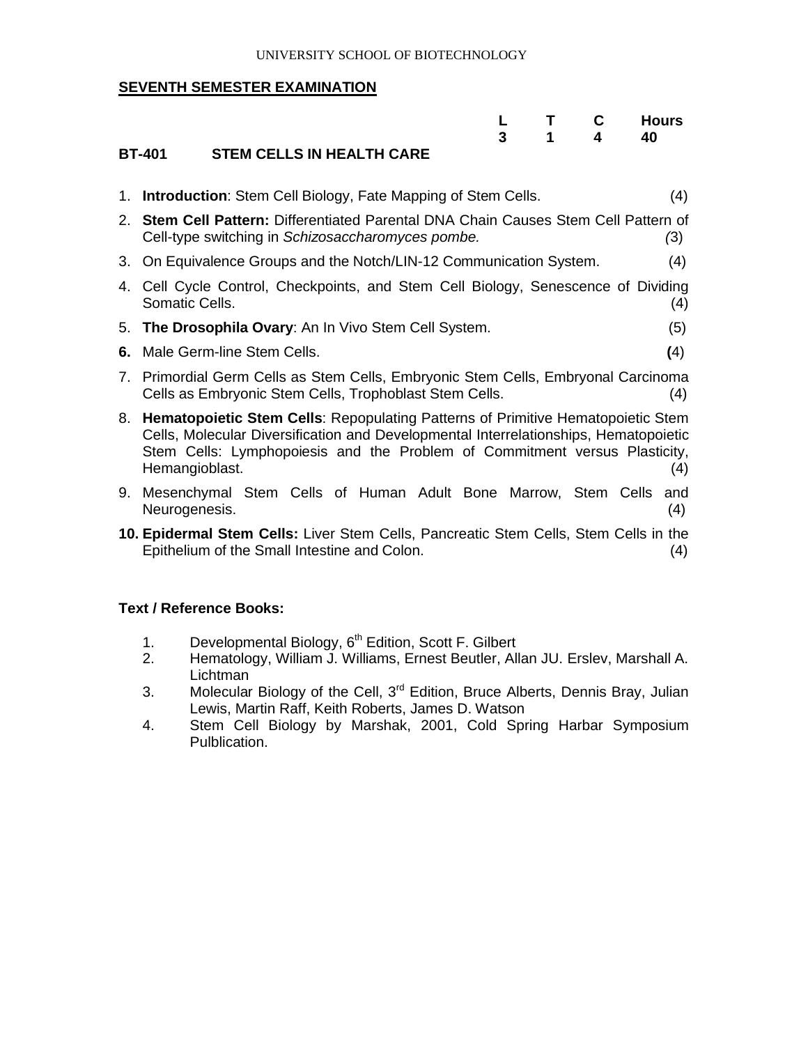UNIVERSITY SCHOOL OF BIOTECHNOLOGY

## SEVENTH SEMESTER EXAMINATION

| | L | T | C | Hours |
|---|---|---|---|---|
| | 3 | 1 | 4 | 40 |

### BT-401 STEM CELLS IN HEALTH CARE

1. **Introduction**: Stem Cell Biology, Fate Mapping of Stem Cells. (4)
2. **Stem Cell Pattern:** Differentiated Parental DNA Chain Causes Stem Cell Pattern of Cell-type switching in *Schizosaccharomyces pombe.* (3)
3. On Equivalence Groups and the Notch/LIN-12 Communication System. (4)
4. Cell Cycle Control, Checkpoints, and Stem Cell Biology, Senescence of Dividing Somatic Cells. (4)
5. **The Drosophila Ovary**: An In Vivo Stem Cell System. (5)
6. Male Germ-line Stem Cells. (4)
7. Primordial Germ Cells as Stem Cells, Embryonic Stem Cells, Embryonal Carcinoma Cells as Embryonic Stem Cells, Trophoblast Stem Cells. (4)
8. **Hematopoietic Stem Cells**: Repopulating Patterns of Primitive Hematopoietic Stem Cells, Molecular Diversification and Developmental Interrelationships, Hematopoietic Stem Cells: Lymphopoiesis and the Problem of Commitment versus Plasticity, Hemangioblast. (4)
9. Mesenchymal Stem Cells of Human Adult Bone Marrow, Stem Cells and Neurogenesis. (4)
10. **Epidermal Stem Cells:** Liver Stem Cells, Pancreatic Stem Cells, Stem Cells in the Epithelium of the Small Intestine and Colon. (4)

**Text / Reference Books:**

1. Developmental Biology, 6th Edition, Scott F. Gilbert
2. Hematology, William J. Williams, Ernest Beutler, Allan JU. Erslev, Marshall A. Lichtman
3. Molecular Biology of the Cell, 3rd Edition, Bruce Alberts, Dennis Bray, Julian Lewis, Martin Raff, Keith Roberts, James D. Watson
4. Stem Cell Biology by Marshak, 2001, Cold Spring Harbar Symposium Pulblication.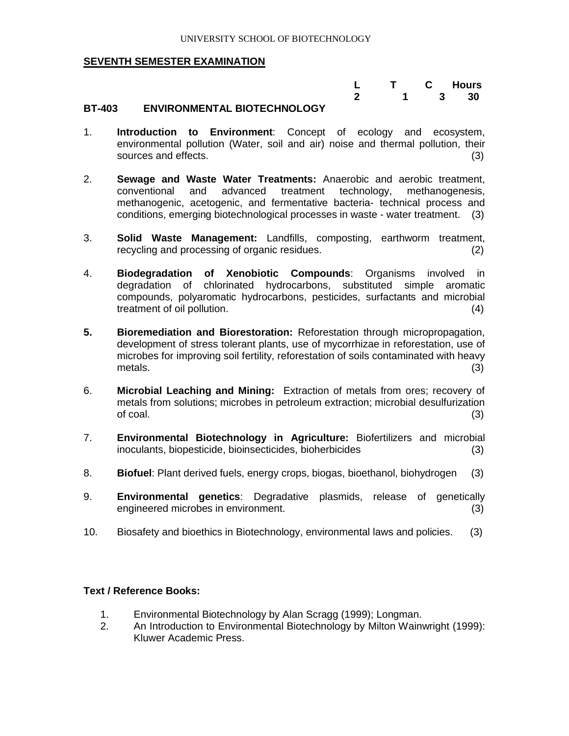UNIVERSITY SCHOOL OF BIOTECHNOLOGY

## SEVENTH SEMESTER EXAMINATION

| L | T | C | Hours |
|---|---|---|---|
| 2 | 1 | 3 | 30 |

### BT-403 ENVIRONMENTAL BIOTECHNOLOGY

1. **Introduction to Environment**: Concept of ecology and ecosystem, environmental pollution (Water, soil and air) noise and thermal pollution, their sources and effects. (3)

2. **Sewage and Waste Water Treatments:** Anaerobic and aerobic treatment, conventional and advanced treatment technology, methanogenesis, methanogenic, acetogenic, and fermentative bacteria- technical process and conditions, emerging biotechnological processes in waste - water treatment. (3)

3. **Solid Waste Management:** Landfills, composting, earthworm treatment, recycling and processing of organic residues. (2)

4. **Biodegradation of Xenobiotic Compounds**: Organisms involved in degradation of chlorinated hydrocarbons, substituted simple aromatic compounds, polyaromatic hydrocarbons, pesticides, surfactants and microbial treatment of oil pollution. (4)

5. **Bioremediation and Biorestoration:** Reforestation through micropropagation, development of stress tolerant plants, use of mycorrhizae in reforestation, use of microbes for improving soil fertility, reforestation of soils contaminated with heavy metals. (3)

6. **Microbial Leaching and Mining:** Extraction of metals from ores; recovery of metals from solutions; microbes in petroleum extraction; microbial desulfurization of coal. (3)

7. **Environmental Biotechnology in Agriculture:** Biofertilizers and microbial inoculants, biopesticide, bioinsecticides, bioherbicides (3)

8. **Biofuel**: Plant derived fuels, energy crops, biogas, bioethanol, biohydrogen (3)

9. **Environmental genetics**: Degradative plasmids, release of genetically engineered microbes in environment. (3)

10. Biosafety and bioethics in Biotechnology, environmental laws and policies. (3)

**Text / Reference Books:**

1. Environmental Biotechnology by Alan Scragg (1999); Longman.
2. An Introduction to Environmental Biotechnology by Milton Wainwright (1999): Kluwer Academic Press.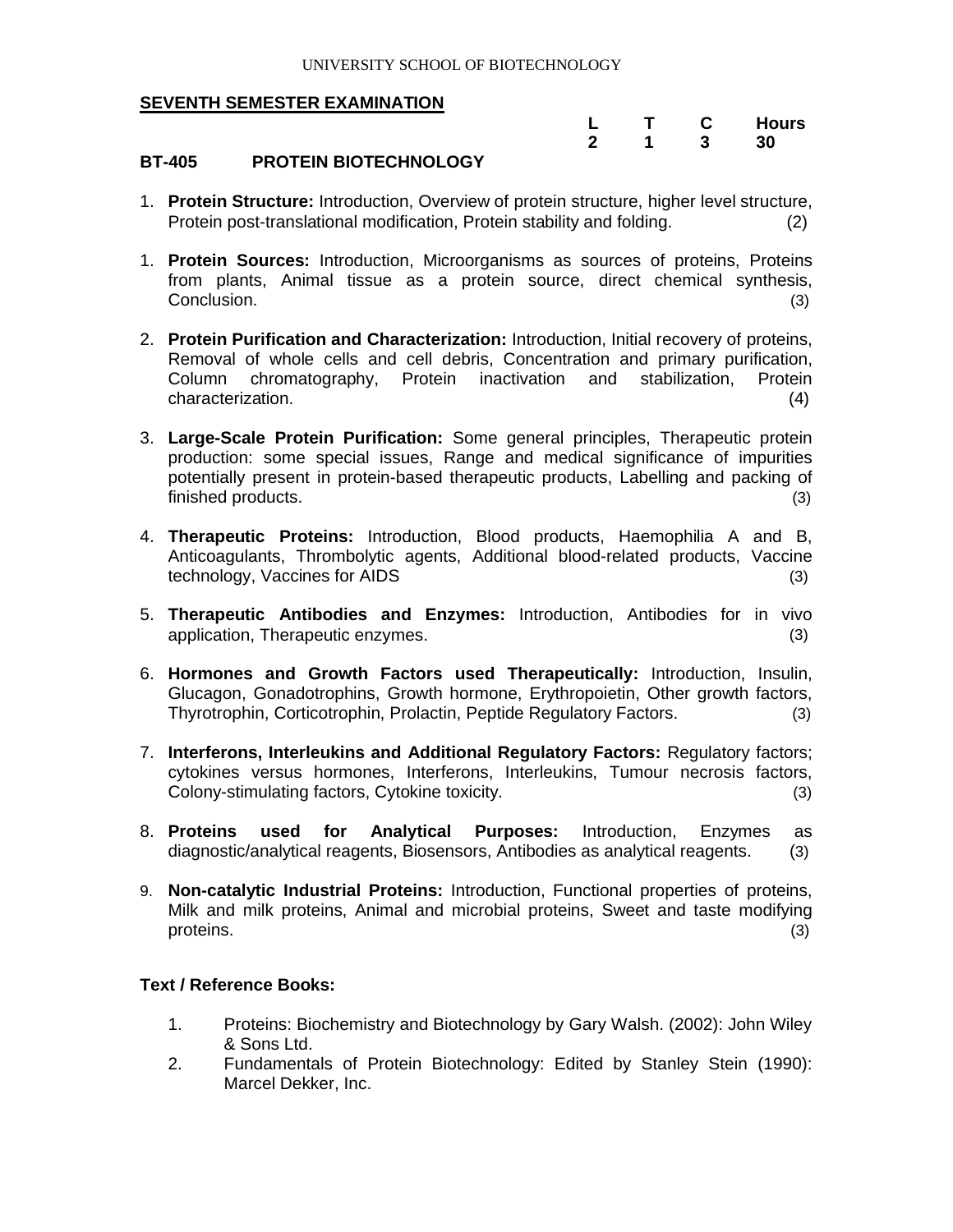UNIVERSITY SCHOOL OF BIOTECHNOLOGY

**SEVENTH SEMESTER EXAMINATION**

| L | T | C | Hours |
|---|---|---|---|
| 2 | 1 | 3 | 30 |

**BT-405 PROTEIN BIOTECHNOLOGY**

1. **Protein Structure:** Introduction, Overview of protein structure, higher level structure, Protein post-translational modification, Protein stability and folding. (2)

1. **Protein Sources:** Introduction, Microorganisms as sources of proteins, Proteins from plants, Animal tissue as a protein source, direct chemical synthesis, Conclusion. (3)

2. **Protein Purification and Characterization:** Introduction, Initial recovery of proteins, Removal of whole cells and cell debris, Concentration and primary purification, Column chromatography, Protein inactivation and stabilization, Protein characterization. (4)

3. **Large-Scale Protein Purification:** Some general principles, Therapeutic protein production: some special issues, Range and medical significance of impurities potentially present in protein-based therapeutic products, Labelling and packing of finished products. (3)

4. **Therapeutic Proteins:** Introduction, Blood products, Haemophilia A and B, Anticoagulants, Thrombolytic agents, Additional blood-related products, Vaccine technology, Vaccines for AIDS (3)

5. **Therapeutic Antibodies and Enzymes:** Introduction, Antibodies for in vivo application, Therapeutic enzymes. (3)

6. **Hormones and Growth Factors used Therapeutically:** Introduction, Insulin, Glucagon, Gonadotrophins, Growth hormone, Erythropoietin, Other growth factors, Thyrotrophin, Corticotrophin, Prolactin, Peptide Regulatory Factors. (3)

7. **Interferons, Interleukins and Additional Regulatory Factors:** Regulatory factors; cytokines versus hormones, Interferons, Interleukins, Tumour necrosis factors, Colony-stimulating factors, Cytokine toxicity. (3)

8. **Proteins used for Analytical Purposes:** Introduction, Enzymes as diagnostic/analytical reagents, Biosensors, Antibodies as analytical reagents. (3)

9. **Non-catalytic Industrial Proteins:** Introduction, Functional properties of proteins, Milk and milk proteins, Animal and microbial proteins, Sweet and taste modifying proteins. (3)

**Text / Reference Books:**

1. Proteins: Biochemistry and Biotechnology by Gary Walsh. (2002): John Wiley & Sons Ltd.
2. Fundamentals of Protein Biotechnology: Edited by Stanley Stein (1990): Marcel Dekker, Inc.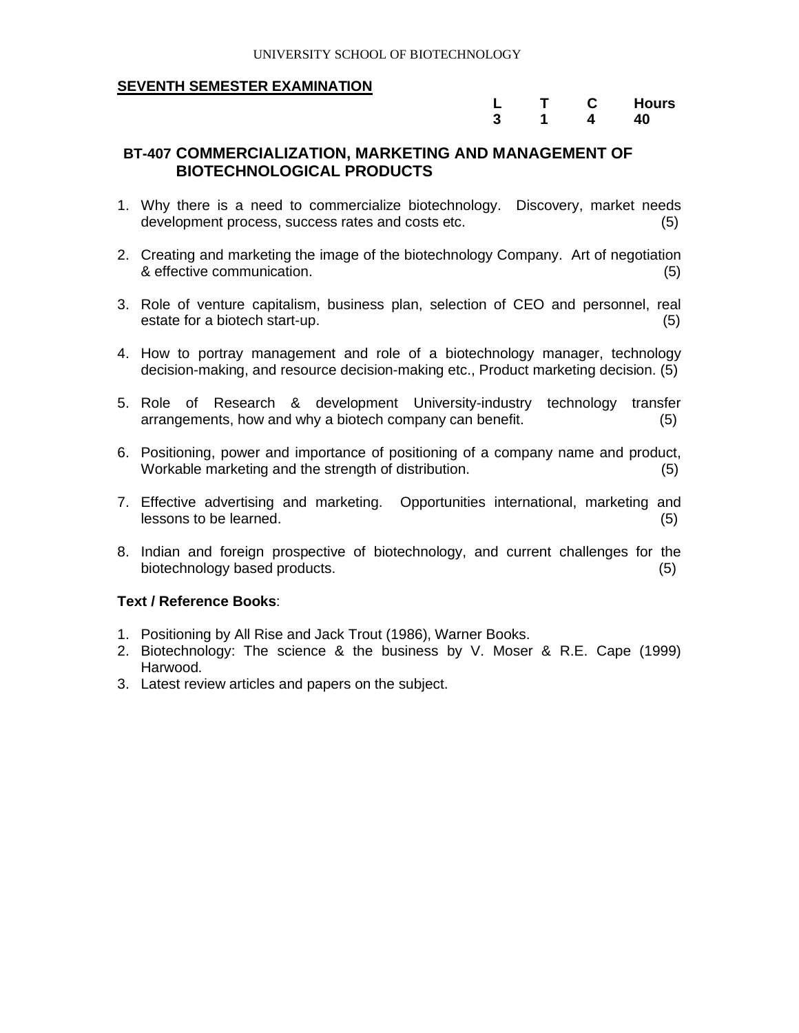UNIVERSITY SCHOOL OF BIOTECHNOLOGY

**SEVENTH SEMESTER EXAMINATION**

| L | T | C | Hours |
|---|---|---|---|
| 3 | 1 | 4 | 40 |

## BT-407 COMMERCIALIZATION, MARKETING AND MANAGEMENT OF BIOTECHNOLOGICAL PRODUCTS

1. Why there is a need to commercialize biotechnology. Discovery, market needs development process, success rates and costs etc. (5)

2. Creating and marketing the image of the biotechnology Company. Art of negotiation & effective communication. (5)

3. Role of venture capitalism, business plan, selection of CEO and personnel, real estate for a biotech start-up. (5)

4. How to portray management and role of a biotechnology manager, technology decision-making, and resource decision-making etc., Product marketing decision. (5)

5. Role of Research & development University-industry technology transfer arrangements, how and why a biotech company can benefit. (5)

6. Positioning, power and importance of positioning of a company name and product, Workable marketing and the strength of distribution. (5)

7. Effective advertising and marketing. Opportunities international, marketing and lessons to be learned. (5)

8. Indian and foreign prospective of biotechnology, and current challenges for the biotechnology based products. (5)

**Text / Reference Books**:

1. Positioning by All Rise and Jack Trout (1986), Warner Books.
2. Biotechnology: The science & the business by V. Moser & R.E. Cape (1999) Harwood.
3. Latest review articles and papers on the subject.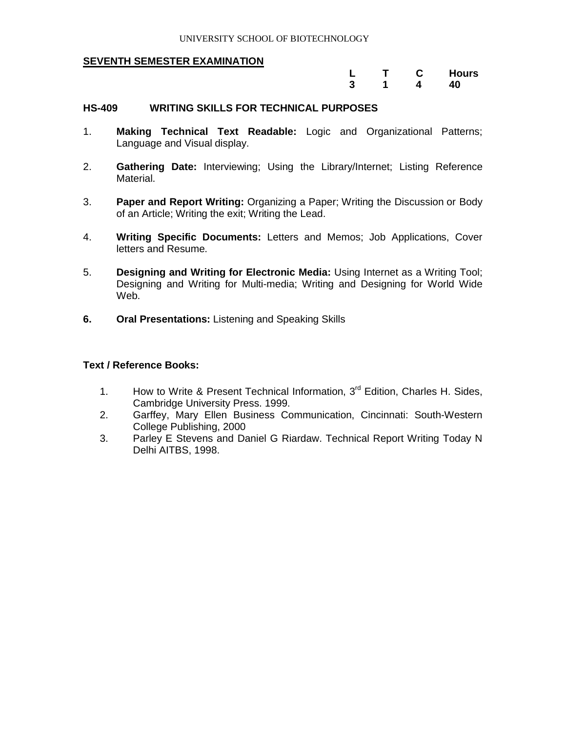UNIVERSITY SCHOOL OF BIOTECHNOLOGY

**SEVENTH SEMESTER EXAMINATION**

| L | T | C | Hours |
|---|---|---|---|
| 3 | 1 | 4 | 40 |

### HS-409 WRITING SKILLS FOR TECHNICAL PURPOSES

1. **Making Technical Text Readable:** Logic and Organizational Patterns; Language and Visual display.

2. **Gathering Date:** Interviewing; Using the Library/Internet; Listing Reference Material.

3. **Paper and Report Writing:** Organizing a Paper; Writing the Discussion or Body of an Article; Writing the exit; Writing the Lead.

4. **Writing Specific Documents:** Letters and Memos; Job Applications, Cover letters and Resume.

5. **Designing and Writing for Electronic Media:** Using Internet as a Writing Tool; Designing and Writing for Multi-media; Writing and Designing for World Wide Web.

6. **Oral Presentations:** Listening and Speaking Skills

**Text / Reference Books:**

1. How to Write & Present Technical Information, 3rd Edition, Charles H. Sides, Cambridge University Press. 1999.
2. Garffey, Mary Ellen Business Communication, Cincinnati: South-Western College Publishing, 2000
3. Parley E Stevens and Daniel G Riardaw. Technical Report Writing Today N Delhi AITBS, 1998.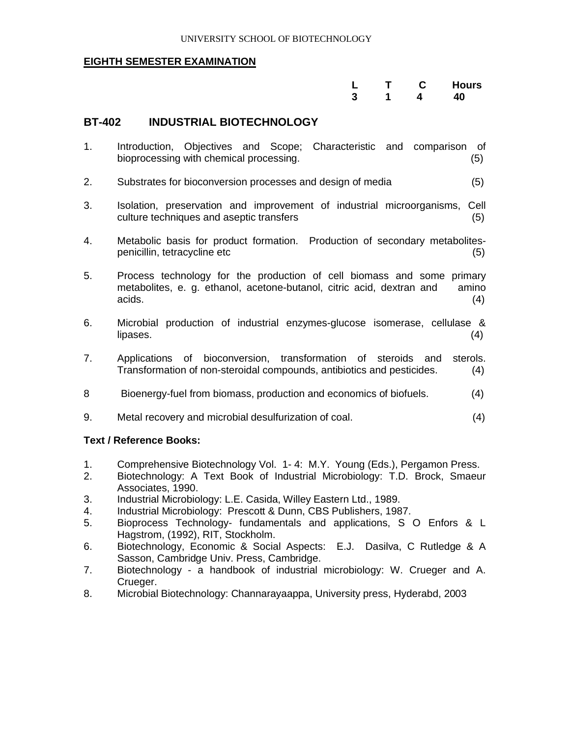UNIVERSITY SCHOOL OF BIOTECHNOLOGY

**EIGHTH SEMESTER EXAMINATION**

| L | T | C | Hours |
|---|---|---|---|
| 3 | 1 | 4 | 40 |

## BT-402 INDUSTRIAL BIOTECHNOLOGY

1. Introduction, Objectives and Scope; Characteristic and comparison of bioprocessing with chemical processing. (5)
2. Substrates for bioconversion processes and design of media (5)
3. Isolation, preservation and improvement of industrial microorganisms, Cell culture techniques and aseptic transfers (5)
4. Metabolic basis for product formation. Production of secondary metabolites-penicillin, tetracycline etc (5)
5. Process technology for the production of cell biomass and some primary metabolites, e. g. ethanol, acetone-butanol, citric acid, dextran and amino acids. (4)
6. Microbial production of industrial enzymes-glucose isomerase, cellulase & lipases. (4)
7. Applications of bioconversion, transformation of steroids and sterols. Transformation of non-steroidal compounds, antibiotics and pesticides. (4)
8. Bioenergy-fuel from biomass, production and economics of biofuels. (4)
9. Metal recovery and microbial desulfurization of coal. (4)

**Text / Reference Books:**

1. Comprehensive Biotechnology Vol. 1- 4: M.Y. Young (Eds.), Pergamon Press.
2. Biotechnology: A Text Book of Industrial Microbiology: T.D. Brock, Smaeur Associates, 1990.
3. Industrial Microbiology: L.E. Casida, Willey Eastern Ltd., 1989.
4. Industrial Microbiology: Prescott & Dunn, CBS Publishers, 1987.
5. Bioprocess Technology- fundamentals and applications, S O Enfors & L Hagstrom, (1992), RIT, Stockholm.
6. Biotechnology, Economic & Social Aspects: E.J. Dasilva, C Rutledge & A Sasson, Cambridge Univ. Press, Cambridge.
7. Biotechnology - a handbook of industrial microbiology: W. Crueger and A. Crueger.
8. Microbial Biotechnology: Channarayaappa, University press, Hyderabd, 2003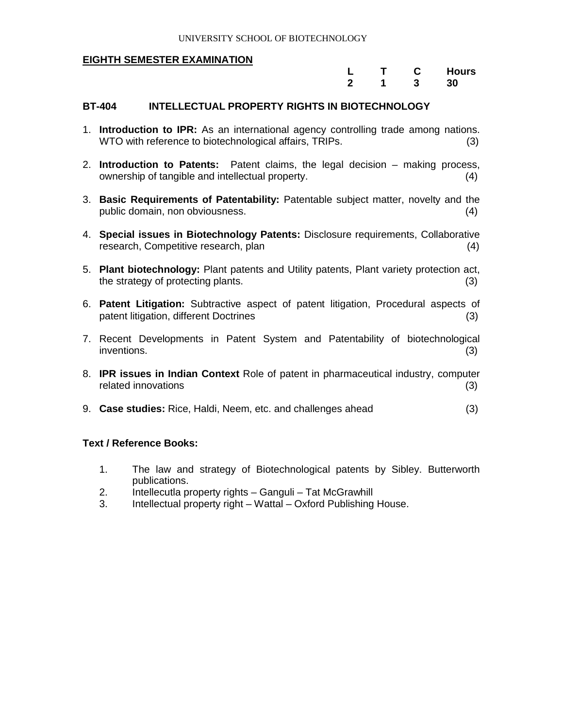UNIVERSITY SCHOOL OF BIOTECHNOLOGY

**EIGHTH SEMESTER EXAMINATION**

| L | T | C | Hours |
|---|---|---|---|
| 2 | 1 | 3 | 30 |

### BT-404 INTELLECTUAL PROPERTY RIGHTS IN BIOTECHNOLOGY

1. **Introduction to IPR:** As an international agency controlling trade among nations. WTO with reference to biotechnological affairs, TRIPs. (3)
2. **Introduction to Patents:** Patent claims, the legal decision – making process, ownership of tangible and intellectual property. (4)
3. **Basic Requirements of Patentability:** Patentable subject matter, novelty and the public domain, non obviousness. (4)
4. **Special issues in Biotechnology Patents:** Disclosure requirements, Collaborative research, Competitive research, plan (4)
5. **Plant biotechnology:** Plant patents and Utility patents, Plant variety protection act, the strategy of protecting plants. (3)
6. **Patent Litigation:** Subtractive aspect of patent litigation, Procedural aspects of patent litigation, different Doctrines (3)
7. Recent Developments in Patent System and Patentability of biotechnological inventions. (3)
8. **IPR issues in Indian Context** Role of patent in pharmaceutical industry, computer related innovations (3)
9. **Case studies:** Rice, Haldi, Neem, etc. and challenges ahead (3)

**Text / Reference Books:**

1. The law and strategy of Biotechnological patents by Sibley. Butterworth publications.
2. Intellecutla property rights – Ganguli – Tat McGrawhill
3. Intellectual property right – Wattal – Oxford Publishing House.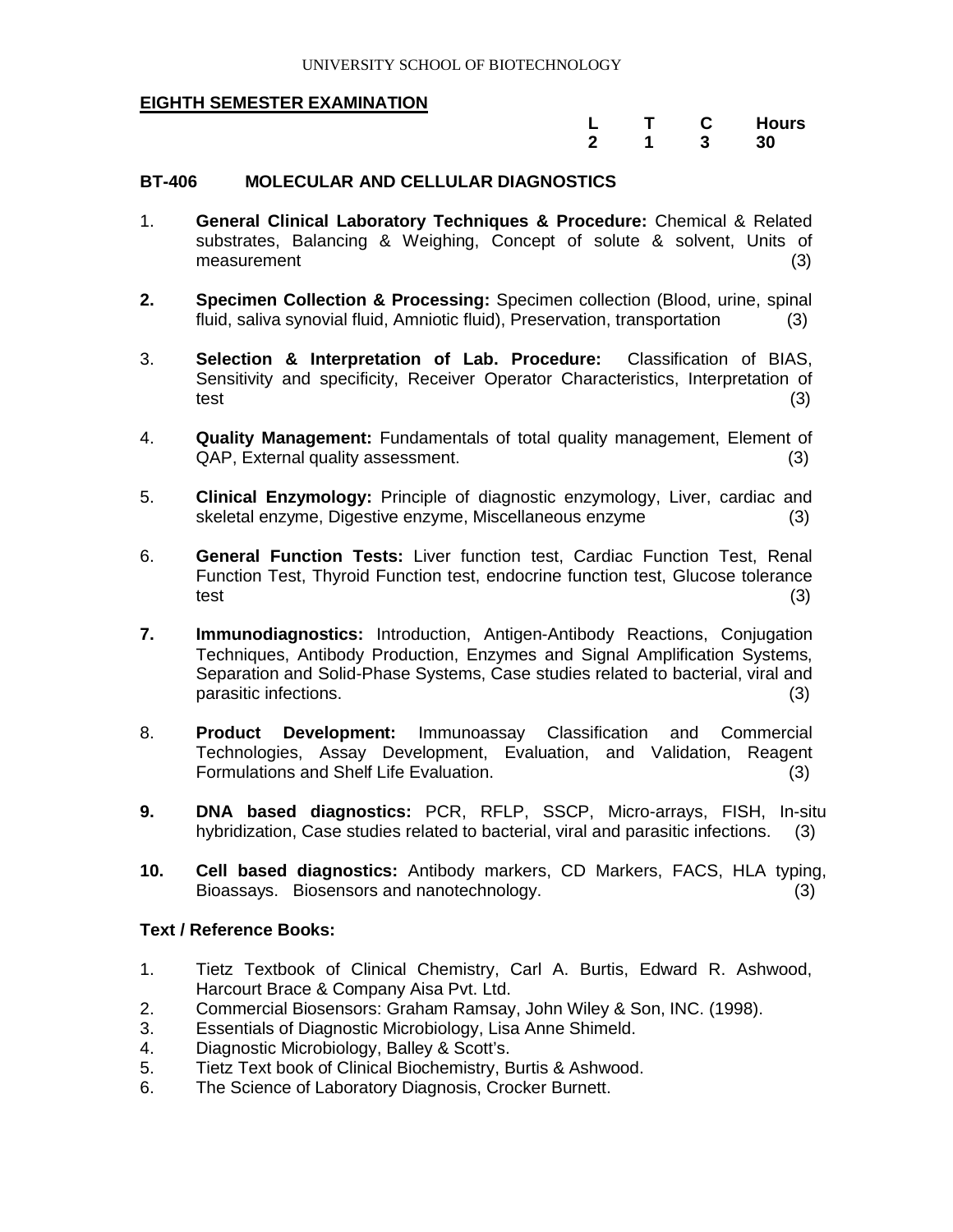UNIVERSITY SCHOOL OF BIOTECHNOLOGY

**EIGHTH SEMESTER EXAMINATION**

| L | T | C | Hours |
|---|---|---|---|
| 2 | 1 | 3 | 30 |

**BT-406 MOLECULAR AND CELLULAR DIAGNOSTICS**

1. **General Clinical Laboratory Techniques & Procedure:** Chemical & Related substrates, Balancing & Weighing, Concept of solute & solvent, Units of measurement (3)

2. **Specimen Collection & Processing:** Specimen collection (Blood, urine, spinal fluid, saliva synovial fluid, Amniotic fluid), Preservation, transportation (3)

3. **Selection & Interpretation of Lab. Procedure:** Classification of BIAS, Sensitivity and specificity, Receiver Operator Characteristics, Interpretation of test (3)

4. **Quality Management:** Fundamentals of total quality management, Element of QAP, External quality assessment. (3)

5. **Clinical Enzymology:** Principle of diagnostic enzymology, Liver, cardiac and skeletal enzyme, Digestive enzyme, Miscellaneous enzyme (3)

6. **General Function Tests:** Liver function test, Cardiac Function Test, Renal Function Test, Thyroid Function test, endocrine function test, Glucose tolerance test (3)

7. **Immunodiagnostics:** Introduction, Antigen-Antibody Reactions, Conjugation Techniques, Antibody Production, Enzymes and Signal Amplification Systems, Separation and Solid-Phase Systems, Case studies related to bacterial, viral and parasitic infections. (3)

8. **Product Development:** Immunoassay Classification and Commercial Technologies, Assay Development, Evaluation, and Validation, Reagent Formulations and Shelf Life Evaluation. (3)

9. **DNA based diagnostics:** PCR, RFLP, SSCP, Micro-arrays, FISH, In-situ hybridization, Case studies related to bacterial, viral and parasitic infections. (3)

10. **Cell based diagnostics:** Antibody markers, CD Markers, FACS, HLA typing, Bioassays. Biosensors and nanotechnology. (3)

**Text / Reference Books:**

1. Tietz Textbook of Clinical Chemistry, Carl A. Burtis, Edward R. Ashwood, Harcourt Brace & Company Aisa Pvt. Ltd.
2. Commercial Biosensors: Graham Ramsay, John Wiley & Son, INC. (1998).
3. Essentials of Diagnostic Microbiology, Lisa Anne Shimeld.
4. Diagnostic Microbiology, Balley & Scott's.
5. Tietz Text book of Clinical Biochemistry, Burtis & Ashwood.
6. The Science of Laboratory Diagnosis, Crocker Burnett.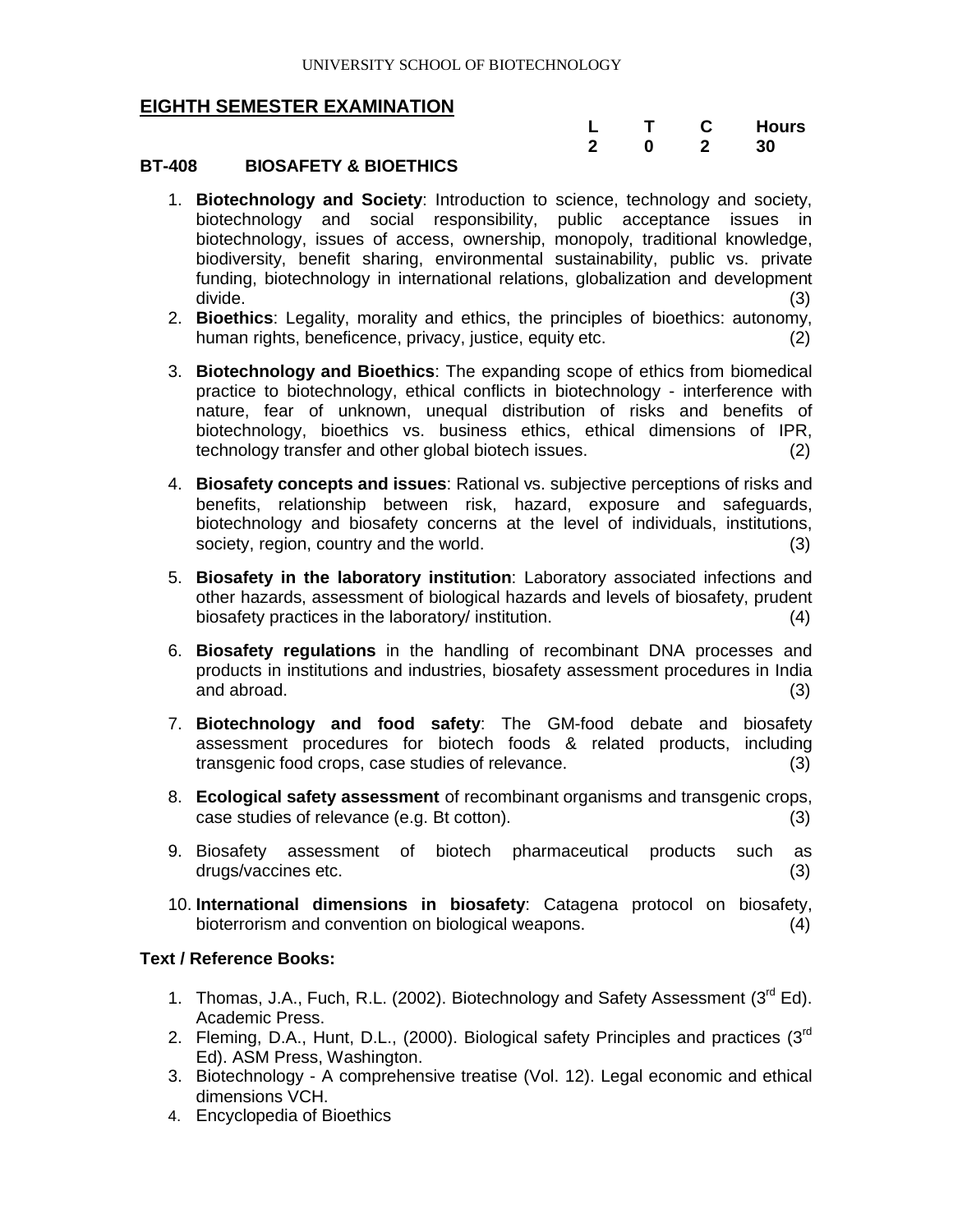## EIGHTH SEMESTER EXAMINATION

| | L | T | C | Hours |
|---|---|---|---|---|
| | 2 | 0 | 2 | 30 |

### BT-408 BIOSAFETY & BIOETHICS

1. **Biotechnology and Society**: Introduction to science, technology and society, biotechnology and social responsibility, public acceptance issues in biotechnology, issues of access, ownership, monopoly, traditional knowledge, biodiversity, benefit sharing, environmental sustainability, public vs. private funding, biotechnology in international relations, globalization and development divide. (3)
2. **Bioethics**: Legality, morality and ethics, the principles of bioethics: autonomy, human rights, beneficence, privacy, justice, equity etc. (2)
3. **Biotechnology and Bioethics**: The expanding scope of ethics from biomedical practice to biotechnology, ethical conflicts in biotechnology - interference with nature, fear of unknown, unequal distribution of risks and benefits of biotechnology, bioethics vs. business ethics, ethical dimensions of IPR, technology transfer and other global biotech issues. (2)
4. **Biosafety concepts and issues**: Rational vs. subjective perceptions of risks and benefits, relationship between risk, hazard, exposure and safeguards, biotechnology and biosafety concerns at the level of individuals, institutions, society, region, country and the world. (3)
5. **Biosafety in the laboratory institution**: Laboratory associated infections and other hazards, assessment of biological hazards and levels of biosafety, prudent biosafety practices in the laboratory/ institution. (4)
6. **Biosafety regulations** in the handling of recombinant DNA processes and products in institutions and industries, biosafety assessment procedures in India and abroad. (3)
7. **Biotechnology and food safety**: The GM-food debate and biosafety assessment procedures for biotech foods & related products, including transgenic food crops, case studies of relevance. (3)
8. **Ecological safety assessment** of recombinant organisms and transgenic crops, case studies of relevance (e.g. Bt cotton). (3)
9. Biosafety assessment of biotech pharmaceutical products such as drugs/vaccines etc. (3)
10. **International dimensions in biosafety**: Catagena protocol on biosafety, bioterrorism and convention on biological weapons. (4)

**Text / Reference Books:**

1. Thomas, J.A., Fuch, R.L. (2002). Biotechnology and Safety Assessment (3rd Ed). Academic Press.
2. Fleming, D.A., Hunt, D.L., (2000). Biological safety Principles and practices (3rd Ed). ASM Press, Washington.
3. Biotechnology - A comprehensive treatise (Vol. 12). Legal economic and ethical dimensions VCH.
4. Encyclopedia of Bioethics